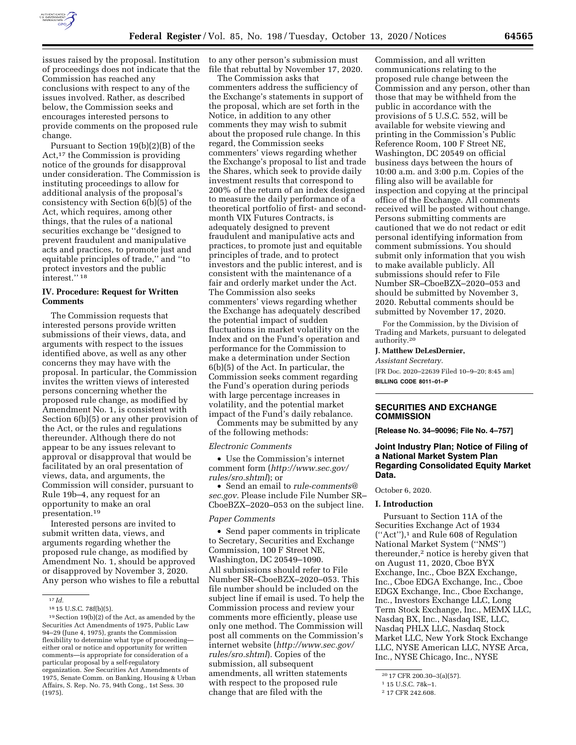issues raised by the proposal. Institution of proceedings does not indicate that the Commission has reached any conclusions with respect to any of the issues involved. Rather, as described below, the Commission seeks and encourages interested persons to provide comments on the proposed rule change.

Pursuant to Section 19(b)(2)(B) of the Act,[17] the Commission is providing notice of the grounds for disapproval under consideration. The Commission is instituting proceedings to allow for additional analysis of the proposal's consistency with Section 6(b)(5) of the Act, which requires, among other things, that the rules of a national securities exchange be "designed to prevent fraudulent and manipulative acts and practices, to promote just and equitable principles of trade," and "to protect investors and the public interest." [18]

## IV. Procedure: Request for Written Comments

The Commission requests that interested persons provide written submissions of their views, data, and arguments with respect to the issues identified above, as well as any other concerns they may have with the proposal. In particular, the Commission invites the written views of interested persons concerning whether the proposed rule change, as modified by Amendment No. 1, is consistent with Section 6(b)(5) or any other provision of the Act, or the rules and regulations thereunder. Although there do not appear to be any issues relevant to approval or disapproval that would be facilitated by an oral presentation of views, data, and arguments, the Commission will consider, pursuant to Rule 19b–4, any request for an opportunity to make an oral presentation.[19]

Interested persons are invited to submit written data, views, and arguments regarding whether the proposed rule change, as modified by Amendment No. 1, should be approved or disapproved by November 3, 2020. Any person who wishes to file a rebuttal to any other person's submission must file that rebuttal by November 17, 2020.

The Commission asks that commenters address the sufficiency of the Exchange's statements in support of the proposal, which are set forth in the Notice, in addition to any other comments they may wish to submit about the proposed rule change. In this regard, the Commission seeks commenters' views regarding whether the Exchange's proposal to list and trade the Shares, which seek to provide daily investment results that correspond to 200% of the return of an index designed to measure the daily performance of a theoretical portfolio of first- and second-month VIX Futures Contracts, is adequately designed to prevent fraudulent and manipulative acts and practices, to promote just and equitable principles of trade, and to protect investors and the public interest, and is consistent with the maintenance of a fair and orderly market under the Act. The Commission also seeks commenters' views regarding whether the Exchange has adequately described the potential impact of sudden fluctuations in market volatility on the Index and on the Fund's operation and performance for the Commission to make a determination under Section 6(b)(5) of the Act. In particular, the Commission seeks comment regarding the Fund's operation during periods with large percentage increases in volatility, and the potential market impact of the Fund's daily rebalance.

Comments may be submitted by any of the following methods:

*Electronic Comments*

- Use the Commission's internet comment form (*http://www.sec.gov/rules/sro.shtml*); or
- Send an email to *rule-comments@sec.gov.* Please include File Number SR–CboeBZX–2020–053 on the subject line.

*Paper Comments*

- Send paper comments in triplicate to Secretary, Securities and Exchange Commission, 100 F Street NE, Washington, DC 20549–1090.

All submissions should refer to File Number SR–CboeBZX–2020–053. This file number should be included on the subject line if email is used. To help the Commission process and review your comments more efficiently, please use only one method. The Commission will post all comments on the Commission's internet website (*http://www.sec.gov/rules/sro.shtml*). Copies of the submission, all subsequent amendments, all written statements with respect to the proposed rule change that are filed with the Commission, and all written communications relating to the proposed rule change between the Commission and any person, other than those that may be withheld from the public in accordance with the provisions of 5 U.S.C. 552, will be available for website viewing and printing in the Commission's Public Reference Room, 100 F Street NE, Washington, DC 20549 on official business days between the hours of 10:00 a.m. and 3:00 p.m. Copies of the filing also will be available for inspection and copying at the principal office of the Exchange. All comments received will be posted without change. Persons submitting comments are cautioned that we do not redact or edit personal identifying information from comment submissions. You should submit only information that you wish to make available publicly. All submissions should refer to File Number SR–CboeBZX–2020–053 and should be submitted by November 3, 2020. Rebuttal comments should be submitted by November 17, 2020.

For the Commission, by the Division of Trading and Markets, pursuant to delegated authority.[20]

**J. Matthew DeLesDernier,**

*Assistant Secretary.*

[FR Doc. 2020–22639 Filed 10–9–20; 8:45 am]

**BILLING CODE 8011–01–P**

---

## SECURITIES AND EXCHANGE COMMISSION

**[Release No. 34–90096; File No. 4–757]**

### Joint Industry Plan; Notice of Filing of a National Market System Plan Regarding Consolidated Equity Market Data.

October 6, 2020.

### I. Introduction

Pursuant to Section 11A of the Securities Exchange Act of 1934 ("Act"),[1] and Rule 608 of Regulation National Market System ("NMS") thereunder,[2] notice is hereby given that on August 11, 2020, Cboe BYX Exchange, Inc., Cboe BZX Exchange, Inc., Cboe EDGA Exchange, Inc., Cboe EDGX Exchange, Inc., Cboe Exchange, Inc., Investors Exchange LLC, Long Term Stock Exchange, Inc., MEMX LLC, Nasdaq BX, Inc., Nasdaq ISE, LLC, Nasdaq PHLX LLC, Nasdaq Stock Market LLC, New York Stock Exchange LLC, NYSE American LLC, NYSE Arca, Inc., NYSE Chicago, Inc., NYSE

---

[17] *Id.*

[18] 15 U.S.C. 78f(b)(5).

[19] Section 19(b)(2) of the Act, as amended by the Securities Act Amendments of 1975, Public Law 94–29 (June 4, 1975), grants the Commission flexibility to determine what type of proceeding—either oral or notice and opportunity for written comments—is appropriate for consideration of a particular proposal by a self-regulatory organization. *See* Securities Act Amendments of 1975, Senate Comm. on Banking, Housing & Urban Affairs, S. Rep. No. 75, 94th Cong., 1st Sess. 30 (1975).

[20] 17 CFR 200.30–3(a)(57).

[1] 15 U.S.C. 78k–1.

[2] 17 CFR 242.608.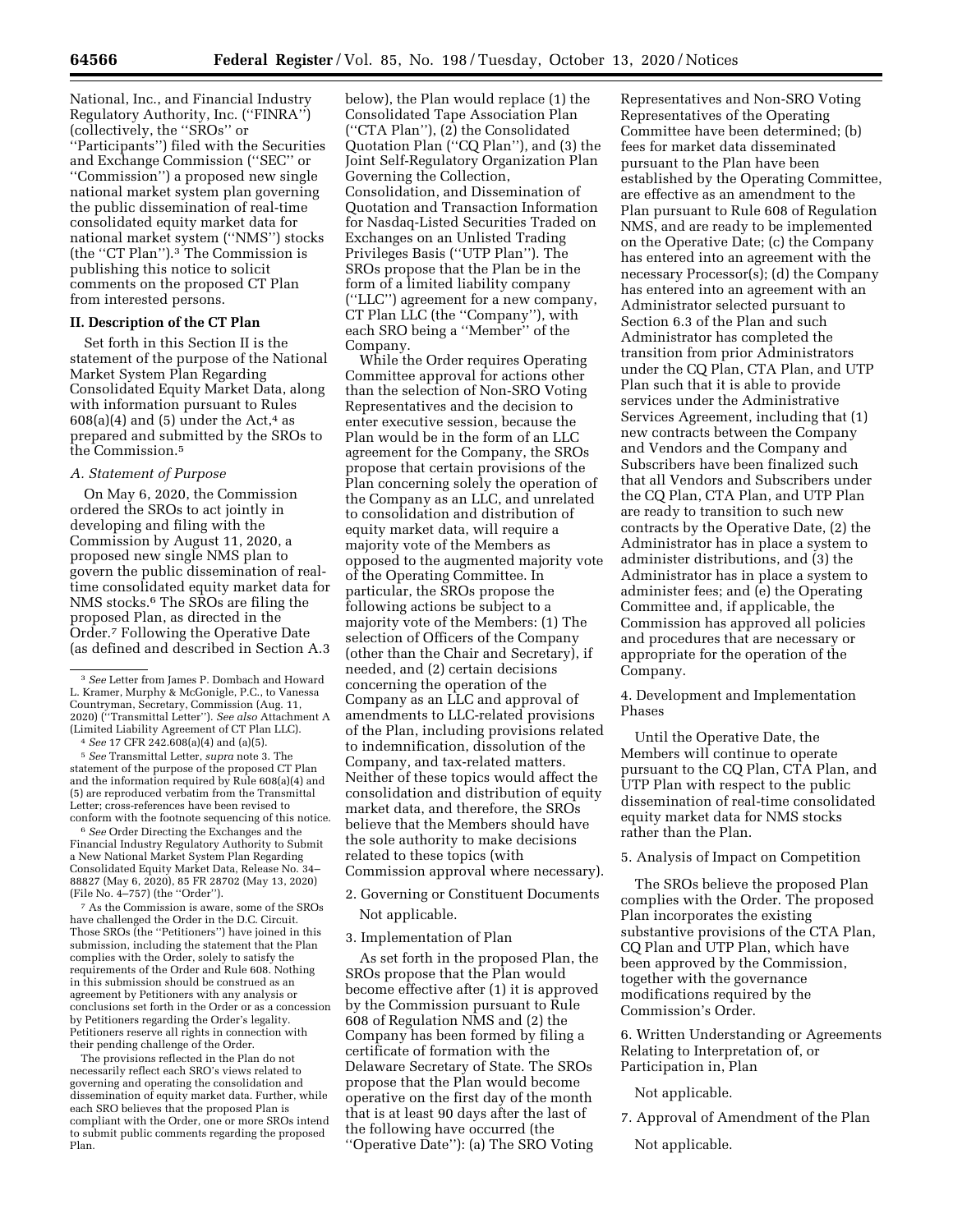National, Inc., and Financial Industry Regulatory Authority, Inc. (''FINRA'') (collectively, the ''SROs'' or ''Participants'') filed with the Securities and Exchange Commission (''SEC'' or ''Commission'') a proposed new single national market system plan governing the public dissemination of real-time consolidated equity market data for national market system (''NMS'') stocks (the ''CT Plan'').[3] The Commission is publishing this notice to solicit comments on the proposed CT Plan from interested persons.

## II. Description of the CT Plan

Set forth in this Section II is the statement of the purpose of the National Market System Plan Regarding Consolidated Equity Market Data, along with information pursuant to Rules 608(a)(4) and (5) under the Act,[4] as prepared and submitted by the SROs to the Commission.[5]

### A. Statement of Purpose

On May 6, 2020, the Commission ordered the SROs to act jointly in developing and filing with the Commission by August 11, 2020, a proposed new single NMS plan to govern the public dissemination of real-time consolidated equity market data for NMS stocks.[6] The SROs are filing the proposed Plan, as directed in the Order.[7] Following the Operative Date (as defined and described in Section A.3 below), the Plan would replace (1) the Consolidated Tape Association Plan (''CTA Plan''), (2) the Consolidated Quotation Plan (''CQ Plan''), and (3) the Joint Self-Regulatory Organization Plan Governing the Collection, Consolidation, and Dissemination of Quotation and Transaction Information for Nasdaq-Listed Securities Traded on Exchanges on an Unlisted Trading Privileges Basis (''UTP Plan''). The SROs propose that the Plan be in the form of a limited liability company (''LLC'') agreement for a new company, CT Plan LLC (the ''Company''), with each SRO being a ''Member'' of the Company.

While the Order requires Operating Committee approval for actions other than the selection of Non-SRO Voting Representatives and the decision to enter executive session, because the Plan would be in the form of an LLC agreement for the Company, the SROs propose that certain provisions of the Plan concerning solely the operation of the Company as an LLC, and unrelated to consolidation and distribution of equity market data, will require a majority vote of the Members as opposed to the augmented majority vote of the Operating Committee. In particular, the SROs propose the following actions be subject to a majority vote of the Members: (1) The selection of Officers of the Company (other than the Chair and Secretary), if needed, and (2) certain decisions concerning the operation of the Company as an LLC and approval of amendments to LLC-related provisions of the Plan, including provisions related to indemnification, dissolution of the Company, and tax-related matters. Neither of these topics would affect the consolidation and distribution of equity market data, and therefore, the SROs believe that the Members should have the sole authority to make decisions related to these topics (with Commission approval where necessary).

2. Governing or Constituent Documents

Not applicable.

3. Implementation of Plan

As set forth in the proposed Plan, the SROs propose that the Plan would become effective after (1) it is approved by the Commission pursuant to Rule 608 of Regulation NMS and (2) the Company has been formed by filing a certificate of formation with the Delaware Secretary of State. The SROs propose that the Plan would become operative on the first day of the month that is at least 90 days after the last of the following have occurred (the ''Operative Date''): (a) The SRO Voting Representatives and Non-SRO Voting Representatives of the Operating Committee have been determined; (b) fees for market data disseminated pursuant to the Plan have been established by the Operating Committee, are effective as an amendment to the Plan pursuant to Rule 608 of Regulation NMS, and are ready to be implemented on the Operative Date; (c) the Company has entered into an agreement with the necessary Processor(s); (d) the Company has entered into an agreement with an Administrator selected pursuant to Section 6.3 of the Plan and such Administrator has completed the transition from prior Administrators under the CQ Plan, CTA Plan, and UTP Plan such that it is able to provide services under the Administrative Services Agreement, including that (1) new contracts between the Company and Vendors and the Company and Subscribers have been finalized such that all Vendors and Subscribers under the CQ Plan, CTA Plan, and UTP Plan are ready to transition to such new contracts by the Operative Date, (2) the Administrator has in place a system to administer distributions, and (3) the Administrator has in place a system to administer fees; and (e) the Operating Committee and, if applicable, the Commission has approved all policies and procedures that are necessary or appropriate for the operation of the Company.

4. Development and Implementation Phases

Until the Operative Date, the Members will continue to operate pursuant to the CQ Plan, CTA Plan, and UTP Plan with respect to the public dissemination of real-time consolidated equity market data for NMS stocks rather than the Plan.

5. Analysis of Impact on Competition

The SROs believe the proposed Plan complies with the Order. The proposed Plan incorporates the existing substantive provisions of the CTA Plan, CQ Plan and UTP Plan, which have been approved by the Commission, together with the governance modifications required by the Commission's Order.

6. Written Understanding or Agreements Relating to Interpretation of, or Participation in, Plan

Not applicable.

7. Approval of Amendment of the Plan

Not applicable.

---

[3] *See* Letter from James P. Dombach and Howard L. Kramer, Murphy & McGonigle, P.C., to Vanessa Countryman, Secretary, Commission (Aug. 11, 2020) (''Transmittal Letter''). *See also* Attachment A (Limited Liability Agreement of CT Plan LLC).

[4] *See* 17 CFR 242.608(a)(4) and (a)(5).

[5] *See* Transmittal Letter, *supra* note 3. The statement of the purpose of the proposed CT Plan and the information required by Rule 608(a)(4) and (5) are reproduced verbatim from the Transmittal Letter; cross-references have been revised to conform with the footnote sequencing of this notice.

[6] *See* Order Directing the Exchanges and the Financial Industry Regulatory Authority to Submit a New National Market System Plan Regarding Consolidated Equity Market Data, Release No. 34–88827 (May 6, 2020), 85 FR 28702 (May 13, 2020) (File No. 4–757) (the ''Order'').

[7] As the Commission is aware, some of the SROs have challenged the Order in the D.C. Circuit. Those SROs (the ''Petitioners'') have joined in this submission, including the statement that the Plan complies with the Order, solely to satisfy the requirements of the Order and Rule 608. Nothing in this submission should be construed as an agreement by Petitioners with any analysis or conclusions set forth in the Order or as a concession by Petitioners regarding the Order's legality. Petitioners reserve all rights in connection with their pending challenge of the Order.

The provisions reflected in the Plan do not necessarily reflect each SRO's views related to governing and operating the consolidation and dissemination of equity market data. Further, while each SRO believes that the proposed Plan is compliant with the Order, one or more SROs intend to submit public comments regarding the proposed Plan.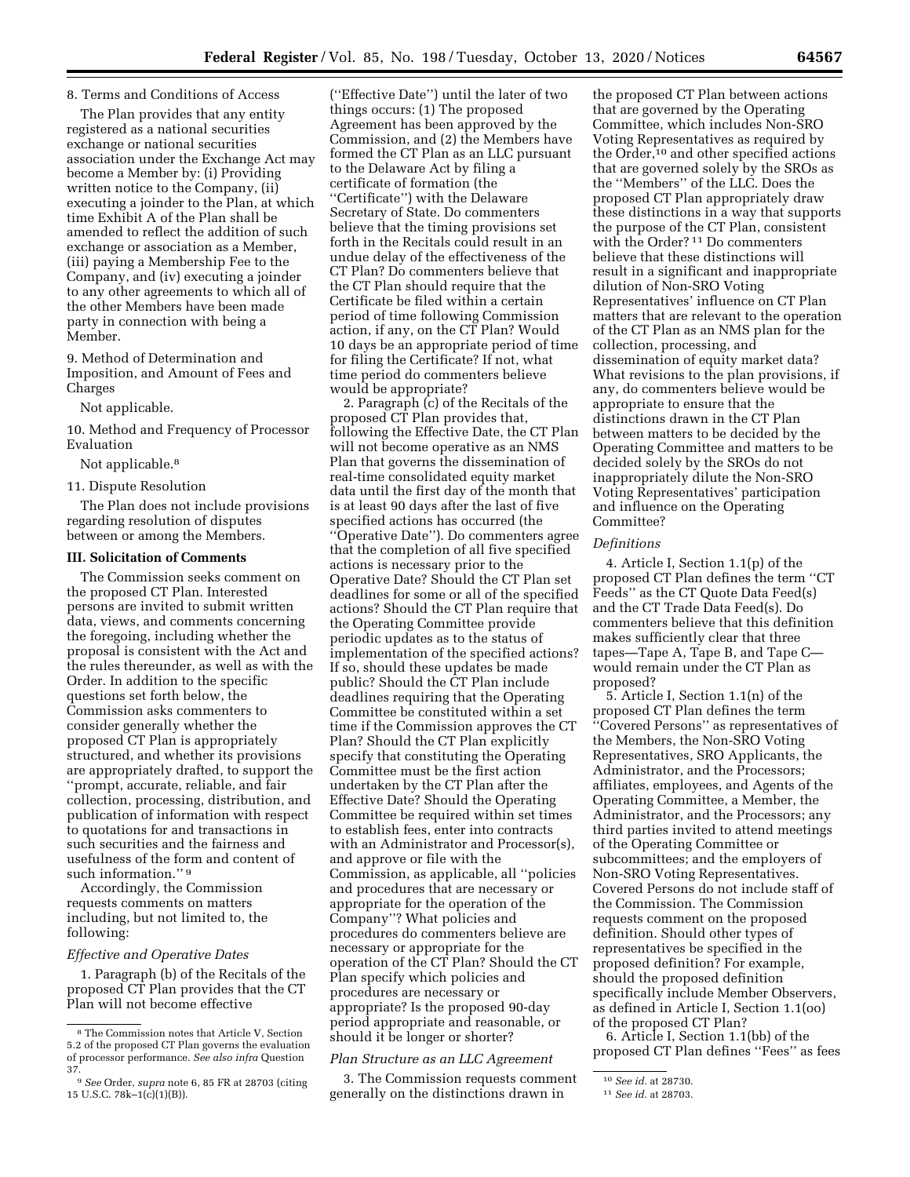8. Terms and Conditions of Access

The Plan provides that any entity registered as a national securities exchange or national securities association under the Exchange Act may become a Member by: (i) Providing written notice to the Company, (ii) executing a joinder to the Plan, at which time Exhibit A of the Plan shall be amended to reflect the addition of such exchange or association as a Member, (iii) paying a Membership Fee to the Company, and (iv) executing a joinder to any other agreements to which all of the other Members have been made party in connection with being a Member.

9. Method of Determination and Imposition, and Amount of Fees and Charges

Not applicable.

10. Method and Frequency of Processor Evaluation

Not applicable.[8]

11. Dispute Resolution

The Plan does not include provisions regarding resolution of disputes between or among the Members.

### III. Solicitation of Comments

The Commission seeks comment on the proposed CT Plan. Interested persons are invited to submit written data, views, and comments concerning the foregoing, including whether the proposal is consistent with the Act and the rules thereunder, as well as with the Order. In addition to the specific questions set forth below, the Commission asks commenters to consider generally whether the proposed CT Plan is appropriately structured, and whether its provisions are appropriately drafted, to support the ''prompt, accurate, reliable, and fair collection, processing, distribution, and publication of information with respect to quotations for and transactions in such securities and the fairness and usefulness of the form and content of such information.'' [9]

Accordingly, the Commission requests comments on matters including, but not limited to, the following:

*Effective and Operative Dates*

1. Paragraph (b) of the Recitals of the proposed CT Plan provides that the CT Plan will not become effective (''Effective Date'') until the later of two things occurs: (1) The proposed Agreement has been approved by the Commission, and (2) the Members have formed the CT Plan as an LLC pursuant to the Delaware Act by filing a certificate of formation (the ''Certificate'') with the Delaware Secretary of State. Do commenters believe that the timing provisions set forth in the Recitals could result in an undue delay of the effectiveness of the CT Plan? Do commenters believe that the CT Plan should require that the Certificate be filed within a certain period of time following Commission action, if any, on the CT Plan? Would 10 days be an appropriate period of time for filing the Certificate? If not, what time period do commenters believe would be appropriate?

2. Paragraph (c) of the Recitals of the proposed CT Plan provides that, following the Effective Date, the CT Plan will not become operative as an NMS Plan that governs the dissemination of real-time consolidated equity market data until the first day of the month that is at least 90 days after the last of five specified actions has occurred (the ''Operative Date''). Do commenters agree that the completion of all five specified actions is necessary prior to the Operative Date? Should the CT Plan set deadlines for some or all of the specified actions? Should the CT Plan require that the Operating Committee provide periodic updates as to the status of implementation of the specified actions? If so, should these updates be made public? Should the CT Plan include deadlines requiring that the Operating Committee be constituted within a set time if the Commission approves the CT Plan? Should the CT Plan explicitly specify that constituting the Operating Committee must be the first action undertaken by the CT Plan after the Effective Date? Should the Operating Committee be required within set times to establish fees, enter into contracts with an Administrator and Processor(s), and approve or file with the Commission, as applicable, all ''policies and procedures that are necessary or appropriate for the operation of the Company''? What policies and procedures do commenters believe are necessary or appropriate for the operation of the CT Plan? Should the CT Plan specify which policies and procedures are necessary or appropriate? Is the proposed 90-day period appropriate and reasonable, or should it be longer or shorter?

*Plan Structure as an LLC Agreement*

3. The Commission requests comment generally on the distinctions drawn in the proposed CT Plan between actions that are governed by the Operating Committee, which includes Non-SRO Voting Representatives as required by the Order,[10] and other specified actions that are governed solely by the SROs as the ''Members'' of the LLC. Does the proposed CT Plan appropriately draw these distinctions in a way that supports the purpose of the CT Plan, consistent with the Order? [11] Do commenters believe that these distinctions will result in a significant and inappropriate dilution of Non-SRO Voting Representatives' influence on CT Plan matters that are relevant to the operation of the CT Plan as an NMS plan for the collection, processing, and dissemination of equity market data? What revisions to the plan provisions, if any, do commenters believe would be appropriate to ensure that the distinctions drawn in the CT Plan between matters to be decided by the Operating Committee and matters to be decided solely by the SROs do not inappropriately dilute the Non-SRO Voting Representatives' participation and influence on the Operating Committee?

*Definitions*

4. Article I, Section 1.1(p) of the proposed CT Plan defines the term ''CT Feeds'' as the CT Quote Data Feed(s) and the CT Trade Data Feed(s). Do commenters believe that this definition makes sufficiently clear that three tapes—Tape A, Tape B, and Tape C—would remain under the CT Plan as proposed?

5. Article I, Section 1.1(n) of the proposed CT Plan defines the term ''Covered Persons'' as representatives of the Members, the Non-SRO Voting Representatives, SRO Applicants, the Administrator, and the Processors; affiliates, employees, and Agents of the Operating Committee, a Member, the Administrator, and the Processors; any third parties invited to attend meetings of the Operating Committee or subcommittees; and the employers of Non-SRO Voting Representatives. Covered Persons do not include staff of the Commission. The Commission requests comment on the proposed definition. Should other types of representatives be specified in the proposed definition? For example, should the proposed definition specifically include Member Observers, as defined in Article I, Section 1.1(oo) of the proposed CT Plan?

6. Article I, Section 1.1(bb) of the proposed CT Plan defines ''Fees'' as fees

---

[8] The Commission notes that Article V, Section 5.2 of the proposed CT Plan governs the evaluation of processor performance. *See also infra* Question 37.

[9] *See* Order, *supra* note 6, 85 FR at 28703 (citing 15 U.S.C. 78k–1(c)(1)(B)).

[10] *See id.* at 28730.

[11] *See id.* at 28703.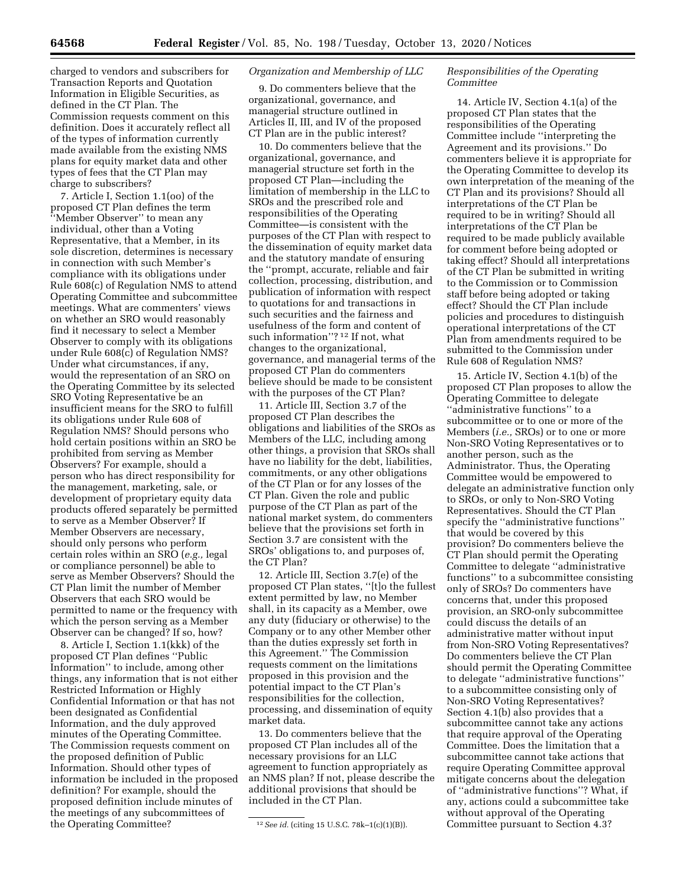charged to vendors and subscribers for Transaction Reports and Quotation Information in Eligible Securities, as defined in the CT Plan. The Commission requests comment on this definition. Does it accurately reflect all of the types of information currently made available from the existing NMS plans for equity market data and other types of fees that the CT Plan may charge to subscribers?

7. Article I, Section 1.1(oo) of the proposed CT Plan defines the term ''Member Observer'' to mean any individual, other than a Voting Representative, that a Member, in its sole discretion, determines is necessary in connection with such Member's compliance with its obligations under Rule 608(c) of Regulation NMS to attend Operating Committee and subcommittee meetings. What are commenters' views on whether an SRO would reasonably find it necessary to select a Member Observer to comply with its obligations under Rule 608(c) of Regulation NMS? Under what circumstances, if any, would the representation of an SRO on the Operating Committee by its selected SRO Voting Representative be an insufficient means for the SRO to fulfill its obligations under Rule 608 of Regulation NMS? Should persons who hold certain positions within an SRO be prohibited from serving as Member Observers? For example, should a person who has direct responsibility for the management, marketing, sale, or development of proprietary equity data products offered separately be permitted to serve as a Member Observer? If Member Observers are necessary, should only persons who perform certain roles within an SRO (*e.g.,* legal or compliance personnel) be able to serve as Member Observers? Should the CT Plan limit the number of Member Observers that each SRO would be permitted to name or the frequency with which the person serving as a Member Observer can be changed? If so, how?

8. Article I, Section 1.1(kkk) of the proposed CT Plan defines ''Public Information'' to include, among other things, any information that is not either Restricted Information or Highly Confidential Information or that has not been designated as Confidential Information, and the duly approved minutes of the Operating Committee. The Commission requests comment on the proposed definition of Public Information. Should other types of information be included in the proposed definition? For example, should the proposed definition include minutes of the meetings of any subcommittees of the Operating Committee?

### *Organization and Membership of LLC*

9. Do commenters believe that the organizational, governance, and managerial structure outlined in Articles II, III, and IV of the proposed CT Plan are in the public interest?

10. Do commenters believe that the organizational, governance, and managerial structure set forth in the proposed CT Plan—including the limitation of membership in the LLC to SROs and the prescribed role and responsibilities of the Operating Committee—is consistent with the purposes of the CT Plan with respect to the dissemination of equity market data and the statutory mandate of ensuring the ''prompt, accurate, reliable and fair collection, processing, distribution, and publication of information with respect to quotations for and transactions in such securities and the fairness and usefulness of the form and content of such information''? [12] If not, what changes to the organizational, governance, and managerial terms of the proposed CT Plan do commenters believe should be made to be consistent with the purposes of the CT Plan?

11. Article III, Section 3.7 of the proposed CT Plan describes the obligations and liabilities of the SROs as Members of the LLC, including among other things, a provision that SROs shall have no liability for the debt, liabilities, commitments, or any other obligations of the CT Plan or for any losses of the CT Plan. Given the role and public purpose of the CT Plan as part of the national market system, do commenters believe that the provisions set forth in Section 3.7 are consistent with the SROs' obligations to, and purposes of, the CT Plan?

12. Article III, Section 3.7(e) of the proposed CT Plan states, ''[t]o the fullest extent permitted by law, no Member shall, in its capacity as a Member, owe any duty (fiduciary or otherwise) to the Company or to any other Member other than the duties expressly set forth in this Agreement.'' The Commission requests comment on the limitations proposed in this provision and the potential impact to the CT Plan's responsibilities for the collection, processing, and dissemination of equity market data.

13. Do commenters believe that the proposed CT Plan includes all of the necessary provisions for an LLC agreement to function appropriately as an NMS plan? If not, please describe the additional provisions that should be included in the CT Plan.

[12] *See id.* (citing 15 U.S.C. 78k–1(c)(1)(B)).

### *Responsibilities of the Operating Committee*

14. Article IV, Section 4.1(a) of the proposed CT Plan states that the responsibilities of the Operating Committee include ''interpreting the Agreement and its provisions.'' Do commenters believe it is appropriate for the Operating Committee to develop its own interpretation of the meaning of the CT Plan and its provisions? Should all interpretations of the CT Plan be required to be in writing? Should all interpretations of the CT Plan be required to be made publicly available for comment before being adopted or taking effect? Should all interpretations of the CT Plan be submitted in writing to the Commission or to Commission staff before being adopted or taking effect? Should the CT Plan include policies and procedures to distinguish operational interpretations of the CT Plan from amendments required to be submitted to the Commission under Rule 608 of Regulation NMS?

15. Article IV, Section 4.1(b) of the proposed CT Plan proposes to allow the Operating Committee to delegate ''administrative functions'' to a subcommittee or to one or more of the Members (*i.e.,* SROs) or to one or more Non-SRO Voting Representatives or to another person, such as the Administrator. Thus, the Operating Committee would be empowered to delegate an administrative function only to SROs, or only to Non-SRO Voting Representatives. Should the CT Plan specify the ''administrative functions'' that would be covered by this provision? Do commenters believe the CT Plan should permit the Operating Committee to delegate ''administrative functions'' to a subcommittee consisting only of SROs? Do commenters have concerns that, under this proposed provision, an SRO-only subcommittee could discuss the details of an administrative matter without input from Non-SRO Voting Representatives? Do commenters believe the CT Plan should permit the Operating Committee to delegate ''administrative functions'' to a subcommittee consisting only of Non-SRO Voting Representatives? Section 4.1(b) also provides that a subcommittee cannot take any actions that require approval of the Operating Committee. Does the limitation that a subcommittee cannot take actions that require Operating Committee approval mitigate concerns about the delegation of ''administrative functions''? What, if any, actions could a subcommittee take without approval of the Operating Committee pursuant to Section 4.3?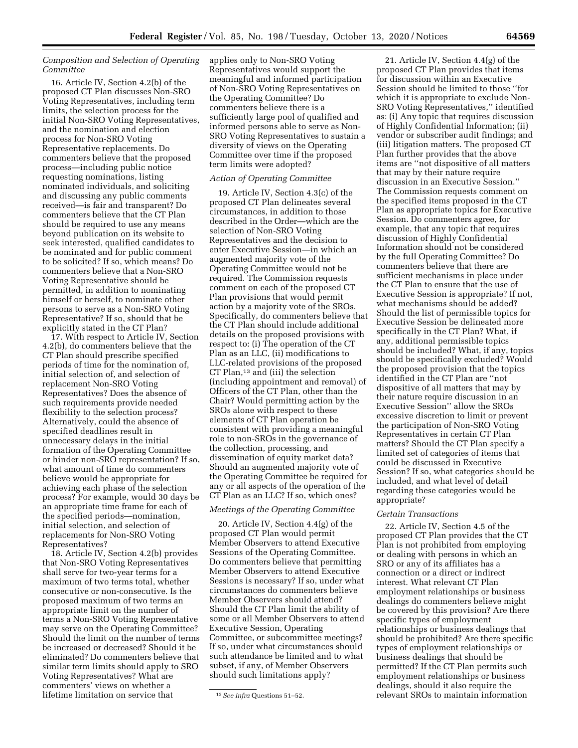### *Composition and Selection of Operating Committee*

16. Article IV, Section 4.2(b) of the proposed CT Plan discusses Non-SRO Voting Representatives, including term limits, the selection process for the initial Non-SRO Voting Representatives, and the nomination and election process for Non-SRO Voting Representative replacements. Do commenters believe that the proposed process—including public notice requesting nominations, listing nominated individuals, and soliciting and discussing any public comments received—is fair and transparent? Do commenters believe that the CT Plan should be required to use any means beyond publication on its website to seek interested, qualified candidates to be nominated and for public comment to be solicited? If so, which means? Do commenters believe that a Non-SRO Voting Representative should be permitted, in addition to nominating himself or herself, to nominate other persons to serve as a Non-SRO Voting Representative? If so, should that be explicitly stated in the CT Plan?

17. With respect to Article IV, Section 4.2(b), do commenters believe that the CT Plan should prescribe specified periods of time for the nomination of, initial selection of, and selection of replacement Non-SRO Voting Representatives? Does the absence of such requirements provide needed flexibility to the selection process? Alternatively, could the absence of specified deadlines result in unnecessary delays in the initial formation of the Operating Committee or hinder non-SRO representation? If so, what amount of time do commenters believe would be appropriate for achieving each phase of the selection process? For example, would 30 days be an appropriate time frame for each of the specified periods—nomination, initial selection, and selection of replacements for Non-SRO Voting Representatives?

18. Article IV, Section 4.2(b) provides that Non-SRO Voting Representatives shall serve for two-year terms for a maximum of two terms total, whether consecutive or non-consecutive. Is the proposed maximum of two terms an appropriate limit on the number of terms a Non-SRO Voting Representative may serve on the Operating Committee? Should the limit on the number of terms be increased or decreased? Should it be eliminated? Do commenters believe that similar term limits should apply to SRO Voting Representatives? What are commenters' views on whether a lifetime limitation on service that applies only to Non-SRO Voting Representatives would support the meaningful and informed participation of Non-SRO Voting Representatives on the Operating Committee? Do commenters believe there is a sufficiently large pool of qualified and informed persons able to serve as Non-SRO Voting Representatives to sustain a diversity of views on the Operating Committee over time if the proposed term limits were adopted?

### *Action of Operating Committee*

19. Article IV, Section 4.3(c) of the proposed CT Plan delineates several circumstances, in addition to those described in the Order—which are the selection of Non-SRO Voting Representatives and the decision to enter Executive Session—in which an augmented majority vote of the Operating Committee would not be required. The Commission requests comment on each of the proposed CT Plan provisions that would permit action by a majority vote of the SROs. Specifically, do commenters believe that the CT Plan should include additional details on the proposed provisions with respect to: (i) The operation of the CT Plan as an LLC, (ii) modifications to LLC-related provisions of the proposed CT Plan,[13] and (iii) the selection (including appointment and removal) of Officers of the CT Plan, other than the Chair? Would permitting action by the SROs alone with respect to these elements of CT Plan operation be consistent with providing a meaningful role to non-SROs in the governance of the collection, processing, and dissemination of equity market data? Should an augmented majority vote of the Operating Committee be required for any or all aspects of the operation of the CT Plan as an LLC? If so, which ones?

### *Meetings of the Operating Committee*

20. Article IV, Section 4.4(g) of the proposed CT Plan would permit Member Observers to attend Executive Sessions of the Operating Committee. Do commenters believe that permitting Member Observers to attend Executive Sessions is necessary? If so, under what circumstances do commenters believe Member Observers should attend? Should the CT Plan limit the ability of some or all Member Observers to attend Executive Session, Operating Committee, or subcommittee meetings? If so, under what circumstances should such attendance be limited and to what subset, if any, of Member Observers should such limitations apply?

[13] *See infra* Questions 51–52.

21. Article IV, Section 4.4(g) of the proposed CT Plan provides that items for discussion within an Executive Session should be limited to those "for which it is appropriate to exclude Non-SRO Voting Representatives," identified as: (i) Any topic that requires discussion of Highly Confidential Information; (ii) vendor or subscriber audit findings; and (iii) litigation matters. The proposed CT Plan further provides that the above items are "not dispositive of all matters that may by their nature require discussion in an Executive Session." The Commission requests comment on the specified items proposed in the CT Plan as appropriate topics for Executive Session. Do commenters agree, for example, that any topic that requires discussion of Highly Confidential Information should not be considered by the full Operating Committee? Do commenters believe that there are sufficient mechanisms in place under the CT Plan to ensure that the use of Executive Session is appropriate? If not, what mechanisms should be added? Should the list of permissible topics for Executive Session be delineated more specifically in the CT Plan? What, if any, additional permissible topics should be included? What, if any, topics should be specifically excluded? Would the proposed provision that the topics identified in the CT Plan are "not dispositive of all matters that may by their nature require discussion in an Executive Session" allow the SROs excessive discretion to limit or prevent the participation of Non-SRO Voting Representatives in certain CT Plan matters? Should the CT Plan specify a limited set of categories of items that could be discussed in Executive Session? If so, what categories should be included, and what level of detail regarding these categories would be appropriate?

### *Certain Transactions*

22. Article IV, Section 4.5 of the proposed CT Plan provides that the CT Plan is not prohibited from employing or dealing with persons in which an SRO or any of its affiliates has a connection or a direct or indirect interest. What relevant CT Plan employment relationships or business dealings do commenters believe might be covered by this provision? Are there specific types of employment relationships or business dealings that should be prohibited? Are there specific types of employment relationships or business dealings that should be permitted? If the CT Plan permits such employment relationships or business dealings, should it also require the relevant SROs to maintain information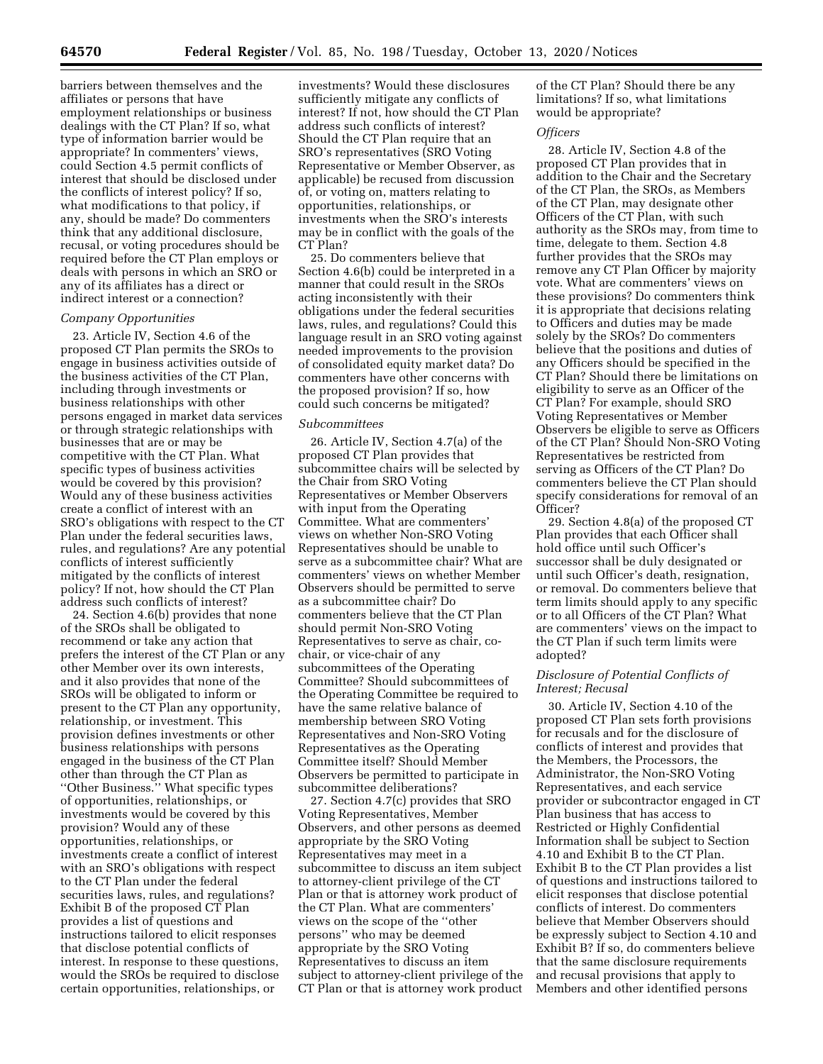barriers between themselves and the affiliates or persons that have employment relationships or business dealings with the CT Plan? If so, what type of information barrier would be appropriate? In commenters' views, could Section 4.5 permit conflicts of interest that should be disclosed under the conflicts of interest policy? If so, what modifications to that policy, if any, should be made? Do commenters think that any additional disclosure, recusal, or voting procedures should be required before the CT Plan employs or deals with persons in which an SRO or any of its affiliates has a direct or indirect interest or a connection?

*Company Opportunities*

23. Article IV, Section 4.6 of the proposed CT Plan permits the SROs to engage in business activities outside of the business activities of the CT Plan, including through investments or business relationships with other persons engaged in market data services or through strategic relationships with businesses that are or may be competitive with the CT Plan. What specific types of business activities would be covered by this provision? Would any of these business activities create a conflict of interest with an SRO's obligations with respect to the CT Plan under the federal securities laws, rules, and regulations? Are any potential conflicts of interest sufficiently mitigated by the conflicts of interest policy? If not, how should the CT Plan address such conflicts of interest?

24. Section 4.6(b) provides that none of the SROs shall be obligated to recommend or take any action that prefers the interest of the CT Plan or any other Member over its own interests, and it also provides that none of the SROs will be obligated to inform or present to the CT Plan any opportunity, relationship, or investment. This provision defines investments or other business relationships with persons engaged in the business of the CT Plan other than through the CT Plan as "Other Business." What specific types of opportunities, relationships, or investments would be covered by this provision? Would any of these opportunities, relationships, or investments create a conflict of interest with an SRO's obligations with respect to the CT Plan under the federal securities laws, rules, and regulations? Exhibit B of the proposed CT Plan provides a list of questions and instructions tailored to elicit responses that disclose potential conflicts of interest. In response to these questions, would the SROs be required to disclose certain opportunities, relationships, or investments? Would these disclosures sufficiently mitigate any conflicts of interest? If not, how should the CT Plan address such conflicts of interest? Should the CT Plan require that an SRO's representatives (SRO Voting Representative or Member Observer, as applicable) be recused from discussion of, or voting on, matters relating to opportunities, relationships, or investments when the SRO's interests may be in conflict with the goals of the CT Plan?

25. Do commenters believe that Section 4.6(b) could be interpreted in a manner that could result in the SROs acting inconsistently with their obligations under the federal securities laws, rules, and regulations? Could this language result in an SRO voting against needed improvements to the provision of consolidated equity market data? Do commenters have other concerns with the proposed provision? If so, how could such concerns be mitigated?

*Subcommittees*

26. Article IV, Section 4.7(a) of the proposed CT Plan provides that subcommittee chairs will be selected by the Chair from SRO Voting Representatives or Member Observers with input from the Operating Committee. What are commenters' views on whether Non-SRO Voting Representatives should be unable to serve as a subcommittee chair? What are commenters' views on whether Member Observers should be permitted to serve as a subcommittee chair? Do commenters believe that the CT Plan should permit Non-SRO Voting Representatives to serve as chair, co-chair, or vice-chair of any subcommittees of the Operating Committee? Should subcommittees of the Operating Committee be required to have the same relative balance of membership between SRO Voting Representatives and Non-SRO Voting Representatives as the Operating Committee itself? Should Member Observers be permitted to participate in subcommittee deliberations?

27. Section 4.7(c) provides that SRO Voting Representatives, Member Observers, and other persons as deemed appropriate by the SRO Voting Representatives may meet in a subcommittee to discuss an item subject to attorney-client privilege of the CT Plan or that is attorney work product of the CT Plan. What are commenters' views on the scope of the "other persons" who may be deemed appropriate by the SRO Voting Representatives to discuss an item subject to attorney-client privilege of the CT Plan or that is attorney work product of the CT Plan? Should there be any limitations? If so, what limitations would be appropriate?

*Officers*

28. Article IV, Section 4.8 of the proposed CT Plan provides that in addition to the Chair and the Secretary of the CT Plan, the SROs, as Members of the CT Plan, may designate other Officers of the CT Plan, with such authority as the SROs may, from time to time, delegate to them. Section 4.8 further provides that the SROs may remove any CT Plan Officer by majority vote. What are commenters' views on these provisions? Do commenters think it is appropriate that decisions relating to Officers and duties may be made solely by the SROs? Do commenters believe that the positions and duties of any Officers should be specified in the CT Plan? Should there be limitations on eligibility to serve as an Officer of the CT Plan? For example, should SRO Voting Representatives or Member Observers be eligible to serve as Officers of the CT Plan? Should Non-SRO Voting Representatives be restricted from serving as Officers of the CT Plan? Do commenters believe the CT Plan should specify considerations for removal of an Officer?

29. Section 4.8(a) of the proposed CT Plan provides that each Officer shall hold office until such Officer's successor shall be duly designated or until such Officer's death, resignation, or removal. Do commenters believe that term limits should apply to any specific or to all Officers of the CT Plan? What are commenters' views on the impact to the CT Plan if such term limits were adopted?

*Disclosure of Potential Conflicts of Interest; Recusal*

30. Article IV, Section 4.10 of the proposed CT Plan sets forth provisions for recusals and for the disclosure of conflicts of interest and provides that the Members, the Processors, the Administrator, the Non-SRO Voting Representatives, and each service provider or subcontractor engaged in CT Plan business that has access to Restricted or Highly Confidential Information shall be subject to Section 4.10 and Exhibit B to the CT Plan. Exhibit B to the CT Plan provides a list of questions and instructions tailored to elicit responses that disclose potential conflicts of interest. Do commenters believe that Member Observers should be expressly subject to Section 4.10 and Exhibit B? If so, do commenters believe that the same disclosure requirements and recusal provisions that apply to Members and other identified persons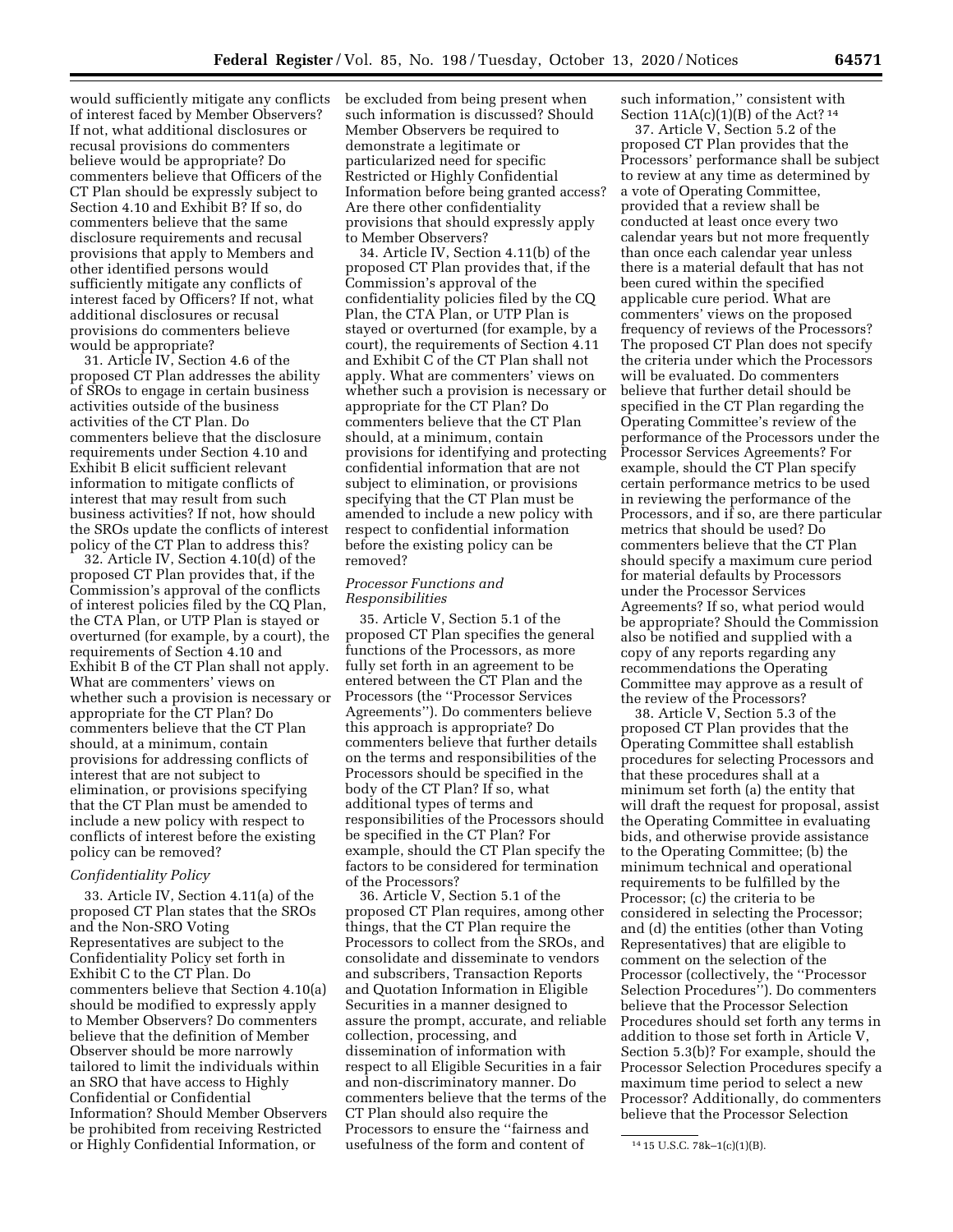would sufficiently mitigate any conflicts of interest faced by Member Observers? If not, what additional disclosures or recusal provisions do commenters believe would be appropriate? Do commenters believe that Officers of the CT Plan should be expressly subject to Section 4.10 and Exhibit B? If so, do commenters believe that the same disclosure requirements and recusal provisions that apply to Members and other identified persons would sufficiently mitigate any conflicts of interest faced by Officers? If not, what additional disclosures or recusal provisions do commenters believe would be appropriate?

31. Article IV, Section 4.6 of the proposed CT Plan addresses the ability of SROs to engage in certain business activities outside of the business activities of the CT Plan. Do commenters believe that the disclosure requirements under Section 4.10 and Exhibit B elicit sufficient relevant information to mitigate conflicts of interest that may result from such business activities? If not, how should the SROs update the conflicts of interest policy of the CT Plan to address this?

32. Article IV, Section 4.10(d) of the proposed CT Plan provides that, if the Commission's approval of the conflicts of interest policies filed by the CQ Plan, the CTA Plan, or UTP Plan is stayed or overturned (for example, by a court), the requirements of Section 4.10 and Exhibit B of the CT Plan shall not apply. What are commenters' views on whether such a provision is necessary or appropriate for the CT Plan? Do commenters believe that the CT Plan should, at a minimum, contain provisions for addressing conflicts of interest that are not subject to elimination, or provisions specifying that the CT Plan must be amended to include a new policy with respect to conflicts of interest before the existing policy can be removed?

*Confidentiality Policy*

33. Article IV, Section 4.11(a) of the proposed CT Plan states that the SROs and the Non-SRO Voting Representatives are subject to the Confidentiality Policy set forth in Exhibit C to the CT Plan. Do commenters believe that Section 4.10(a) should be modified to expressly apply to Member Observers? Do commenters believe that the definition of Member Observer should be more narrowly tailored to limit the individuals within an SRO that have access to Highly Confidential or Confidential Information? Should Member Observers be prohibited from receiving Restricted or Highly Confidential Information, or be excluded from being present when such information is discussed? Should Member Observers be required to demonstrate a legitimate or particularized need for specific Restricted or Highly Confidential Information before being granted access? Are there other confidentiality provisions that should expressly apply to Member Observers?

34. Article IV, Section 4.11(b) of the proposed CT Plan provides that, if the Commission's approval of the confidentiality policies filed by the CQ Plan, the CTA Plan, or UTP Plan is stayed or overturned (for example, by a court), the requirements of Section 4.11 and Exhibit C of the CT Plan shall not apply. What are commenters' views on whether such a provision is necessary or appropriate for the CT Plan? Do commenters believe that the CT Plan should, at a minimum, contain provisions for identifying and protecting confidential information that are not subject to elimination, or provisions specifying that the CT Plan must be amended to include a new policy with respect to confidential information before the existing policy can be removed?

*Processor Functions and Responsibilities*

35. Article V, Section 5.1 of the proposed CT Plan specifies the general functions of the Processors, as more fully set forth in an agreement to be entered between the CT Plan and the Processors (the "Processor Services Agreements"). Do commenters believe this approach is appropriate? Do commenters believe that further details on the terms and responsibilities of the Processors should be specified in the body of the CT Plan? If so, what additional types of terms and responsibilities of the Processors should be specified in the CT Plan? For example, should the CT Plan specify the factors to be considered for termination of the Processors?

36. Article V, Section 5.1 of the proposed CT Plan requires, among other things, that the CT Plan require the Processors to collect from the SROs, and consolidate and disseminate to vendors and subscribers, Transaction Reports and Quotation Information in Eligible Securities in a manner designed to assure the prompt, accurate, and reliable collection, processing, and dissemination of information with respect to all Eligible Securities in a fair and non-discriminatory manner. Do commenters believe that the terms of the CT Plan should also require the Processors to ensure the "fairness and usefulness of the form and content of such information," consistent with Section 11A(c)(1)(B) of the Act? [14]

37. Article V, Section 5.2 of the proposed CT Plan provides that the Processors' performance shall be subject to review at any time as determined by a vote of Operating Committee, provided that a review shall be conducted at least once every two calendar years but not more frequently than once each calendar year unless there is a material default that has not been cured within the specified applicable cure period. What are commenters' views on the proposed frequency of reviews of the Processors? The proposed CT Plan does not specify the criteria under which the Processors will be evaluated. Do commenters believe that further detail should be specified in the CT Plan regarding the Operating Committee's review of the performance of the Processors under the Processor Services Agreements? For example, should the CT Plan specify certain performance metrics to be used in reviewing the performance of the Processors, and if so, are there particular metrics that should be used? Do commenters believe that the CT Plan should specify a maximum cure period for material defaults by Processors under the Processor Services Agreements? If so, what period would be appropriate? Should the Commission also be notified and supplied with a copy of any reports regarding any recommendations the Operating Committee may approve as a result of the review of the Processors?

38. Article V, Section 5.3 of the proposed CT Plan provides that the Operating Committee shall establish procedures for selecting Processors and that these procedures shall at a minimum set forth (a) the entity that will draft the request for proposal, assist the Operating Committee in evaluating bids, and otherwise provide assistance to the Operating Committee; (b) the minimum technical and operational requirements to be fulfilled by the Processor; (c) the criteria to be considered in selecting the Processor; and (d) the entities (other than Voting Representatives) that are eligible to comment on the selection of the Processor (collectively, the "Processor Selection Procedures"). Do commenters believe that the Processor Selection Procedures should set forth any terms in addition to those set forth in Article V, Section 5.3(b)? For example, should the Processor Selection Procedures specify a maximum time period to select a new Processor? Additionally, do commenters believe that the Processor Selection

[14] 15 U.S.C. 78k–1(c)(1)(B).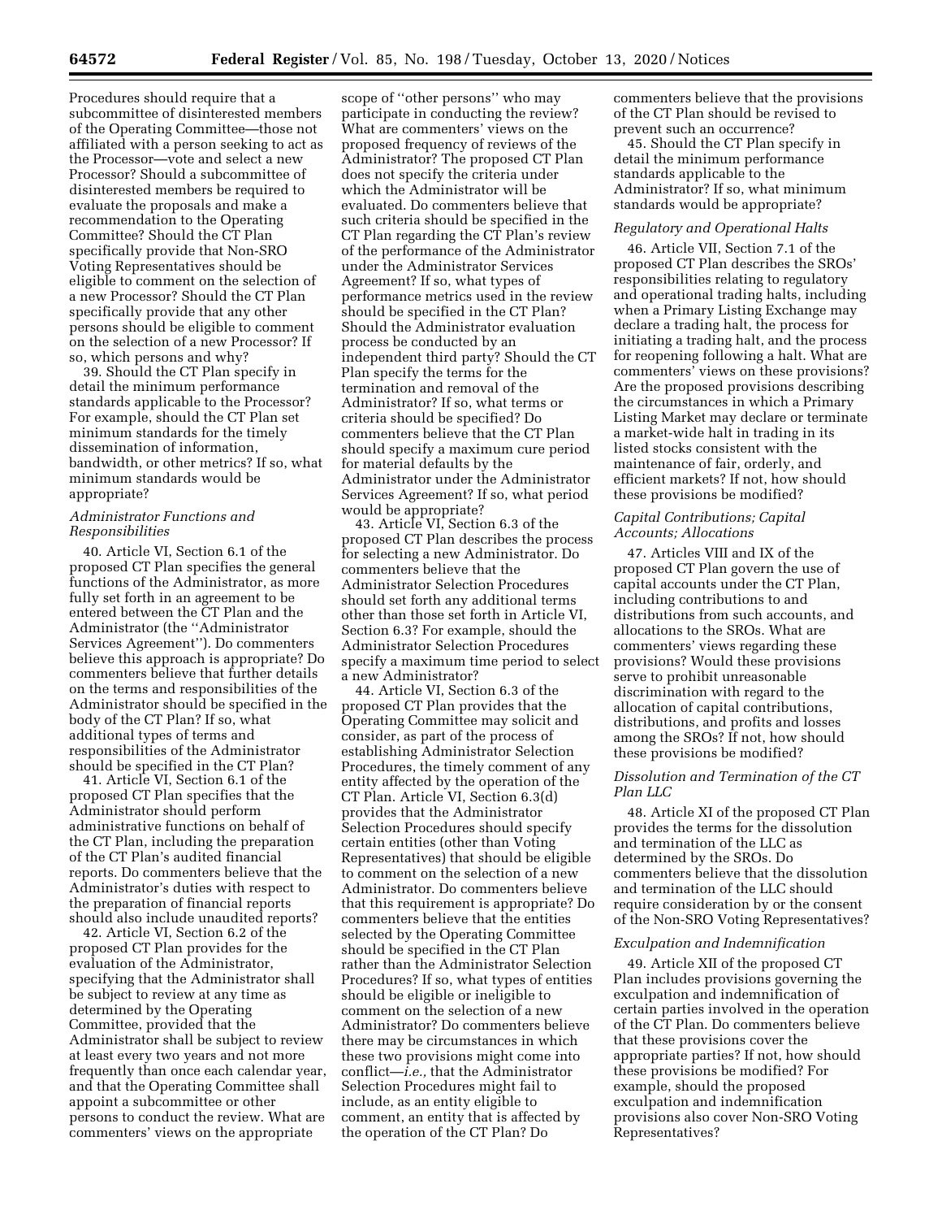Procedures should require that a subcommittee of disinterested members of the Operating Committee—those not affiliated with a person seeking to act as the Processor—vote and select a new Processor? Should a subcommittee of disinterested members be required to evaluate the proposals and make a recommendation to the Operating Committee? Should the CT Plan specifically provide that Non-SRO Voting Representatives should be eligible to comment on the selection of a new Processor? Should the CT Plan specifically provide that any other persons should be eligible to comment on the selection of a new Processor? If so, which persons and why?

39. Should the CT Plan specify in detail the minimum performance standards applicable to the Processor? For example, should the CT Plan set minimum standards for the timely dissemination of information, bandwidth, or other metrics? If so, what minimum standards would be appropriate?

### *Administrator Functions and Responsibilities*

40. Article VI, Section 6.1 of the proposed CT Plan specifies the general functions of the Administrator, as more fully set forth in an agreement to be entered between the CT Plan and the Administrator (the ''Administrator Services Agreement''). Do commenters believe this approach is appropriate? Do commenters believe that further details on the terms and responsibilities of the Administrator should be specified in the body of the CT Plan? If so, what additional types of terms and responsibilities of the Administrator should be specified in the CT Plan?

41. Article VI, Section 6.1 of the proposed CT Plan specifies that the Administrator should perform administrative functions on behalf of the CT Plan, including the preparation of the CT Plan's audited financial reports. Do commenters believe that the Administrator's duties with respect to the preparation of financial reports should also include unaudited reports?

42. Article VI, Section 6.2 of the proposed CT Plan provides for the evaluation of the Administrator, specifying that the Administrator shall be subject to review at any time as determined by the Operating Committee, provided that the Administrator shall be subject to review at least every two years and not more frequently than once each calendar year, and that the Operating Committee shall appoint a subcommittee or other persons to conduct the review. What are commenters' views on the appropriate scope of ''other persons'' who may participate in conducting the review? What are commenters' views on the proposed frequency of reviews of the Administrator? The proposed CT Plan does not specify the criteria under which the Administrator will be evaluated. Do commenters believe that such criteria should be specified in the CT Plan regarding the CT Plan's review of the performance of the Administrator under the Administrator Services Agreement? If so, what types of performance metrics used in the review should be specified in the CT Plan? Should the Administrator evaluation process be conducted by an independent third party? Should the CT Plan specify the terms for the termination and removal of the Administrator? If so, what terms or criteria should be specified? Do commenters believe that the CT Plan should specify a maximum cure period for material defaults by the Administrator under the Administrator Services Agreement? If so, what period would be appropriate?

43. Article VI, Section 6.3 of the proposed CT Plan describes the process for selecting a new Administrator. Do commenters believe that the Administrator Selection Procedures should set forth any additional terms other than those set forth in Article VI, Section 6.3? For example, should the Administrator Selection Procedures specify a maximum time period to select a new Administrator?

44. Article VI, Section 6.3 of the proposed CT Plan provides that the Operating Committee may solicit and consider, as part of the process of establishing Administrator Selection Procedures, the timely comment of any entity affected by the operation of the CT Plan. Article VI, Section 6.3(d) provides that the Administrator Selection Procedures should specify certain entities (other than Voting Representatives) that should be eligible to comment on the selection of a new Administrator. Do commenters believe that this requirement is appropriate? Do commenters believe that the entities selected by the Operating Committee should be specified in the CT Plan rather than the Administrator Selection Procedures? If so, what types of entities should be eligible or ineligible to comment on the selection of a new Administrator? Do commenters believe there may be circumstances in which these two provisions might come into conflict—*i.e.,* that the Administrator Selection Procedures might fail to include, as an entity eligible to comment, an entity that is affected by the operation of the CT Plan? Do commenters believe that the provisions of the CT Plan should be revised to prevent such an occurrence?

45. Should the CT Plan specify in detail the minimum performance standards applicable to the Administrator? If so, what minimum standards would be appropriate?

### *Regulatory and Operational Halts*

46. Article VII, Section 7.1 of the proposed CT Plan describes the SROs' responsibilities relating to regulatory and operational trading halts, including when a Primary Listing Exchange may declare a trading halt, the process for initiating a trading halt, and the process for reopening following a halt. What are commenters' views on these provisions? Are the proposed provisions describing the circumstances in which a Primary Listing Market may declare or terminate a market-wide halt in trading in its listed stocks consistent with the maintenance of fair, orderly, and efficient markets? If not, how should these provisions be modified?

### *Capital Contributions; Capital Accounts; Allocations*

47. Articles VIII and IX of the proposed CT Plan govern the use of capital accounts under the CT Plan, including contributions to and distributions from such accounts, and allocations to the SROs. What are commenters' views regarding these provisions? Would these provisions serve to prohibit unreasonable discrimination with regard to the allocation of capital contributions, distributions, and profits and losses among the SROs? If not, how should these provisions be modified?

### *Dissolution and Termination of the CT Plan LLC*

48. Article XI of the proposed CT Plan provides the terms for the dissolution and termination of the LLC as determined by the SROs. Do commenters believe that the dissolution and termination of the LLC should require consideration by or the consent of the Non-SRO Voting Representatives?

### *Exculpation and Indemnification*

49. Article XII of the proposed CT Plan includes provisions governing the exculpation and indemnification of certain parties involved in the operation of the CT Plan. Do commenters believe that these provisions cover the appropriate parties? If not, how should these provisions be modified? For example, should the proposed exculpation and indemnification provisions also cover Non-SRO Voting Representatives?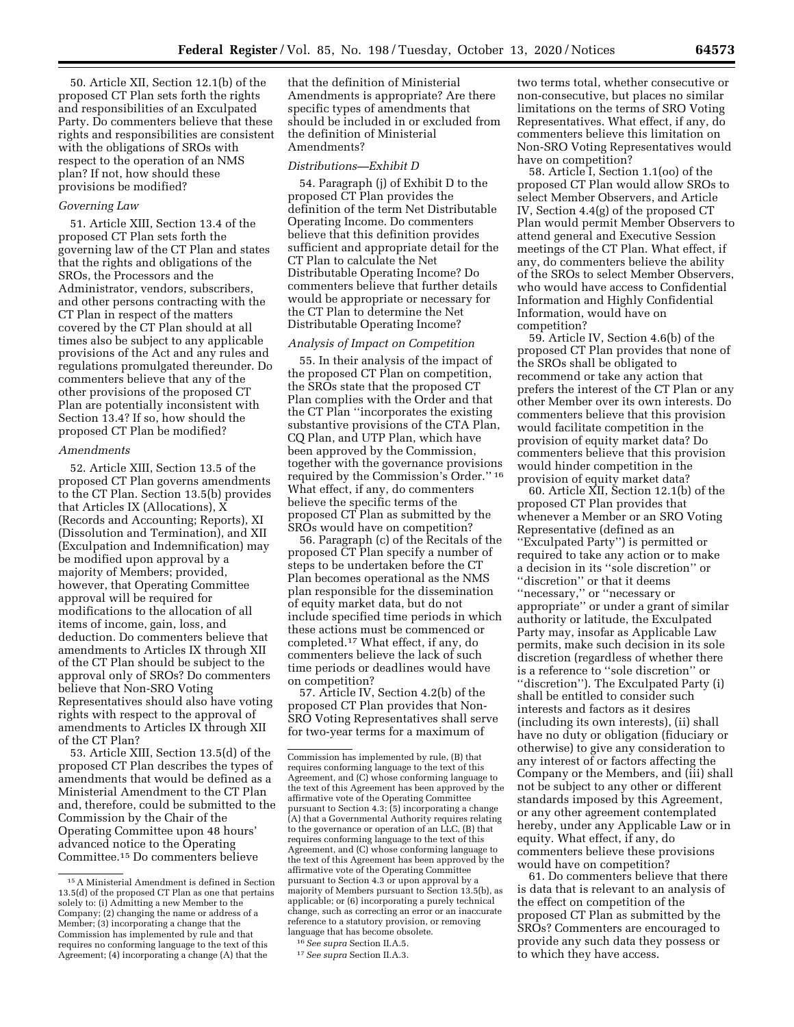50. Article XII, Section 12.1(b) of the proposed CT Plan sets forth the rights and responsibilities of an Exculpated Party. Do commenters believe that these rights and responsibilities are consistent with the obligations of SROs with respect to the operation of an NMS plan? If not, how should these provisions be modified?

### *Governing Law*

51. Article XIII, Section 13.4 of the proposed CT Plan sets forth the governing law of the CT Plan and states that the rights and obligations of the SROs, the Processors and the Administrator, vendors, subscribers, and other persons contracting with the CT Plan in respect of the matters covered by the CT Plan should at all times also be subject to any applicable provisions of the Act and any rules and regulations promulgated thereunder. Do commenters believe that any of the other provisions of the proposed CT Plan are potentially inconsistent with Section 13.4? If so, how should the proposed CT Plan be modified?

### *Amendments*

52. Article XIII, Section 13.5 of the proposed CT Plan governs amendments to the CT Plan. Section 13.5(b) provides that Articles IX (Allocations), X (Records and Accounting; Reports), XI (Dissolution and Termination), and XII (Exculpation and Indemnification) may be modified upon approval by a majority of Members; provided, however, that Operating Committee approval will be required for modifications to the allocation of all items of income, gain, loss, and deduction. Do commenters believe that amendments to Articles IX through XII of the CT Plan should be subject to the approval only of SROs? Do commenters believe that Non-SRO Voting Representatives should also have voting rights with respect to the approval of amendments to Articles IX through XII of the CT Plan?

53. Article XIII, Section 13.5(d) of the proposed CT Plan describes the types of amendments that would be defined as a Ministerial Amendment to the CT Plan and, therefore, could be submitted to the Commission by the Chair of the Operating Committee upon 48 hours' advanced notice to the Operating Committee.[15] Do commenters believe that the definition of Ministerial Amendments is appropriate? Are there specific types of amendments that should be included in or excluded from the definition of Ministerial Amendments?

### *Distributions—Exhibit D*

54. Paragraph (j) of Exhibit D to the proposed CT Plan provides the definition of the term Net Distributable Operating Income. Do commenters believe that this definition provides sufficient and appropriate detail for the CT Plan to calculate the Net Distributable Operating Income? Do commenters believe that further details would be appropriate or necessary for the CT Plan to determine the Net Distributable Operating Income?

### *Analysis of Impact on Competition*

55. In their analysis of the impact of the proposed CT Plan on competition, the SROs state that the proposed CT Plan complies with the Order and that the CT Plan "incorporates the existing substantive provisions of the CTA Plan, CQ Plan, and UTP Plan, which have been approved by the Commission, together with the governance provisions required by the Commission's Order." [16] What effect, if any, do commenters believe the specific terms of the proposed CT Plan as submitted by the SROs would have on competition?

56. Paragraph (c) of the Recitals of the proposed CT Plan specify a number of steps to be undertaken before the CT Plan becomes operational as the NMS plan responsible for the dissemination of equity market data, but do not include specified time periods in which these actions must be commenced or completed.[17] What effect, if any, do commenters believe the lack of such time periods or deadlines would have on competition?

57. Article IV, Section 4.2(b) of the proposed CT Plan provides that Non-SRO Voting Representatives shall serve for two-year terms for a maximum of two terms total, whether consecutive or non-consecutive, but places no similar limitations on the terms of SRO Voting Representatives. What effect, if any, do commenters believe this limitation on Non-SRO Voting Representatives would have on competition?

58. Article I, Section 1.1(oo) of the proposed CT Plan would allow SROs to select Member Observers, and Article IV, Section 4.4(g) of the proposed CT Plan would permit Member Observers to attend general and Executive Session meetings of the CT Plan. What effect, if any, do commenters believe the ability of the SROs to select Member Observers, who would have access to Confidential Information and Highly Confidential Information, would have on competition?

59. Article IV, Section 4.6(b) of the proposed CT Plan provides that none of the SROs shall be obligated to recommend or take any action that prefers the interest of the CT Plan or any other Member over its own interests. Do commenters believe that this provision would facilitate competition in the provision of equity market data? Do commenters believe that this provision would hinder competition in the provision of equity market data?

60. Article XII, Section 12.1(b) of the proposed CT Plan provides that whenever a Member or an SRO Voting Representative (defined as an "Exculpated Party") is permitted or required to take any action or to make a decision in its "sole discretion" or "discretion" or that it deems "necessary," or "necessary or appropriate" or under a grant of similar authority or latitude, the Exculpated Party may, insofar as Applicable Law permits, make such decision in its sole discretion (regardless of whether there is a reference to "sole discretion" or "discretion"). The Exculpated Party (i) shall be entitled to consider such interests and factors as it desires (including its own interests), (ii) shall have no duty or obligation (fiduciary or otherwise) to give any consideration to any interest of or factors affecting the Company or the Members, and (iii) shall not be subject to any other or different standards imposed by this Agreement, or any other agreement contemplated hereby, under any Applicable Law or in equity. What effect, if any, do commenters believe these provisions would have on competition?

61. Do commenters believe that there is data that is relevant to an analysis of the effect on competition of the proposed CT Plan as submitted by the SROs? Commenters are encouraged to provide any such data they possess or to which they have access.

---

[15] A Ministerial Amendment is defined in Section 13.5(d) of the proposed CT Plan as one that pertains solely to: (i) Admitting a new Member to the Company; (2) changing the name or address of a Member; (3) incorporating a change that the Commission has implemented by rule and that requires no conforming language to the text of this Agreement; (4) incorporating a change (A) that the Commission has implemented by rule, (B) that requires conforming language to the text of this Agreement, and (C) whose conforming language to the text of this Agreement has been approved by the affirmative vote of the Operating Committee pursuant to Section 4.3; (5) incorporating a change (A) that a Governmental Authority requires relating to the governance or operation of an LLC, (B) that requires conforming language to the text of this Agreement, and (C) whose conforming language to the text of this Agreement has been approved by the affirmative vote of the Operating Committee pursuant to Section 4.3 or upon approval by a majority of Members pursuant to Section 13.5(b), as applicable; or (6) incorporating a purely technical change, such as correcting an error or an inaccurate reference to a statutory provision, or removing language that has become obsolete.

[16] *See supra* Section II.A.5.

[17] *See supra* Section II.A.3.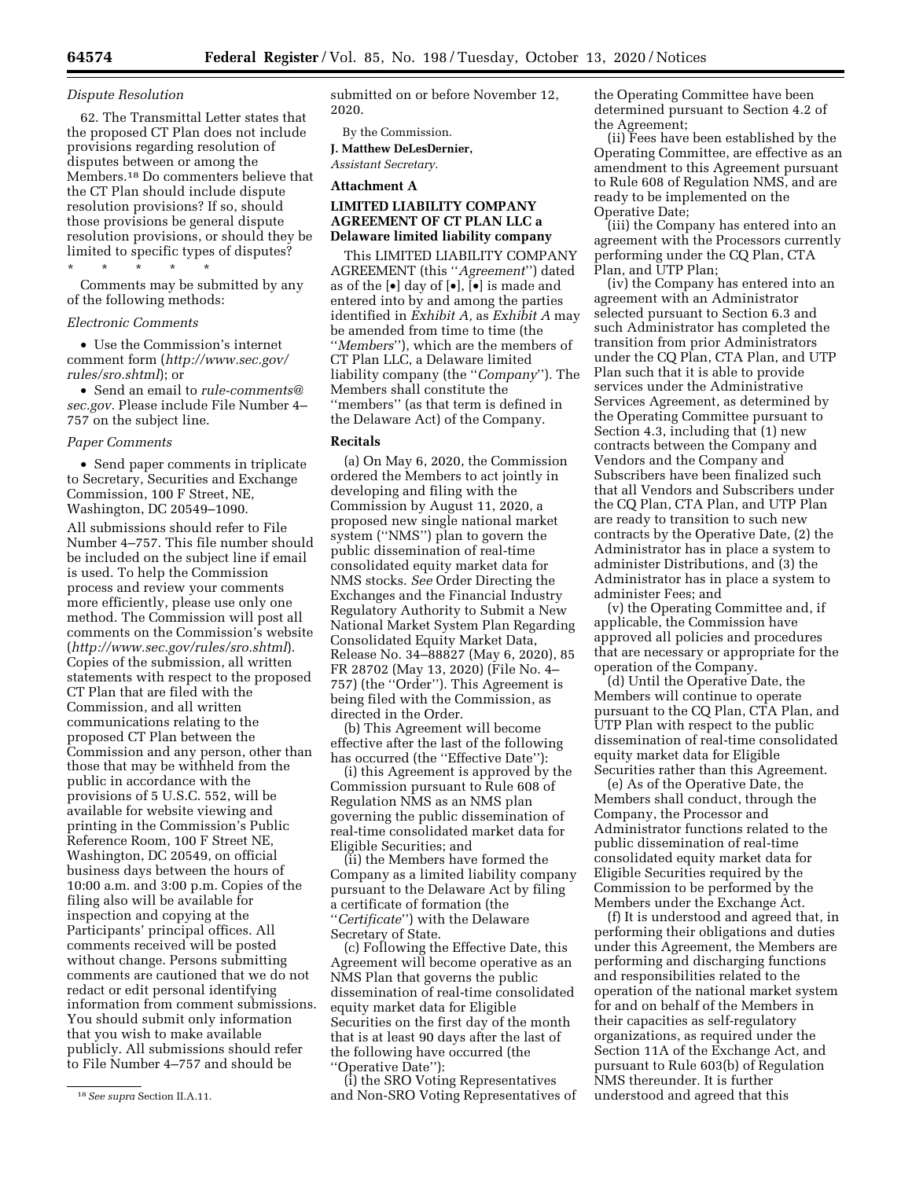*Dispute Resolution*

62. The Transmittal Letter states that the proposed CT Plan does not include provisions regarding resolution of disputes between or among the Members.[18] Do commenters believe that the CT Plan should include dispute resolution provisions? If so, should those provisions be general dispute resolution provisions, or should they be limited to specific types of disputes?

\* \* \* \* \*

Comments may be submitted by any of the following methods:

*Electronic Comments*

- Use the Commission's internet comment form (*http://www.sec.gov/rules/sro.shtml*); or
- Send an email to *rule-comments@sec.gov.* Please include File Number 4–757 on the subject line.

*Paper Comments*

- Send paper comments in triplicate to Secretary, Securities and Exchange Commission, 100 F Street, NE, Washington, DC 20549–1090.

All submissions should refer to File Number 4–757. This file number should be included on the subject line if email is used. To help the Commission process and review your comments more efficiently, please use only one method. The Commission will post all comments on the Commission's website (*http://www.sec.gov/rules/sro.shtml*). Copies of the submission, all written statements with respect to the proposed CT Plan that are filed with the Commission, and all written communications relating to the proposed CT Plan between the Commission and any person, other than those that may be withheld from the public in accordance with the provisions of 5 U.S.C. 552, will be available for website viewing and printing in the Commission's Public Reference Room, 100 F Street NE, Washington, DC 20549, on official business days between the hours of 10:00 a.m. and 3:00 p.m. Copies of the filing also will be available for inspection and copying at the Participants' principal offices. All comments received will be posted without change. Persons submitting comments are cautioned that we do not redact or edit personal identifying information from comment submissions. You should submit only information that you wish to make available publicly. All submissions should refer to File Number 4–757 and should be submitted on or before November 12, 2020.

By the Commission.

**J. Matthew DeLesDernier,**

*Assistant Secretary.*

[18] *See supra* Section II.A.11.

**Attachment A**

**LIMITED LIABILITY COMPANY AGREEMENT OF CT PLAN LLC a Delaware limited liability company**

This LIMITED LIABILITY COMPANY AGREEMENT (this ''*Agreement*'') dated as of the [•] day of [•], [•] is made and entered into by and among the parties identified in *Exhibit A,* as *Exhibit A* may be amended from time to time (the ''*Members*''), which are the members of CT Plan LLC, a Delaware limited liability company (the ''*Company*''). The Members shall constitute the ''members'' (as that term is defined in the Delaware Act) of the Company.

**Recitals**

(a) On May 6, 2020, the Commission ordered the Members to act jointly in developing and filing with the Commission by August 11, 2020, a proposed new single national market system (''NMS'') plan to govern the public dissemination of real-time consolidated equity market data for NMS stocks. *See* Order Directing the Exchanges and the Financial Industry Regulatory Authority to Submit a New National Market System Plan Regarding Consolidated Equity Market Data, Release No. 34–88827 (May 6, 2020), 85 FR 28702 (May 13, 2020) (File No. 4–757) (the ''Order''). This Agreement is being filed with the Commission, as directed in the Order.

(b) This Agreement will become effective after the last of the following has occurred (the ''Effective Date''):

(i) this Agreement is approved by the Commission pursuant to Rule 608 of Regulation NMS as an NMS plan governing the public dissemination of real-time consolidated market data for Eligible Securities; and

(ii) the Members have formed the Company as a limited liability company pursuant to the Delaware Act by filing a certificate of formation (the ''*Certificate*'') with the Delaware Secretary of State.

(c) Following the Effective Date, this Agreement will become operative as an NMS Plan that governs the public dissemination of real-time consolidated equity market data for Eligible Securities on the first day of the month that is at least 90 days after the last of the following have occurred (the ''Operative Date''):

(i) the SRO Voting Representatives and Non-SRO Voting Representatives of the Operating Committee have been determined pursuant to Section 4.2 of the Agreement;

(ii) Fees have been established by the Operating Committee, are effective as an amendment to this Agreement pursuant to Rule 608 of Regulation NMS, and are ready to be implemented on the Operative Date;

(iii) the Company has entered into an agreement with the Processors currently performing under the CQ Plan, CTA Plan, and UTP Plan;

(iv) the Company has entered into an agreement with an Administrator selected pursuant to Section 6.3 and such Administrator has completed the transition from prior Administrators under the CQ Plan, CTA Plan, and UTP Plan such that it is able to provide services under the Administrative Services Agreement, as determined by the Operating Committee pursuant to Section 4.3, including that (1) new contracts between the Company and Vendors and the Company and Subscribers have been finalized such that all Vendors and Subscribers under the CQ Plan, CTA Plan, and UTP Plan are ready to transition to such new contracts by the Operative Date, (2) the Administrator has in place a system to administer Distributions, and (3) the Administrator has in place a system to administer Fees; and

(v) the Operating Committee and, if applicable, the Commission have approved all policies and procedures that are necessary or appropriate for the operation of the Company.

(d) Until the Operative Date, the Members will continue to operate pursuant to the CQ Plan, CTA Plan, and UTP Plan with respect to the public dissemination of real-time consolidated equity market data for Eligible Securities rather than this Agreement.

(e) As of the Operative Date, the Members shall conduct, through the Company, the Processor and Administrator functions related to the public dissemination of real-time consolidated equity market data for Eligible Securities required by the Commission to be performed by the Members under the Exchange Act.

(f) It is understood and agreed that, in performing their obligations and duties under this Agreement, the Members are performing and discharging functions and responsibilities related to the operation of the national market system for and on behalf of the Members in their capacities as self-regulatory organizations, as required under the Section 11A of the Exchange Act, and pursuant to Rule 603(b) of Regulation NMS thereunder. It is further understood and agreed that this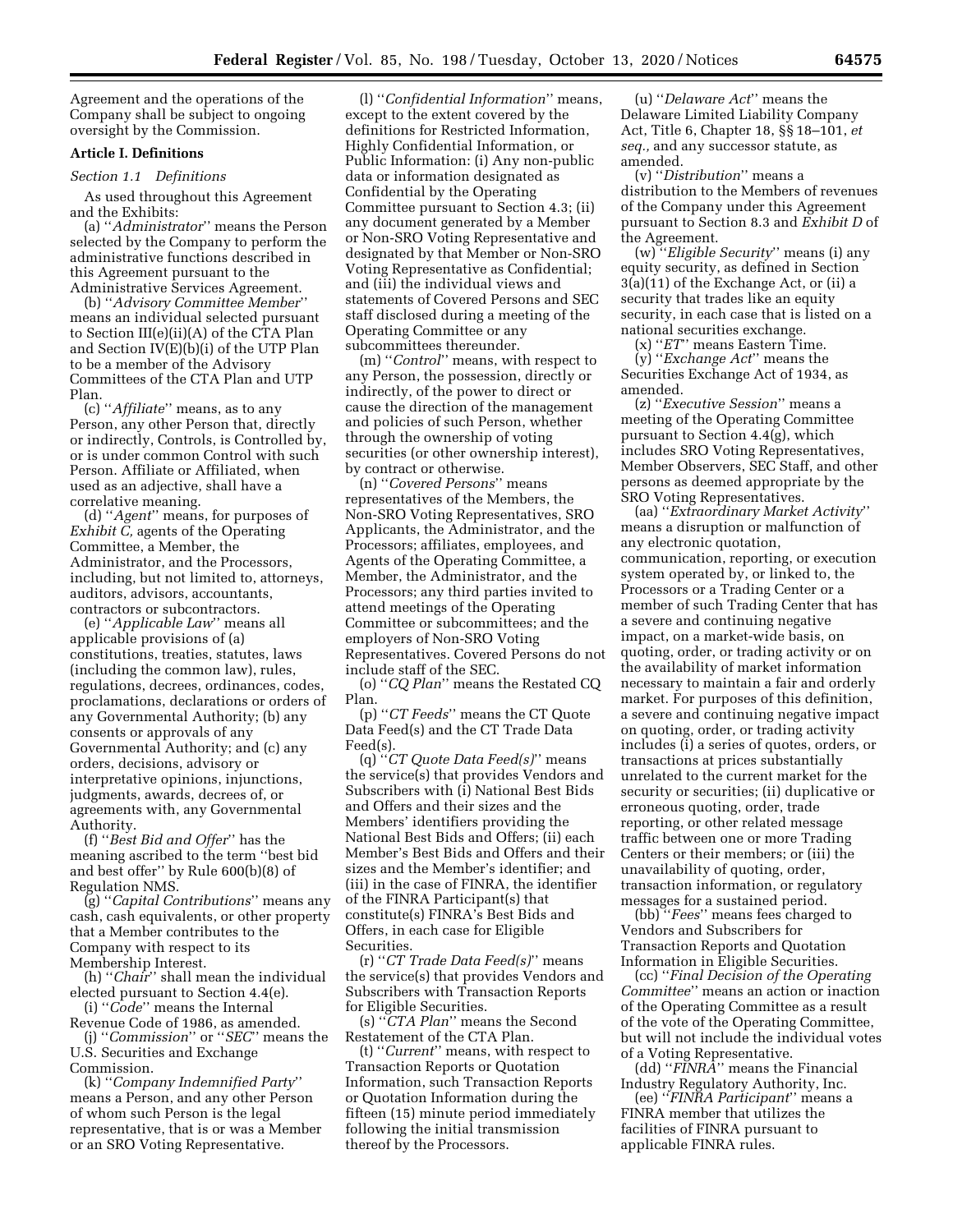Agreement and the operations of the Company shall be subject to ongoing oversight by the Commission.

## Article I. Definitions

### *Section 1.1 Definitions*

As used throughout this Agreement and the Exhibits:

(a) ''*Administrator*'' means the Person selected by the Company to perform the administrative functions described in this Agreement pursuant to the Administrative Services Agreement.

(b) ''*Advisory Committee Member*'' means an individual selected pursuant to Section III(e)(ii)(A) of the CTA Plan and Section IV(E)(b)(i) of the UTP Plan to be a member of the Advisory Committees of the CTA Plan and UTP Plan.

(c) ''*Affiliate*'' means, as to any Person, any other Person that, directly or indirectly, Controls, is Controlled by, or is under common Control with such Person. Affiliate or Affiliated, when used as an adjective, shall have a correlative meaning.

(d) ''*Agent*'' means, for purposes of *Exhibit C,* agents of the Operating Committee, a Member, the Administrator, and the Processors, including, but not limited to, attorneys, auditors, advisors, accountants, contractors or subcontractors.

(e) ''*Applicable Law*'' means all applicable provisions of (a) constitutions, treaties, statutes, laws (including the common law), rules, regulations, decrees, ordinances, codes, proclamations, declarations or orders of any Governmental Authority; (b) any consents or approvals of any Governmental Authority; and (c) any orders, decisions, advisory or interpretative opinions, injunctions, judgments, awards, decrees of, or agreements with, any Governmental Authority.

(f) ''*Best Bid and Offer*'' has the meaning ascribed to the term ''best bid and best offer'' by Rule 600(b)(8) of Regulation NMS.

(g) ''*Capital Contributions*'' means any cash, cash equivalents, or other property that a Member contributes to the Company with respect to its Membership Interest.

(h) ''*Chair*'' shall mean the individual elected pursuant to Section 4.4(e).

(i) ''*Code*'' means the Internal Revenue Code of 1986, as amended.

(j) ''*Commission*'' or ''*SEC*'' means the U.S. Securities and Exchange Commission.

(k) ''*Company Indemnified Party*'' means a Person, and any other Person of whom such Person is the legal representative, that is or was a Member or an SRO Voting Representative.

(l) ''*Confidential Information*'' means, except to the extent covered by the definitions for Restricted Information, Highly Confidential Information, or Public Information: (i) Any non-public data or information designated as Confidential by the Operating Committee pursuant to Section 4.3; (ii) any document generated by a Member or Non-SRO Voting Representative and designated by that Member or Non-SRO Voting Representative as Confidential; and (iii) the individual views and statements of Covered Persons and SEC staff disclosed during a meeting of the Operating Committee or any subcommittees thereunder.

(m) ''*Control*'' means, with respect to any Person, the possession, directly or indirectly, of the power to direct or cause the direction of the management and policies of such Person, whether through the ownership of voting securities (or other ownership interest), by contract or otherwise.

(n) ''*Covered Persons*'' means representatives of the Members, the Non-SRO Voting Representatives, SRO Applicants, the Administrator, and the Processors; affiliates, employees, and Agents of the Operating Committee, a Member, the Administrator, and the Processors; any third parties invited to attend meetings of the Operating Committee or subcommittees; and the employers of Non-SRO Voting Representatives. Covered Persons do not include staff of the SEC.

(o) ''*CQ Plan*'' means the Restated CQ Plan.

(p) ''*CT Feeds*'' means the CT Quote Data Feed(s) and the CT Trade Data Feed(s).

(q) ''*CT Quote Data Feed(s)*'' means the service(s) that provides Vendors and Subscribers with (i) National Best Bids and Offers and their sizes and the Members' identifiers providing the National Best Bids and Offers; (ii) each Member's Best Bids and Offers and their sizes and the Member's identifier; and (iii) in the case of FINRA, the identifier of the FINRA Participant(s) that constitute(s) FINRA's Best Bids and Offers, in each case for Eligible Securities.

(r) ''*CT Trade Data Feed(s)*'' means the service(s) that provides Vendors and Subscribers with Transaction Reports for Eligible Securities.

(s) ''*CTA Plan*'' means the Second Restatement of the CTA Plan.

(t) ''*Current*'' means, with respect to Transaction Reports or Quotation Information, such Transaction Reports or Quotation Information during the fifteen (15) minute period immediately following the initial transmission thereof by the Processors.

(u) ''*Delaware Act*'' means the Delaware Limited Liability Company Act, Title 6, Chapter 18, §§ 18–101, *et seq.,* and any successor statute, as amended.

(v) ''*Distribution*'' means a distribution to the Members of revenues of the Company under this Agreement pursuant to Section 8.3 and *Exhibit D* of the Agreement.

(w) ''*Eligible Security*'' means (i) any equity security, as defined in Section 3(a)(11) of the Exchange Act, or (ii) a security that trades like an equity security, in each case that is listed on a national securities exchange.

(x) ''*ET*'' means Eastern Time.

(y) ''*Exchange Act*'' means the Securities Exchange Act of 1934, as amended.

(z) ''*Executive Session*'' means a meeting of the Operating Committee pursuant to Section 4.4(g), which includes SRO Voting Representatives, Member Observers, SEC Staff, and other persons as deemed appropriate by the SRO Voting Representatives.

(aa) ''*Extraordinary Market Activity*'' means a disruption or malfunction of any electronic quotation, communication, reporting, or execution system operated by, or linked to, the Processors or a Trading Center or a member of such Trading Center that has a severe and continuing negative impact, on a market-wide basis, on quoting, order, or trading activity or on the availability of market information necessary to maintain a fair and orderly market. For purposes of this definition, a severe and continuing negative impact on quoting, order, or trading activity includes (i) a series of quotes, orders, or transactions at prices substantially unrelated to the current market for the security or securities; (ii) duplicative or erroneous quoting, order, trade reporting, or other related message traffic between one or more Trading Centers or their members; or (iii) the unavailability of quoting, order, transaction information, or regulatory messages for a sustained period.

(bb) ''*Fees*'' means fees charged to Vendors and Subscribers for Transaction Reports and Quotation Information in Eligible Securities.

(cc) ''*Final Decision of the Operating Committee*'' means an action or inaction of the Operating Committee as a result of the vote of the Operating Committee, but will not include the individual votes of a Voting Representative.

(dd) ''*FINRA*'' means the Financial Industry Regulatory Authority, Inc.

(ee) ''*FINRA Participant*'' means a FINRA member that utilizes the facilities of FINRA pursuant to applicable FINRA rules.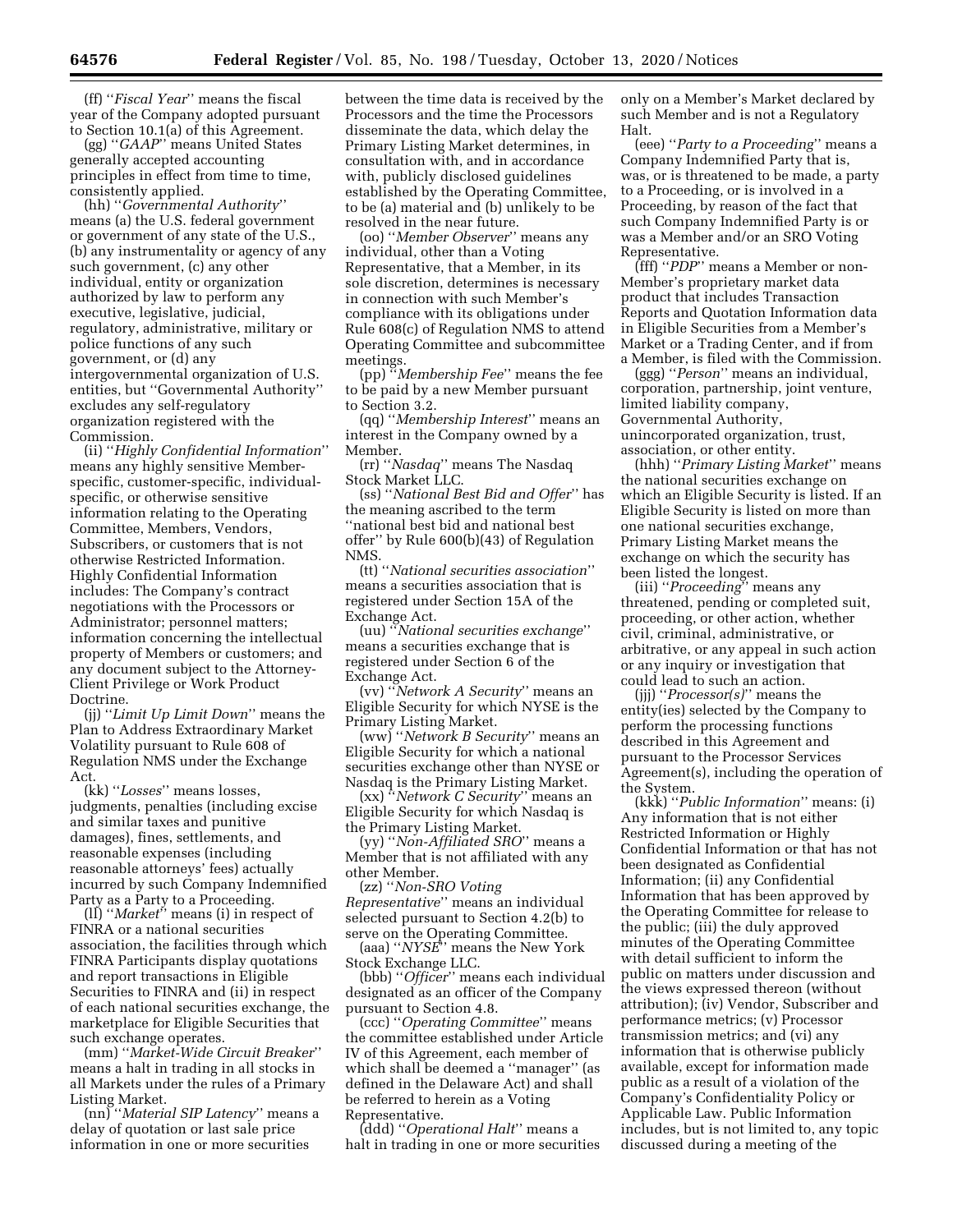(ff) ''*Fiscal Year*'' means the fiscal year of the Company adopted pursuant to Section 10.1(a) of this Agreement.

(gg) ''*GAAP*'' means United States generally accepted accounting principles in effect from time to time, consistently applied.

(hh) ''*Governmental Authority*'' means (a) the U.S. federal government or government of any state of the U.S., (b) any instrumentality or agency of any such government, (c) any other individual, entity or organization authorized by law to perform any executive, legislative, judicial, regulatory, administrative, military or police functions of any such government, or (d) any intergovernmental organization of U.S. entities, but ''Governmental Authority'' excludes any self-regulatory organization registered with the Commission.

(ii) ''*Highly Confidential Information*'' means any highly sensitive Member-specific, customer-specific, individual-specific, or otherwise sensitive information relating to the Operating Committee, Members, Vendors, Subscribers, or customers that is not otherwise Restricted Information. Highly Confidential Information includes: The Company's contract negotiations with the Processors or Administrator; personnel matters; information concerning the intellectual property of Members or customers; and any document subject to the Attorney-Client Privilege or Work Product Doctrine.

(jj) ''*Limit Up Limit Down*'' means the Plan to Address Extraordinary Market Volatility pursuant to Rule 608 of Regulation NMS under the Exchange Act.

(kk) ''*Losses*'' means losses, judgments, penalties (including excise and similar taxes and punitive damages), fines, settlements, and reasonable expenses (including reasonable attorneys' fees) actually incurred by such Company Indemnified Party as a Party to a Proceeding.

(ll) ''*Market*'' means (i) in respect of FINRA or a national securities association, the facilities through which FINRA Participants display quotations and report transactions in Eligible Securities to FINRA and (ii) in respect of each national securities exchange, the marketplace for Eligible Securities that such exchange operates.

(mm) ''*Market-Wide Circuit Breaker*'' means a halt in trading in all stocks in all Markets under the rules of a Primary Listing Market.

(nn) ''*Material SIP Latency*'' means a delay of quotation or last sale price information in one or more securities between the time data is received by the Processors and the time the Processors disseminate the data, which delay the Primary Listing Market determines, in consultation with, and in accordance with, publicly disclosed guidelines established by the Operating Committee, to be (a) material and (b) unlikely to be resolved in the near future.

(oo) ''*Member Observer*'' means any individual, other than a Voting Representative, that a Member, in its sole discretion, determines is necessary in connection with such Member's compliance with its obligations under Rule 608(c) of Regulation NMS to attend Operating Committee and subcommittee meetings.

(pp) ''*Membership Fee*'' means the fee to be paid by a new Member pursuant to Section 3.2.

(qq) ''*Membership Interest*'' means an interest in the Company owned by a Member.

(rr) ''*Nasdaq*'' means The Nasdaq Stock Market LLC.

(ss) ''*National Best Bid and Offer*'' has the meaning ascribed to the term ''national best bid and national best offer'' by Rule 600(b)(43) of Regulation NMS.

(tt) ''*National securities association*'' means a securities association that is registered under Section 15A of the Exchange Act.

(uu) ''*National securities exchange*'' means a securities exchange that is registered under Section 6 of the Exchange Act.

(vv) ''*Network A Security*'' means an Eligible Security for which NYSE is the Primary Listing Market.

(ww) ''*Network B Security*'' means an Eligible Security for which a national securities exchange other than NYSE or Nasdaq is the Primary Listing Market.

(xx) ''*Network C Security*'' means an Eligible Security for which Nasdaq is the Primary Listing Market.

(yy) ''*Non-Affiliated SRO*'' means a Member that is not affiliated with any other Member.

(zz) ''*Non-SRO Voting Representative*'' means an individual selected pursuant to Section 4.2(b) to serve on the Operating Committee.

(aaa) ''*NYSE*'' means the New York Stock Exchange LLC.

(bbb) ''*Officer*'' means each individual designated as an officer of the Company pursuant to Section 4.8.

(ccc) ''*Operating Committee*'' means the committee established under Article IV of this Agreement, each member of which shall be deemed a ''manager'' (as defined in the Delaware Act) and shall be referred to herein as a Voting Representative.

(ddd) ''*Operational Halt*'' means a halt in trading in one or more securities only on a Member's Market declared by such Member and is not a Regulatory Halt.

(eee) ''*Party to a Proceeding*'' means a Company Indemnified Party that is, was, or is threatened to be made, a party to a Proceeding, or is involved in a Proceeding, by reason of the fact that such Company Indemnified Party is or was a Member and/or an SRO Voting Representative.

(fff) ''*PDP*'' means a Member or non-Member's proprietary market data product that includes Transaction Reports and Quotation Information data in Eligible Securities from a Member's Market or a Trading Center, and if from a Member, is filed with the Commission.

(ggg) ''*Person*'' means an individual, corporation, partnership, joint venture, limited liability company, Governmental Authority, unincorporated organization, trust, association, or other entity.

(hhh) ''*Primary Listing Market*'' means the national securities exchange on which an Eligible Security is listed. If an Eligible Security is listed on more than one national securities exchange, Primary Listing Market means the exchange on which the security has been listed the longest.

(iii) ''*Proceeding*'' means any threatened, pending or completed suit, proceeding, or other action, whether civil, criminal, administrative, or arbitrative, or any appeal in such action or any inquiry or investigation that could lead to such an action.

(jjj) ''*Processor(s)*'' means the entity(ies) selected by the Company to perform the processing functions described in this Agreement and pursuant to the Processor Services Agreement(s), including the operation of the System.

(kkk) ''*Public Information*'' means: (i) Any information that is not either Restricted Information or Highly Confidential Information or that has not been designated as Confidential Information; (ii) any Confidential Information that has been approved by the Operating Committee for release to the public; (iii) the duly approved minutes of the Operating Committee with detail sufficient to inform the public on matters under discussion and the views expressed thereon (without attribution); (iv) Vendor, Subscriber and performance metrics; (v) Processor transmission metrics; and (vi) any information that is otherwise publicly available, except for information made public as a result of a violation of the Company's Confidentiality Policy or Applicable Law. Public Information includes, but is not limited to, any topic discussed during a meeting of the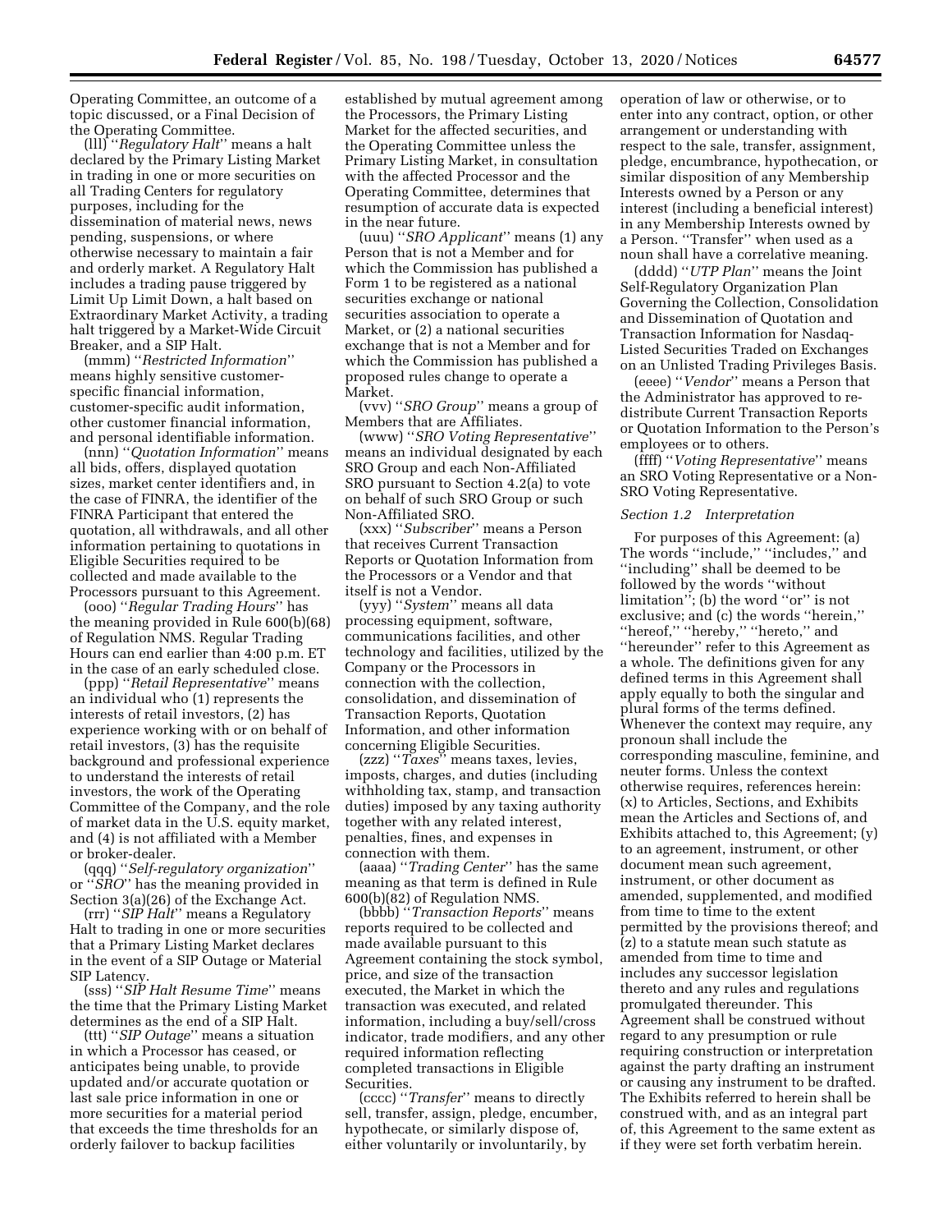Operating Committee, an outcome of a topic discussed, or a Final Decision of the Operating Committee.

(lll) "*Regulatory Halt*" means a halt declared by the Primary Listing Market in trading in one or more securities on all Trading Centers for regulatory purposes, including for the dissemination of material news, news pending, suspensions, or where otherwise necessary to maintain a fair and orderly market. A Regulatory Halt includes a trading pause triggered by Limit Up Limit Down, a halt based on Extraordinary Market Activity, a trading halt triggered by a Market-Wide Circuit Breaker, and a SIP Halt.

(mmm) "*Restricted Information*" means highly sensitive customer-specific financial information, customer-specific audit information, other customer financial information, and personal identifiable information.

(nnn) "*Quotation Information*" means all bids, offers, displayed quotation sizes, market center identifiers and, in the case of FINRA, the identifier of the FINRA Participant that entered the quotation, all withdrawals, and all other information pertaining to quotations in Eligible Securities required to be collected and made available to the Processors pursuant to this Agreement.

(ooo) "*Regular Trading Hours*" has the meaning provided in Rule 600(b)(68) of Regulation NMS. Regular Trading Hours can end earlier than 4:00 p.m. ET in the case of an early scheduled close.

(ppp) "*Retail Representative*" means an individual who (1) represents the interests of retail investors, (2) has experience working with or on behalf of retail investors, (3) has the requisite background and professional experience to understand the interests of retail investors, the work of the Operating Committee of the Company, and the role of market data in the U.S. equity market, and (4) is not affiliated with a Member or broker-dealer.

(qqq) "*Self-regulatory organization*" or "*SRO*" has the meaning provided in Section 3(a)(26) of the Exchange Act.

(rrr) "*SIP Halt*" means a Regulatory Halt to trading in one or more securities that a Primary Listing Market declares in the event of a SIP Outage or Material SIP Latency.

(sss) "*SIP Halt Resume Time*" means the time that the Primary Listing Market determines as the end of a SIP Halt.

(ttt) "*SIP Outage*" means a situation in which a Processor has ceased, or anticipates being unable, to provide updated and/or accurate quotation or last sale price information in one or more securities for a material period that exceeds the time thresholds for an orderly failover to backup facilities established by mutual agreement among the Processors, the Primary Listing Market for the affected securities, and the Operating Committee unless the Primary Listing Market, in consultation with the affected Processor and the Operating Committee, determines that resumption of accurate data is expected in the near future.

(uuu) "*SRO Applicant*" means (1) any Person that is not a Member and for which the Commission has published a Form 1 to be registered as a national securities exchange or national securities association to operate a Market, or (2) a national securities exchange that is not a Member and for which the Commission has published a proposed rules change to operate a Market.

(vvv) "*SRO Group*" means a group of Members that are Affiliates.

(www) "*SRO Voting Representative*" means an individual designated by each SRO Group and each Non-Affiliated SRO pursuant to Section 4.2(a) to vote on behalf of such SRO Group or such Non-Affiliated SRO.

(xxx) "*Subscriber*" means a Person that receives Current Transaction Reports or Quotation Information from the Processors or a Vendor and that itself is not a Vendor.

(yyy) "*System*" means all data processing equipment, software, communications facilities, and other technology and facilities, utilized by the Company or the Processors in connection with the collection, consolidation, and dissemination of Transaction Reports, Quotation Information, and other information concerning Eligible Securities.

(zzz) "*Taxes*" means taxes, levies, imposts, charges, and duties (including withholding tax, stamp, and transaction duties) imposed by any taxing authority together with any related interest, penalties, fines, and expenses in connection with them.

(aaaa) "*Trading Center*" has the same meaning as that term is defined in Rule 600(b)(82) of Regulation NMS.

(bbbb) "*Transaction Reports*" means reports required to be collected and made available pursuant to this Agreement containing the stock symbol, price, and size of the transaction executed, the Market in which the transaction was executed, and related information, including a buy/sell/cross indicator, trade modifiers, and any other required information reflecting completed transactions in Eligible Securities.

(cccc) "*Transfer*" means to directly sell, transfer, assign, pledge, encumber, hypothecate, or similarly dispose of, either voluntarily or involuntarily, by operation of law or otherwise, or to enter into any contract, option, or other arrangement or understanding with respect to the sale, transfer, assignment, pledge, encumbrance, hypothecation, or similar disposition of any Membership Interests owned by a Person or any interest (including a beneficial interest) in any Membership Interests owned by a Person. "Transfer" when used as a noun shall have a correlative meaning.

(dddd) "*UTP Plan*" means the Joint Self-Regulatory Organization Plan Governing the Collection, Consolidation and Dissemination of Quotation and Transaction Information for Nasdaq-Listed Securities Traded on Exchanges on an Unlisted Trading Privileges Basis.

(eeee) "*Vendor*" means a Person that the Administrator has approved to re-distribute Current Transaction Reports or Quotation Information to the Person's employees or to others.

(ffff) "*Voting Representative*" means an SRO Voting Representative or a Non-SRO Voting Representative.

*Section 1.2 Interpretation*

For purposes of this Agreement: (a) The words "include," "includes," and "including" shall be deemed to be followed by the words "without limitation"; (b) the word "or" is not exclusive; and (c) the words "herein," "hereof," "hereby," "hereto," and "hereunder" refer to this Agreement as a whole. The definitions given for any defined terms in this Agreement shall apply equally to both the singular and plural forms of the terms defined. Whenever the context may require, any pronoun shall include the corresponding masculine, feminine, and neuter forms. Unless the context otherwise requires, references herein: (x) to Articles, Sections, and Exhibits mean the Articles and Sections of, and Exhibits attached to, this Agreement; (y) to an agreement, instrument, or other document mean such agreement, instrument, or other document as amended, supplemented, and modified from time to time to the extent permitted by the provisions thereof; and (z) to a statute mean such statute as amended from time to time and includes any successor legislation thereto and any rules and regulations promulgated thereunder. This Agreement shall be construed without regard to any presumption or rule requiring construction or interpretation against the party drafting an instrument or causing any instrument to be drafted. The Exhibits referred to herein shall be construed with, and as an integral part of, this Agreement to the same extent as if they were set forth verbatim herein.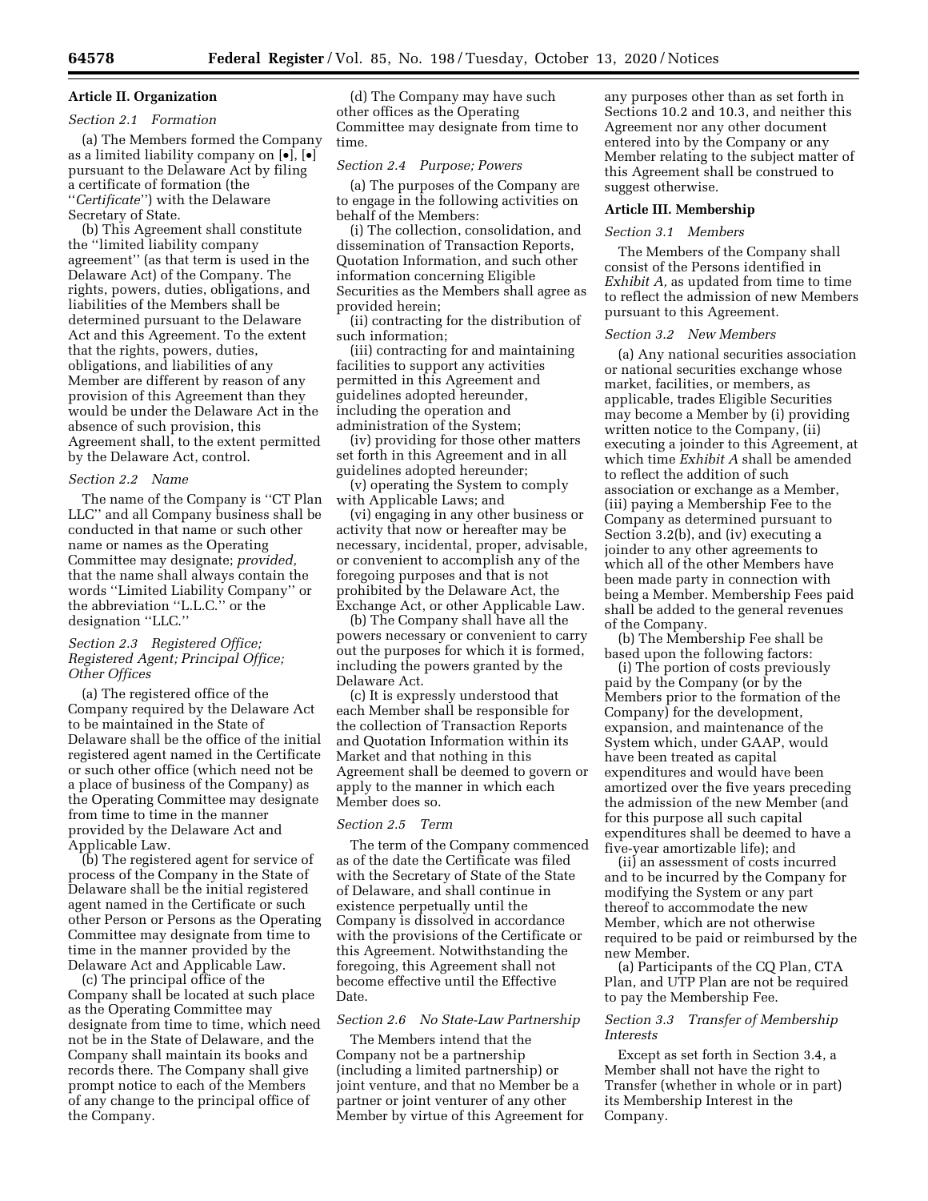## Article II. Organization

### Section 2.1 Formation

(a) The Members formed the Company as a limited liability company on [•], [•] pursuant to the Delaware Act by filing a certificate of formation (the ''*Certificate*'') with the Delaware Secretary of State.

(b) This Agreement shall constitute the ''limited liability company agreement'' (as that term is used in the Delaware Act) of the Company. The rights, powers, duties, obligations, and liabilities of the Members shall be determined pursuant to the Delaware Act and this Agreement. To the extent that the rights, powers, duties, obligations, and liabilities of any Member are different by reason of any provision of this Agreement than they would be under the Delaware Act in the absence of such provision, this Agreement shall, to the extent permitted by the Delaware Act, control.

### Section 2.2 Name

The name of the Company is ''CT Plan LLC'' and all Company business shall be conducted in that name or such other name or names as the Operating Committee may designate; *provided,* that the name shall always contain the words ''Limited Liability Company'' or the abbreviation ''L.L.C.'' or the designation ''LLC.''

### Section 2.3 Registered Office; Registered Agent; Principal Office; Other Offices

(a) The registered office of the Company required by the Delaware Act to be maintained in the State of Delaware shall be the office of the initial registered agent named in the Certificate or such other office (which need not be a place of business of the Company) as the Operating Committee may designate from time to time in the manner provided by the Delaware Act and Applicable Law.

(b) The registered agent for service of process of the Company in the State of Delaware shall be the initial registered agent named in the Certificate or such other Person or Persons as the Operating Committee may designate from time to time in the manner provided by the Delaware Act and Applicable Law.

(c) The principal office of the Company shall be located at such place as the Operating Committee may designate from time to time, which need not be in the State of Delaware, and the Company shall maintain its books and records there. The Company shall give prompt notice to each of the Members of any change to the principal office of the Company.

(d) The Company may have such other offices as the Operating Committee may designate from time to time.

### Section 2.4 Purpose; Powers

(a) The purposes of the Company are to engage in the following activities on behalf of the Members:

(i) The collection, consolidation, and dissemination of Transaction Reports, Quotation Information, and such other information concerning Eligible Securities as the Members shall agree as provided herein;

(ii) contracting for the distribution of such information;

(iii) contracting for and maintaining facilities to support any activities permitted in this Agreement and guidelines adopted hereunder, including the operation and administration of the System;

(iv) providing for those other matters set forth in this Agreement and in all guidelines adopted hereunder;

(v) operating the System to comply with Applicable Laws; and

(vi) engaging in any other business or activity that now or hereafter may be necessary, incidental, proper, advisable, or convenient to accomplish any of the foregoing purposes and that is not prohibited by the Delaware Act, the Exchange Act, or other Applicable Law.

(b) The Company shall have all the powers necessary or convenient to carry out the purposes for which it is formed, including the powers granted by the Delaware Act.

(c) It is expressly understood that each Member shall be responsible for the collection of Transaction Reports and Quotation Information within its Market and that nothing in this Agreement shall be deemed to govern or apply to the manner in which each Member does so.

### Section 2.5 Term

The term of the Company commenced as of the date the Certificate was filed with the Secretary of State of the State of Delaware, and shall continue in existence perpetually until the Company is dissolved in accordance with the provisions of the Certificate or this Agreement. Notwithstanding the foregoing, this Agreement shall not become effective until the Effective Date.

### Section 2.6 No State-Law Partnership

The Members intend that the Company not be a partnership (including a limited partnership) or joint venture, and that no Member be a partner or joint venturer of any other Member by virtue of this Agreement for any purposes other than as set forth in Sections 10.2 and 10.3, and neither this Agreement nor any other document entered into by the Company or any Member relating to the subject matter of this Agreement shall be construed to suggest otherwise.

## Article III. Membership

### Section 3.1 Members

The Members of the Company shall consist of the Persons identified in *Exhibit A,* as updated from time to time to reflect the admission of new Members pursuant to this Agreement.

### Section 3.2 New Members

(a) Any national securities association or national securities exchange whose market, facilities, or members, as applicable, trades Eligible Securities may become a Member by (i) providing written notice to the Company, (ii) executing a joinder to this Agreement, at which time *Exhibit A* shall be amended to reflect the addition of such association or exchange as a Member, (iii) paying a Membership Fee to the Company as determined pursuant to Section 3.2(b), and (iv) executing a joinder to any other agreements to which all of the other Members have been made party in connection with being a Member. Membership Fees paid shall be added to the general revenues of the Company.

(b) The Membership Fee shall be based upon the following factors:

(i) The portion of costs previously paid by the Company (or by the Members prior to the formation of the Company) for the development, expansion, and maintenance of the System which, under GAAP, would have been treated as capital expenditures and would have been amortized over the five years preceding the admission of the new Member (and for this purpose all such capital expenditures shall be deemed to have a five-year amortizable life); and

(ii) an assessment of costs incurred and to be incurred by the Company for modifying the System or any part thereof to accommodate the new Member, which are not otherwise required to be paid or reimbursed by the new Member.

(a) Participants of the CQ Plan, CTA Plan, and UTP Plan are not be required to pay the Membership Fee.

### Section 3.3 Transfer of Membership Interests

Except as set forth in Section 3.4, a Member shall not have the right to Transfer (whether in whole or in part) its Membership Interest in the Company.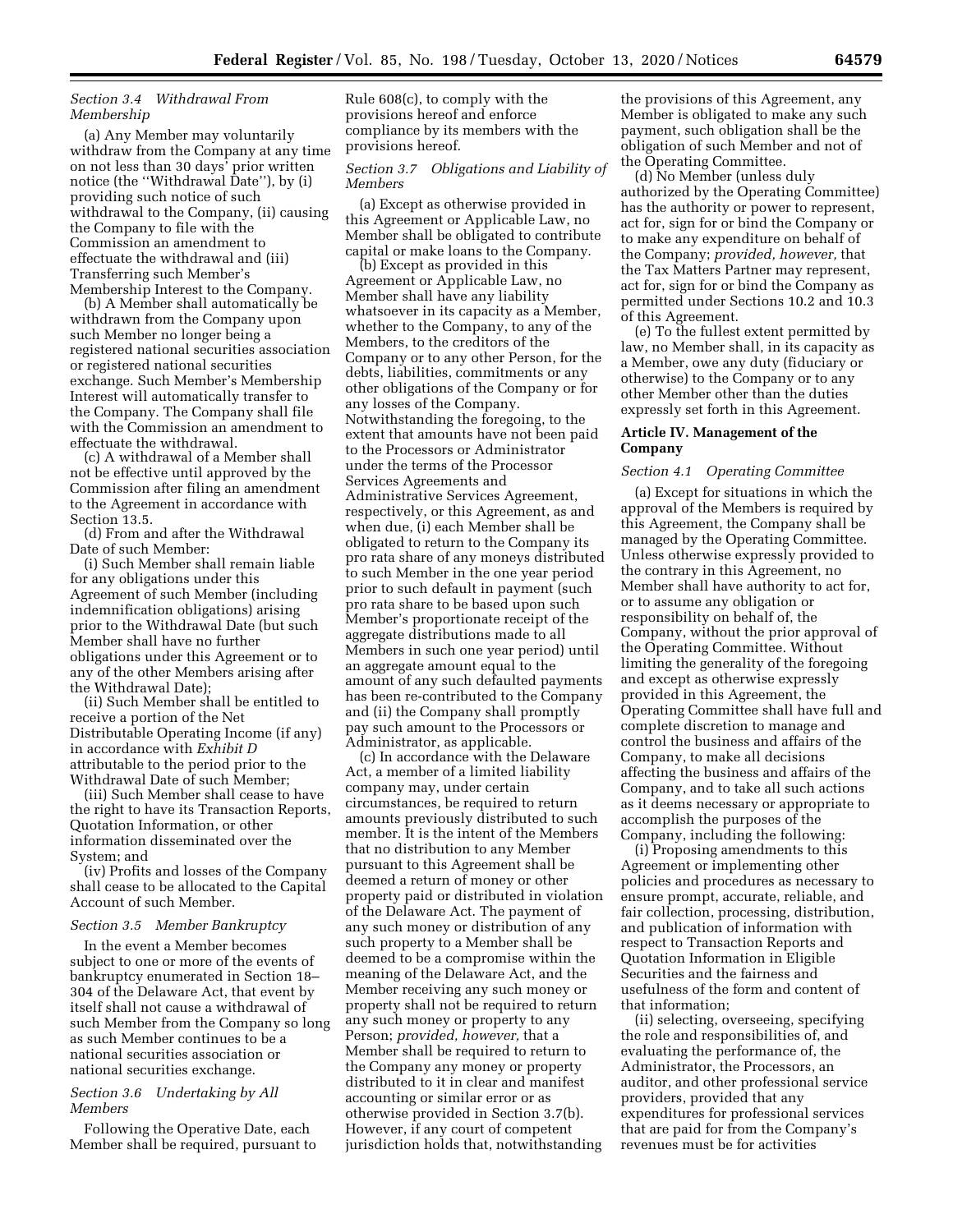*Section 3.4 Withdrawal From Membership*

(a) Any Member may voluntarily withdraw from the Company at any time on not less than 30 days' prior written notice (the ''Withdrawal Date''), by (i) providing such notice of such withdrawal to the Company, (ii) causing the Company to file with the Commission an amendment to effectuate the withdrawal and (iii) Transferring such Member's Membership Interest to the Company.

(b) A Member shall automatically be withdrawn from the Company upon such Member no longer being a registered national securities association or registered national securities exchange. Such Member's Membership Interest will automatically transfer to the Company. The Company shall file with the Commission an amendment to effectuate the withdrawal.

(c) A withdrawal of a Member shall not be effective until approved by the Commission after filing an amendment to the Agreement in accordance with Section 13.5.

(d) From and after the Withdrawal Date of such Member:

(i) Such Member shall remain liable for any obligations under this Agreement of such Member (including indemnification obligations) arising prior to the Withdrawal Date (but such Member shall have no further obligations under this Agreement or to any of the other Members arising after the Withdrawal Date);

(ii) Such Member shall be entitled to receive a portion of the Net Distributable Operating Income (if any) in accordance with *Exhibit D* attributable to the period prior to the Withdrawal Date of such Member;

(iii) Such Member shall cease to have the right to have its Transaction Reports, Quotation Information, or other information disseminated over the System; and

(iv) Profits and losses of the Company shall cease to be allocated to the Capital Account of such Member.

*Section 3.5 Member Bankruptcy*

In the event a Member becomes subject to one or more of the events of bankruptcy enumerated in Section 18–304 of the Delaware Act, that event by itself shall not cause a withdrawal of such Member from the Company so long as such Member continues to be a national securities association or national securities exchange.

*Section 3.6 Undertaking by All Members*

Following the Operative Date, each Member shall be required, pursuant to Rule 608(c), to comply with the provisions hereof and enforce compliance by its members with the provisions hereof.

*Section 3.7 Obligations and Liability of Members*

(a) Except as otherwise provided in this Agreement or Applicable Law, no Member shall be obligated to contribute capital or make loans to the Company.

(b) Except as provided in this Agreement or Applicable Law, no Member shall have any liability whatsoever in its capacity as a Member, whether to the Company, to any of the Members, to the creditors of the Company or to any other Person, for the debts, liabilities, commitments or any other obligations of the Company or for any losses of the Company. Notwithstanding the foregoing, to the extent that amounts have not been paid to the Processors or Administrator under the terms of the Processor Services Agreements and Administrative Services Agreement, respectively, or this Agreement, as and when due, (i) each Member shall be obligated to return to the Company its pro rata share of any moneys distributed to such Member in the one year period prior to such default in payment (such pro rata share to be based upon such Member's proportionate receipt of the aggregate distributions made to all Members in such one year period) until an aggregate amount equal to the amount of any such defaulted payments has been re-contributed to the Company and (ii) the Company shall promptly pay such amount to the Processors or Administrator, as applicable.

(c) In accordance with the Delaware Act, a member of a limited liability company may, under certain circumstances, be required to return amounts previously distributed to such member. It is the intent of the Members that no distribution to any Member pursuant to this Agreement shall be deemed a return of money or other property paid or distributed in violation of the Delaware Act. The payment of any such money or distribution of any such property to a Member shall be deemed to be a compromise within the meaning of the Delaware Act, and the Member receiving any such money or property shall not be required to return any such money or property to any Person; *provided, however,* that a Member shall be required to return to the Company any money or property distributed to it in clear and manifest accounting or similar error or as otherwise provided in Section 3.7(b). However, if any court of competent jurisdiction holds that, notwithstanding the provisions of this Agreement, any Member is obligated to make any such payment, such obligation shall be the obligation of such Member and not of the Operating Committee.

(d) No Member (unless duly authorized by the Operating Committee) has the authority or power to represent, act for, sign for or bind the Company or to make any expenditure on behalf of the Company; *provided, however,* that the Tax Matters Partner may represent, act for, sign for or bind the Company as permitted under Sections 10.2 and 10.3 of this Agreement.

(e) To the fullest extent permitted by law, no Member shall, in its capacity as a Member, owe any duty (fiduciary or otherwise) to the Company or to any other Member other than the duties expressly set forth in this Agreement.

**Article IV. Management of the Company**

*Section 4.1 Operating Committee*

(a) Except for situations in which the approval of the Members is required by this Agreement, the Company shall be managed by the Operating Committee. Unless otherwise expressly provided to the contrary in this Agreement, no Member shall have authority to act for, or to assume any obligation or responsibility on behalf of, the Company, without the prior approval of the Operating Committee. Without limiting the generality of the foregoing and except as otherwise expressly provided in this Agreement, the Operating Committee shall have full and complete discretion to manage and control the business and affairs of the Company, to make all decisions affecting the business and affairs of the Company, and to take all such actions as it deems necessary or appropriate to accomplish the purposes of the Company, including the following:

(i) Proposing amendments to this Agreement or implementing other policies and procedures as necessary to ensure prompt, accurate, reliable, and fair collection, processing, distribution, and publication of information with respect to Transaction Reports and Quotation Information in Eligible Securities and the fairness and usefulness of the form and content of that information;

(ii) selecting, overseeing, specifying the role and responsibilities of, and evaluating the performance of, the Administrator, the Processors, an auditor, and other professional service providers, provided that any expenditures for professional services that are paid for from the Company's revenues must be for activities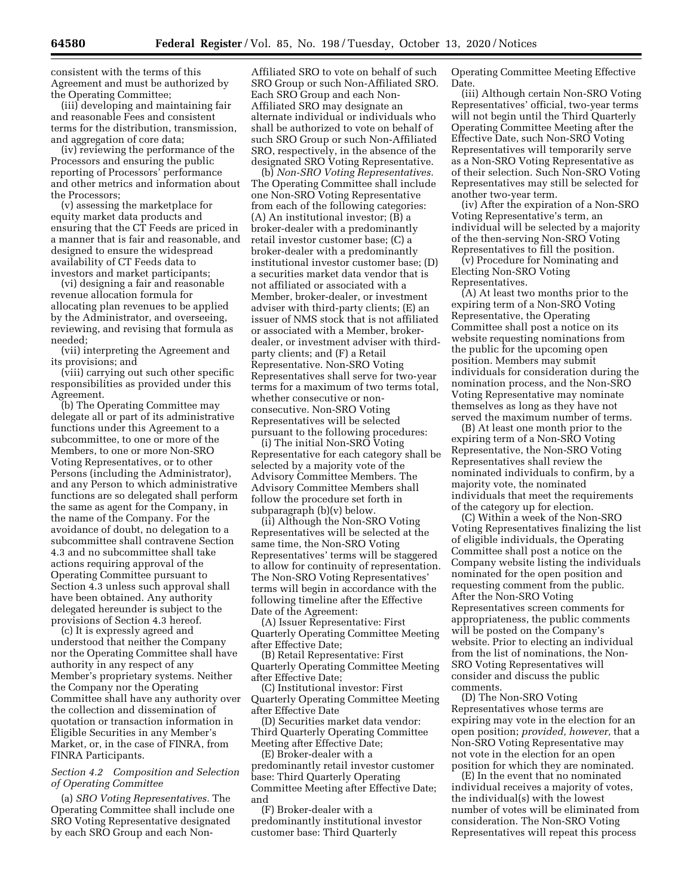consistent with the terms of this Agreement and must be authorized by the Operating Committee;

(iii) developing and maintaining fair and reasonable Fees and consistent terms for the distribution, transmission, and aggregation of core data;

(iv) reviewing the performance of the Processors and ensuring the public reporting of Processors' performance and other metrics and information about the Processors;

(v) assessing the marketplace for equity market data products and ensuring that the CT Feeds are priced in a manner that is fair and reasonable, and designed to ensure the widespread availability of CT Feeds data to investors and market participants;

(vi) designing a fair and reasonable revenue allocation formula for allocating plan revenues to be applied by the Administrator, and overseeing, reviewing, and revising that formula as needed;

(vii) interpreting the Agreement and its provisions; and

(viii) carrying out such other specific responsibilities as provided under this Agreement.

(b) The Operating Committee may delegate all or part of its administrative functions under this Agreement to a subcommittee, to one or more of the Members, to one or more Non-SRO Voting Representatives, or to other Persons (including the Administrator), and any Person to which administrative functions are so delegated shall perform the same as agent for the Company, in the name of the Company. For the avoidance of doubt, no delegation to a subcommittee shall contravene Section 4.3 and no subcommittee shall take actions requiring approval of the Operating Committee pursuant to Section 4.3 unless such approval shall have been obtained. Any authority delegated hereunder is subject to the provisions of Section 4.3 hereof.

(c) It is expressly agreed and understood that neither the Company nor the Operating Committee shall have authority in any respect of any Member's proprietary systems. Neither the Company nor the Operating Committee shall have any authority over the collection and dissemination of quotation or transaction information in Eligible Securities in any Member's Market, or, in the case of FINRA, from FINRA Participants.

*Section 4.2 Composition and Selection of Operating Committee*

(a) *SRO Voting Representatives.* The Operating Committee shall include one SRO Voting Representative designated by each SRO Group and each Non-Affiliated SRO to vote on behalf of such SRO Group or such Non-Affiliated SRO. Each SRO Group and each Non-Affiliated SRO may designate an alternate individual or individuals who shall be authorized to vote on behalf of such SRO Group or such Non-Affiliated SRO, respectively, in the absence of the designated SRO Voting Representative.

(b) *Non-SRO Voting Representatives.* The Operating Committee shall include one Non-SRO Voting Representative from each of the following categories: (A) An institutional investor; (B) a broker-dealer with a predominantly retail investor customer base; (C) a broker-dealer with a predominantly institutional investor customer base; (D) a securities market data vendor that is not affiliated or associated with a Member, broker-dealer, or investment adviser with third-party clients; (E) an issuer of NMS stock that is not affiliated or associated with a Member, broker-dealer, or investment adviser with third-party clients; and (F) a Retail Representative. Non-SRO Voting Representatives shall serve for two-year terms for a maximum of two terms total, whether consecutive or non-consecutive. Non-SRO Voting Representatives will be selected pursuant to the following procedures:

(i) The initial Non-SRO Voting Representative for each category shall be selected by a majority vote of the Advisory Committee Members. The Advisory Committee Members shall follow the procedure set forth in subparagraph (b)(v) below.

(ii) Although the Non-SRO Voting Representatives will be selected at the same time, the Non-SRO Voting Representatives' terms will be staggered to allow for continuity of representation. The Non-SRO Voting Representatives' terms will begin in accordance with the following timeline after the Effective Date of the Agreement:

(A) Issuer Representative: First Quarterly Operating Committee Meeting after Effective Date;

(B) Retail Representative: First Quarterly Operating Committee Meeting after Effective Date;

(C) Institutional investor: First Quarterly Operating Committee Meeting after Effective Date

(D) Securities market data vendor: Third Quarterly Operating Committee Meeting after Effective Date;

(E) Broker-dealer with a predominantly retail investor customer base: Third Quarterly Operating Committee Meeting after Effective Date; and

(F) Broker-dealer with a predominantly institutional investor customer base: Third Quarterly Operating Committee Meeting Effective Date.

(iii) Although certain Non-SRO Voting Representatives' official, two-year terms will not begin until the Third Quarterly Operating Committee Meeting after the Effective Date, such Non-SRO Voting Representatives will temporarily serve as a Non-SRO Voting Representative as of their selection. Such Non-SRO Voting Representatives may still be selected for another two-year term.

(iv) After the expiration of a Non-SRO Voting Representative's term, an individual will be selected by a majority of the then-serving Non-SRO Voting Representatives to fill the position.

(v) Procedure for Nominating and Electing Non-SRO Voting Representatives.

(A) At least two months prior to the expiring term of a Non-SRO Voting Representative, the Operating Committee shall post a notice on its website requesting nominations from the public for the upcoming open position. Members may submit individuals for consideration during the nomination process, and the Non-SRO Voting Representative may nominate themselves as long as they have not served the maximum number of terms.

(B) At least one month prior to the expiring term of a Non-SRO Voting Representative, the Non-SRO Voting Representatives shall review the nominated individuals to confirm, by a majority vote, the nominated individuals that meet the requirements of the category up for election.

(C) Within a week of the Non-SRO Voting Representatives finalizing the list of eligible individuals, the Operating Committee shall post a notice on the Company website listing the individuals nominated for the open position and requesting comment from the public. After the Non-SRO Voting Representatives screen comments for appropriateness, the public comments will be posted on the Company's website. Prior to electing an individual from the list of nominations, the Non-SRO Voting Representatives will consider and discuss the public comments.

(D) The Non-SRO Voting Representatives whose terms are expiring may vote in the election for an open position; *provided, however,* that a Non-SRO Voting Representative may not vote in the election for an open position for which they are nominated.

(E) In the event that no nominated individual receives a majority of votes, the individual(s) with the lowest number of votes will be eliminated from consideration. The Non-SRO Voting Representatives will repeat this process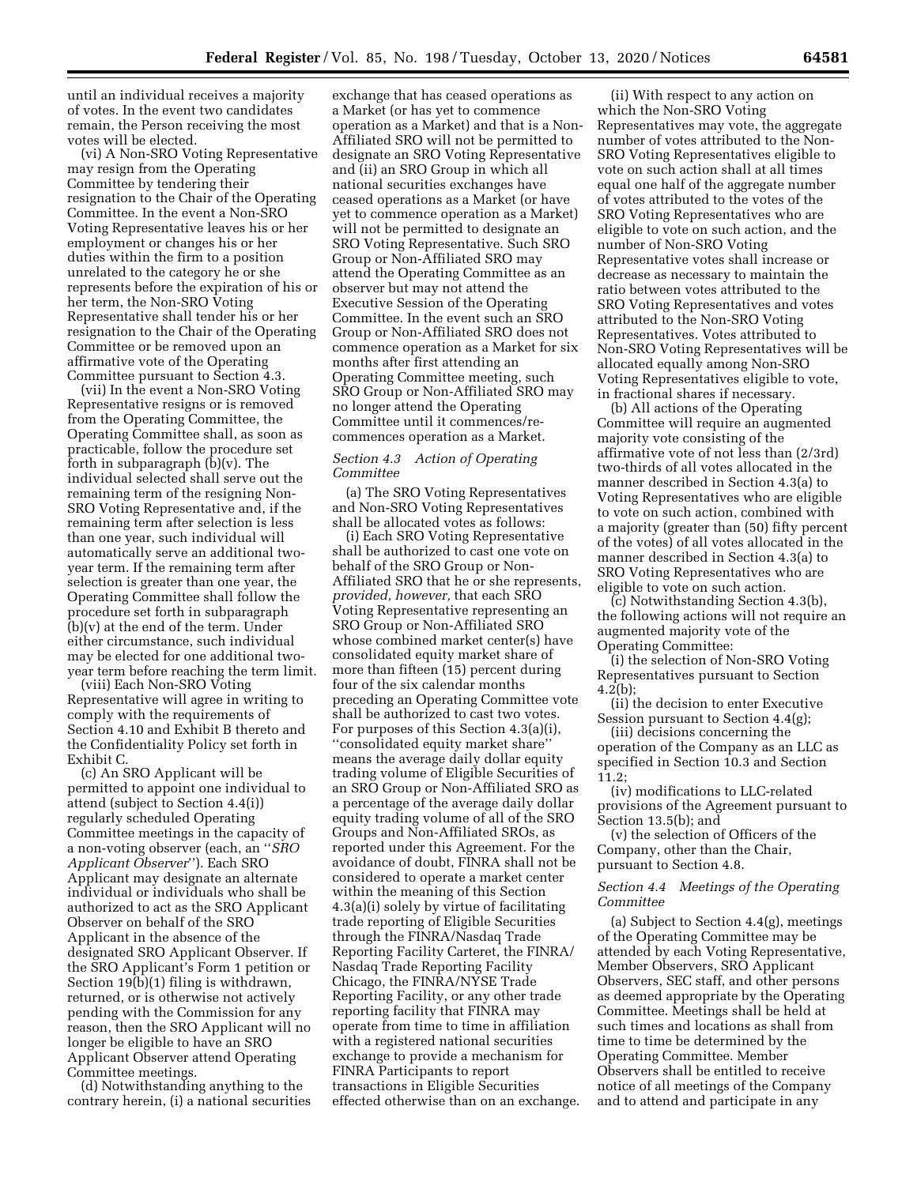until an individual receives a majority of votes. In the event two candidates remain, the Person receiving the most votes will be elected.

(vi) A Non-SRO Voting Representative may resign from the Operating Committee by tendering their resignation to the Chair of the Operating Committee. In the event a Non-SRO Voting Representative leaves his or her employment or changes his or her duties within the firm to a position unrelated to the category he or she represents before the expiration of his or her term, the Non-SRO Voting Representative shall tender his or her resignation to the Chair of the Operating Committee or be removed upon an affirmative vote of the Operating Committee pursuant to Section 4.3.

(vii) In the event a Non-SRO Voting Representative resigns or is removed from the Operating Committee, the Operating Committee shall, as soon as practicable, follow the procedure set forth in subparagraph (b)(v). The individual selected shall serve out the remaining term of the resigning Non-SRO Voting Representative and, if the remaining term after selection is less than one year, such individual will automatically serve an additional two-year term. If the remaining term after selection is greater than one year, the Operating Committee shall follow the procedure set forth in subparagraph (b)(v) at the end of the term. Under either circumstance, such individual may be elected for one additional two-year term before reaching the term limit.

(viii) Each Non-SRO Voting Representative will agree in writing to comply with the requirements of Section 4.10 and Exhibit B thereto and the Confidentiality Policy set forth in Exhibit C.

(c) An SRO Applicant will be permitted to appoint one individual to attend (subject to Section 4.4(i)) regularly scheduled Operating Committee meetings in the capacity of a non-voting observer (each, an ''*SRO Applicant Observer*''). Each SRO Applicant may designate an alternate individual or individuals who shall be authorized to act as the SRO Applicant Observer on behalf of the SRO Applicant in the absence of the designated SRO Applicant Observer. If the SRO Applicant's Form 1 petition or Section 19(b)(1) filing is withdrawn, returned, or is otherwise not actively pending with the Commission for any reason, then the SRO Applicant will no longer be eligible to have an SRO Applicant Observer attend Operating Committee meetings.

(d) Notwithstanding anything to the contrary herein, (i) a national securities exchange that has ceased operations as a Market (or has yet to commence operation as a Market) and that is a Non-Affiliated SRO will not be permitted to designate an SRO Voting Representative and (ii) an SRO Group in which all national securities exchanges have ceased operations as a Market (or have yet to commence operation as a Market) will not be permitted to designate an SRO Voting Representative. Such SRO Group or Non-Affiliated SRO may attend the Operating Committee as an observer but may not attend the Executive Session of the Operating Committee. In the event such an SRO Group or Non-Affiliated SRO does not commence operation as a Market for six months after first attending an Operating Committee meeting, such SRO Group or Non-Affiliated SRO may no longer attend the Operating Committee until it commences/re-commences operation as a Market.

*Section 4.3 Action of Operating Committee*

(a) The SRO Voting Representatives and Non-SRO Voting Representatives shall be allocated votes as follows:

(i) Each SRO Voting Representative shall be authorized to cast one vote on behalf of the SRO Group or Non-Affiliated SRO that he or she represents, *provided, however,* that each SRO Voting Representative representing an SRO Group or Non-Affiliated SRO whose combined market center(s) have consolidated equity market share of more than fifteen (15) percent during four of the six calendar months preceding an Operating Committee vote shall be authorized to cast two votes. For purposes of this Section 4.3(a)(i), ''consolidated equity market share'' means the average daily dollar equity trading volume of Eligible Securities of an SRO Group or Non-Affiliated SRO as a percentage of the average daily dollar equity trading volume of all of the SRO Groups and Non-Affiliated SROs, as reported under this Agreement. For the avoidance of doubt, FINRA shall not be considered to operate a market center within the meaning of this Section 4.3(a)(i) solely by virtue of facilitating trade reporting of Eligible Securities through the FINRA/Nasdaq Trade Reporting Facility Carteret, the FINRA/Nasdaq Trade Reporting Facility Chicago, the FINRA/NYSE Trade Reporting Facility, or any other trade reporting facility that FINRA may operate from time to time in affiliation with a registered national securities exchange to provide a mechanism for FINRA Participants to report transactions in Eligible Securities effected otherwise than on an exchange.

(ii) With respect to any action on which the Non-SRO Voting Representatives may vote, the aggregate number of votes attributed to the Non-SRO Voting Representatives eligible to vote on such action shall at all times equal one half of the aggregate number of votes attributed to the votes of the SRO Voting Representatives who are eligible to vote on such action, and the number of Non-SRO Voting Representative votes shall increase or decrease as necessary to maintain the ratio between votes attributed to the SRO Voting Representatives and votes attributed to the Non-SRO Voting Representatives. Votes attributed to Non-SRO Voting Representatives will be allocated equally among Non-SRO Voting Representatives eligible to vote, in fractional shares if necessary.

(b) All actions of the Operating Committee will require an augmented majority vote consisting of the affirmative vote of not less than (2/3rd) two-thirds of all votes allocated in the manner described in Section 4.3(a) to Voting Representatives who are eligible to vote on such action, combined with a majority (greater than (50) fifty percent of the votes) of all votes allocated in the manner described in Section 4.3(a) to SRO Voting Representatives who are eligible to vote on such action.

(c) Notwithstanding Section 4.3(b), the following actions will not require an augmented majority vote of the Operating Committee:

(i) the selection of Non-SRO Voting Representatives pursuant to Section 4.2(b);

(ii) the decision to enter Executive Session pursuant to Section 4.4(g);

(iii) decisions concerning the operation of the Company as an LLC as specified in Section 10.3 and Section 11.2;

(iv) modifications to LLC-related provisions of the Agreement pursuant to Section 13.5(b); and

(v) the selection of Officers of the Company, other than the Chair, pursuant to Section 4.8.

*Section 4.4 Meetings of the Operating Committee*

(a) Subject to Section 4.4(g), meetings of the Operating Committee may be attended by each Voting Representative, Member Observers, SRO Applicant Observers, SEC staff, and other persons as deemed appropriate by the Operating Committee. Meetings shall be held at such times and locations as shall from time to time be determined by the Operating Committee. Member Observers shall be entitled to receive notice of all meetings of the Company and to attend and participate in any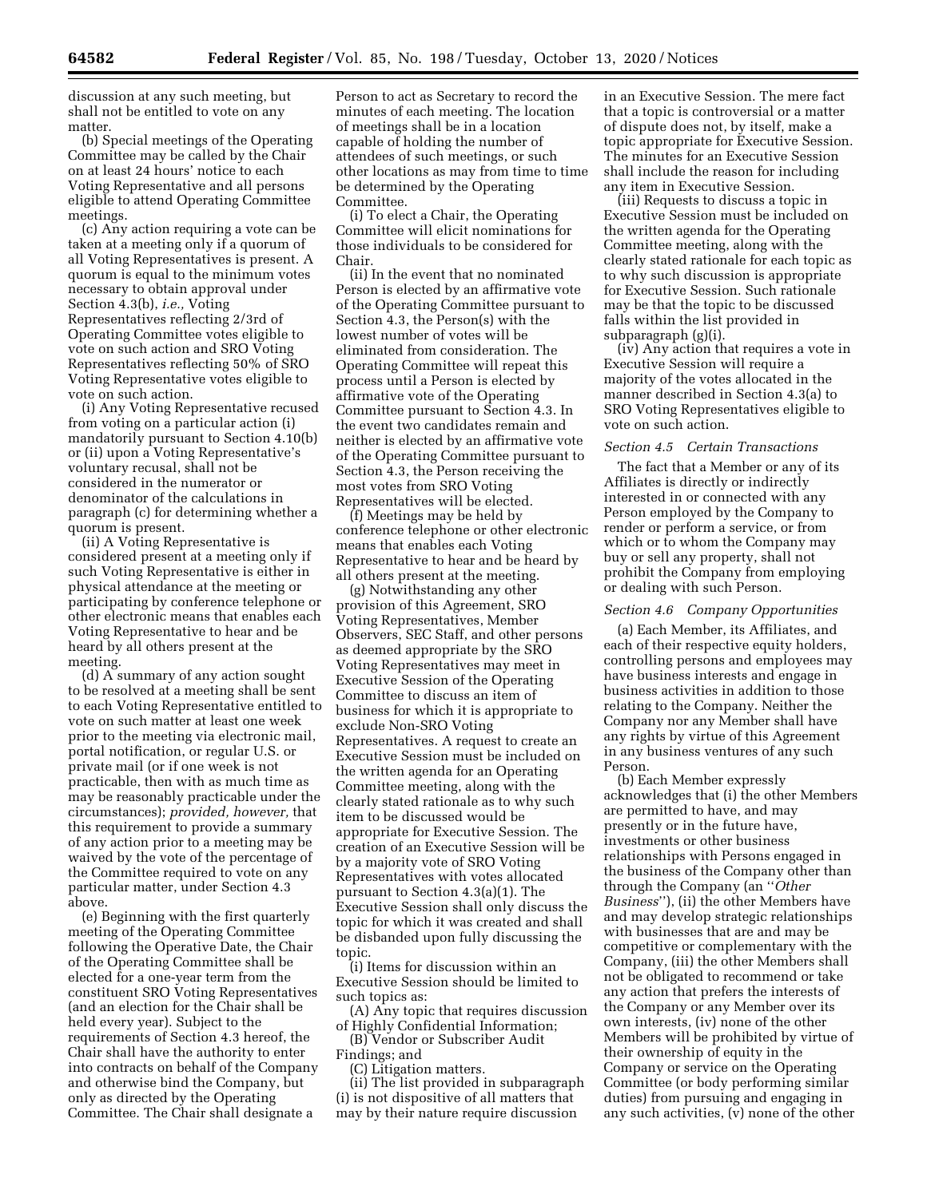discussion at any such meeting, but shall not be entitled to vote on any matter.

(b) Special meetings of the Operating Committee may be called by the Chair on at least 24 hours' notice to each Voting Representative and all persons eligible to attend Operating Committee meetings.

(c) Any action requiring a vote can be taken at a meeting only if a quorum of all Voting Representatives is present. A quorum is equal to the minimum votes necessary to obtain approval under Section 4.3(b), *i.e.,* Voting Representatives reflecting 2/3rd of Operating Committee votes eligible to vote on such action and SRO Voting Representatives reflecting 50% of SRO Voting Representative votes eligible to vote on such action.

(i) Any Voting Representative recused from voting on a particular action (i) mandatorily pursuant to Section 4.10(b) or (ii) upon a Voting Representative's voluntary recusal, shall not be considered in the numerator or denominator of the calculations in paragraph (c) for determining whether a quorum is present.

(ii) A Voting Representative is considered present at a meeting only if such Voting Representative is either in physical attendance at the meeting or participating by conference telephone or other electronic means that enables each Voting Representative to hear and be heard by all others present at the meeting.

(d) A summary of any action sought to be resolved at a meeting shall be sent to each Voting Representative entitled to vote on such matter at least one week prior to the meeting via electronic mail, portal notification, or regular U.S. or private mail (or if one week is not practicable, then with as much time as may be reasonably practicable under the circumstances); *provided, however,* that this requirement to provide a summary of any action prior to a meeting may be waived by the vote of the percentage of the Committee required to vote on any particular matter, under Section 4.3 above.

(e) Beginning with the first quarterly meeting of the Operating Committee following the Operative Date, the Chair of the Operating Committee shall be elected for a one-year term from the constituent SRO Voting Representatives (and an election for the Chair shall be held every year). Subject to the requirements of Section 4.3 hereof, the Chair shall have the authority to enter into contracts on behalf of the Company and otherwise bind the Company, but only as directed by the Operating Committee. The Chair shall designate a Person to act as Secretary to record the minutes of each meeting. The location of meetings shall be in a location capable of holding the number of attendees of such meetings, or such other locations as may from time to time be determined by the Operating Committee.

(i) To elect a Chair, the Operating Committee will elicit nominations for those individuals to be considered for Chair.

(ii) In the event that no nominated Person is elected by an affirmative vote of the Operating Committee pursuant to Section 4.3, the Person(s) with the lowest number of votes will be eliminated from consideration. The Operating Committee will repeat this process until a Person is elected by affirmative vote of the Operating Committee pursuant to Section 4.3. In the event two candidates remain and neither is elected by an affirmative vote of the Operating Committee pursuant to Section 4.3, the Person receiving the most votes from SRO Voting Representatives will be elected.

(f) Meetings may be held by conference telephone or other electronic means that enables each Voting Representative to hear and be heard by all others present at the meeting.

(g) Notwithstanding any other provision of this Agreement, SRO Voting Representatives, Member Observers, SEC Staff, and other persons as deemed appropriate by the SRO Voting Representatives may meet in Executive Session of the Operating Committee to discuss an item of business for which it is appropriate to exclude Non-SRO Voting Representatives. A request to create an Executive Session must be included on the written agenda for an Operating Committee meeting, along with the clearly stated rationale as to why such item to be discussed would be appropriate for Executive Session. The creation of an Executive Session will be by a majority vote of SRO Voting Representatives with votes allocated pursuant to Section 4.3(a)(1). The Executive Session shall only discuss the topic for which it was created and shall be disbanded upon fully discussing the topic.

(i) Items for discussion within an Executive Session should be limited to such topics as:

(A) Any topic that requires discussion of Highly Confidential Information;

(B) Vendor or Subscriber Audit Findings; and

(C) Litigation matters.

(ii) The list provided in subparagraph (i) is not dispositive of all matters that may by their nature require discussion in an Executive Session. The mere fact that a topic is controversial or a matter of dispute does not, by itself, make a topic appropriate for Executive Session. The minutes for an Executive Session shall include the reason for including any item in Executive Session.

(iii) Requests to discuss a topic in Executive Session must be included on the written agenda for the Operating Committee meeting, along with the clearly stated rationale for each topic as to why such discussion is appropriate for Executive Session. Such rationale may be that the topic to be discussed falls within the list provided in subparagraph (g)(i).

(iv) Any action that requires a vote in Executive Session will require a majority of the votes allocated in the manner described in Section 4.3(a) to SRO Voting Representatives eligible to vote on such action.

### *Section 4.5 Certain Transactions*

The fact that a Member or any of its Affiliates is directly or indirectly interested in or connected with any Person employed by the Company to render or perform a service, or from which or to whom the Company may buy or sell any property, shall not prohibit the Company from employing or dealing with such Person.

### *Section 4.6 Company Opportunities*

(a) Each Member, its Affiliates, and each of their respective equity holders, controlling persons and employees may have business interests and engage in business activities in addition to those relating to the Company. Neither the Company nor any Member shall have any rights by virtue of this Agreement in any business ventures of any such Person.

(b) Each Member expressly acknowledges that (i) the other Members are permitted to have, and may presently or in the future have, investments or other business relationships with Persons engaged in the business of the Company other than through the Company (an "*Other Business*"), (ii) the other Members have and may develop strategic relationships with businesses that are and may be competitive or complementary with the Company, (iii) the other Members shall not be obligated to recommend or take any action that prefers the interests of the Company or any Member over its own interests, (iv) none of the other Members will be prohibited by virtue of their ownership of equity in the Company or service on the Operating Committee (or body performing similar duties) from pursuing and engaging in any such activities, (v) none of the other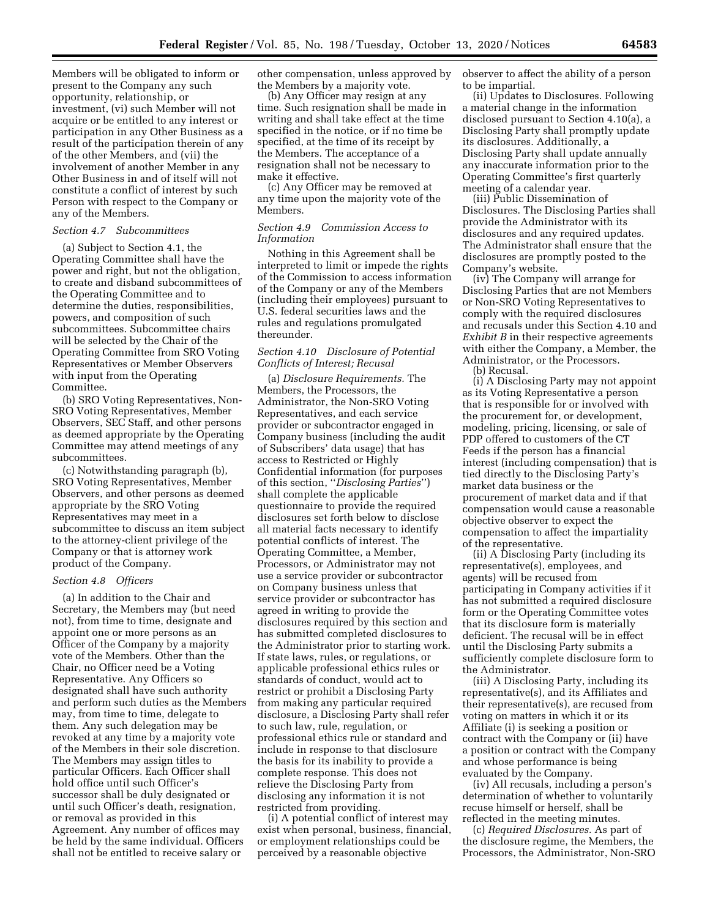Members will be obligated to inform or present to the Company any such opportunity, relationship, or investment, (vi) such Member will not acquire or be entitled to any interest or participation in any Other Business as a result of the participation therein of any of the other Members, and (vii) the involvement of another Member in any Other Business in and of itself will not constitute a conflict of interest by such Person with respect to the Company or any of the Members.

*Section 4.7 Subcommittees*

(a) Subject to Section 4.1, the Operating Committee shall have the power and right, but not the obligation, to create and disband subcommittees of the Operating Committee and to determine the duties, responsibilities, powers, and composition of such subcommittees. Subcommittee chairs will be selected by the Chair of the Operating Committee from SRO Voting Representatives or Member Observers with input from the Operating Committee.

(b) SRO Voting Representatives, Non-SRO Voting Representatives, Member Observers, SEC Staff, and other persons as deemed appropriate by the Operating Committee may attend meetings of any subcommittees.

(c) Notwithstanding paragraph (b), SRO Voting Representatives, Member Observers, and other persons as deemed appropriate by the SRO Voting Representatives may meet in a subcommittee to discuss an item subject to the attorney-client privilege of the Company or that is attorney work product of the Company.

*Section 4.8 Officers*

(a) In addition to the Chair and Secretary, the Members may (but need not), from time to time, designate and appoint one or more persons as an Officer of the Company by a majority vote of the Members. Other than the Chair, no Officer need be a Voting Representative. Any Officers so designated shall have such authority and perform such duties as the Members may, from time to time, delegate to them. Any such delegation may be revoked at any time by a majority vote of the Members in their sole discretion. The Members may assign titles to particular Officers. Each Officer shall hold office until such Officer's successor shall be duly designated or until such Officer's death, resignation, or removal as provided in this Agreement. Any number of offices may be held by the same individual. Officers shall not be entitled to receive salary or other compensation, unless approved by the Members by a majority vote.

(b) Any Officer may resign at any time. Such resignation shall be made in writing and shall take effect at the time specified in the notice, or if no time be specified, at the time of its receipt by the Members. The acceptance of a resignation shall not be necessary to make it effective.

(c) Any Officer may be removed at any time upon the majority vote of the Members.

*Section 4.9 Commission Access to Information*

Nothing in this Agreement shall be interpreted to limit or impede the rights of the Commission to access information of the Company or any of the Members (including their employees) pursuant to U.S. federal securities laws and the rules and regulations promulgated thereunder.

*Section 4.10 Disclosure of Potential Conflicts of Interest; Recusal*

(a) *Disclosure Requirements.* The Members, the Processors, the Administrator, the Non-SRO Voting Representatives, and each service provider or subcontractor engaged in Company business (including the audit of Subscribers' data usage) that has access to Restricted or Highly Confidential information (for purposes of this section, "*Disclosing Parties*") shall complete the applicable questionnaire to provide the required disclosures set forth below to disclose all material facts necessary to identify potential conflicts of interest. The Operating Committee, a Member, Processors, or Administrator may not use a service provider or subcontractor on Company business unless that service provider or subcontractor has agreed in writing to provide the disclosures required by this section and has submitted completed disclosures to the Administrator prior to starting work. If state laws, rules, or regulations, or applicable professional ethics rules or standards of conduct, would act to restrict or prohibit a Disclosing Party from making any particular required disclosure, a Disclosing Party shall refer to such law, rule, regulation, or professional ethics rule or standard and include in response to that disclosure the basis for its inability to provide a complete response. This does not relieve the Disclosing Party from disclosing any information it is not restricted from providing.

(i) A potential conflict of interest may exist when personal, business, financial, or employment relationships could be perceived by a reasonable objective observer to affect the ability of a person to be impartial.

(ii) Updates to Disclosures. Following a material change in the information disclosed pursuant to Section 4.10(a), a Disclosing Party shall promptly update its disclosures. Additionally, a Disclosing Party shall update annually any inaccurate information prior to the Operating Committee's first quarterly meeting of a calendar year.

(iii) Public Dissemination of Disclosures. The Disclosing Parties shall provide the Administrator with its disclosures and any required updates. The Administrator shall ensure that the disclosures are promptly posted to the Company's website.

(iv) The Company will arrange for Disclosing Parties that are not Members or Non-SRO Voting Representatives to comply with the required disclosures and recusals under this Section 4.10 and *Exhibit B* in their respective agreements with either the Company, a Member, the Administrator, or the Processors.

(b) Recusal.

(i) A Disclosing Party may not appoint as its Voting Representative a person that is responsible for or involved with the procurement for, or development, modeling, pricing, licensing, or sale of PDP offered to customers of the CT Feeds if the person has a financial interest (including compensation) that is tied directly to the Disclosing Party's market data business or the procurement of market data and if that compensation would cause a reasonable objective observer to expect the compensation to affect the impartiality of the representative.

(ii) A Disclosing Party (including its representative(s), employees, and agents) will be recused from participating in Company activities if it has not submitted a required disclosure form or the Operating Committee votes that its disclosure form is materially deficient. The recusal will be in effect until the Disclosing Party submits a sufficiently complete disclosure form to the Administrator.

(iii) A Disclosing Party, including its representative(s), and its Affiliates and their representative(s), are recused from voting on matters in which it or its Affiliate (i) is seeking a position or contract with the Company or (ii) have a position or contract with the Company and whose performance is being evaluated by the Company.

(iv) All recusals, including a person's determination of whether to voluntarily recuse himself or herself, shall be reflected in the meeting minutes.

(c) *Required Disclosures.* As part of the disclosure regime, the Members, the Processors, the Administrator, Non-SRO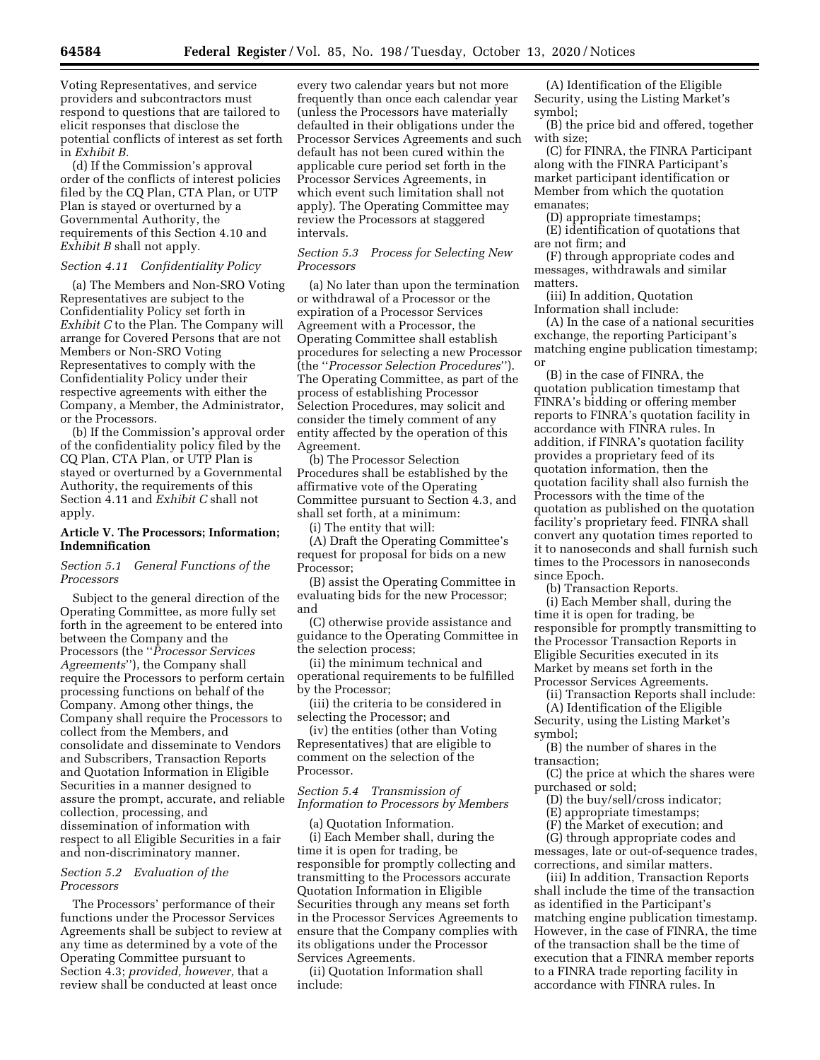Voting Representatives, and service providers and subcontractors must respond to questions that are tailored to elicit responses that disclose the potential conflicts of interest as set forth in *Exhibit B*.

(d) If the Commission's approval order of the conflicts of interest policies filed by the CQ Plan, CTA Plan, or UTP Plan is stayed or overturned by a Governmental Authority, the requirements of this Section 4.10 and *Exhibit B* shall not apply.

*Section 4.11 Confidentiality Policy*

(a) The Members and Non-SRO Voting Representatives are subject to the Confidentiality Policy set forth in *Exhibit C* to the Plan. The Company will arrange for Covered Persons that are not Members or Non-SRO Voting Representatives to comply with the Confidentiality Policy under their respective agreements with either the Company, a Member, the Administrator, or the Processors.

(b) If the Commission's approval order of the confidentiality policy filed by the CQ Plan, CTA Plan, or UTP Plan is stayed or overturned by a Governmental Authority, the requirements of this Section 4.11 and *Exhibit C* shall not apply.

**Article V. The Processors; Information; Indemnification**

*Section 5.1 General Functions of the Processors*

Subject to the general direction of the Operating Committee, as more fully set forth in the agreement to be entered into between the Company and the Processors (the "*Processor Services Agreements*"), the Company shall require the Processors to perform certain processing functions on behalf of the Company. Among other things, the Company shall require the Processors to collect from the Members, and consolidate and disseminate to Vendors and Subscribers, Transaction Reports and Quotation Information in Eligible Securities in a manner designed to assure the prompt, accurate, and reliable collection, processing, and dissemination of information with respect to all Eligible Securities in a fair and non-discriminatory manner.

*Section 5.2 Evaluation of the Processors*

The Processors' performance of their functions under the Processor Services Agreements shall be subject to review at any time as determined by a vote of the Operating Committee pursuant to Section 4.3; *provided, however,* that a review shall be conducted at least once every two calendar years but not more frequently than once each calendar year (unless the Processors have materially defaulted in their obligations under the Processor Services Agreements and such default has not been cured within the applicable cure period set forth in the Processor Services Agreements, in which event such limitation shall not apply). The Operating Committee may review the Processors at staggered intervals.

*Section 5.3 Process for Selecting New Processors*

(a) No later than upon the termination or withdrawal of a Processor or the expiration of a Processor Services Agreement with a Processor, the Operating Committee shall establish procedures for selecting a new Processor (the "*Processor Selection Procedures*"). The Operating Committee, as part of the process of establishing Processor Selection Procedures, may solicit and consider the timely comment of any entity affected by the operation of this Agreement.

(b) The Processor Selection Procedures shall be established by the affirmative vote of the Operating Committee pursuant to Section 4.3, and shall set forth, at a minimum:

(i) The entity that will:

(A) Draft the Operating Committee's request for proposal for bids on a new Processor;

(B) assist the Operating Committee in evaluating bids for the new Processor; and

(C) otherwise provide assistance and guidance to the Operating Committee in the selection process;

(ii) the minimum technical and operational requirements to be fulfilled by the Processor;

(iii) the criteria to be considered in selecting the Processor; and

(iv) the entities (other than Voting Representatives) that are eligible to comment on the selection of the Processor.

*Section 5.4 Transmission of Information to Processors by Members*

(a) Quotation Information.

(i) Each Member shall, during the time it is open for trading, be responsible for promptly collecting and transmitting to the Processors accurate Quotation Information in Eligible Securities through any means set forth in the Processor Services Agreements to ensure that the Company complies with its obligations under the Processor Services Agreements.

(ii) Quotation Information shall include:

(A) Identification of the Eligible Security, using the Listing Market's symbol;

(B) the price bid and offered, together with size;

(C) for FINRA, the FINRA Participant along with the FINRA Participant's market participant identification or Member from which the quotation emanates;

(D) appropriate timestamps;

(E) identification of quotations that are not firm; and

(F) through appropriate codes and messages, withdrawals and similar matters.

(iii) In addition, Quotation Information shall include:

(A) In the case of a national securities exchange, the reporting Participant's matching engine publication timestamp; or

(B) in the case of FINRA, the quotation publication timestamp that FINRA's bidding or offering member reports to FINRA's quotation facility in accordance with FINRA rules. In addition, if FINRA's quotation facility provides a proprietary feed of its quotation information, then the quotation facility shall also furnish the Processors with the time of the quotation as published on the quotation facility's proprietary feed. FINRA shall convert any quotation times reported to it to nanoseconds and shall furnish such times to the Processors in nanoseconds since Epoch.

(b) Transaction Reports.

(i) Each Member shall, during the time it is open for trading, be responsible for promptly transmitting to the Processor Transaction Reports in Eligible Securities executed in its Market by means set forth in the Processor Services Agreements.

(ii) Transaction Reports shall include:

(A) Identification of the Eligible Security, using the Listing Market's symbol;

(B) the number of shares in the transaction;

(C) the price at which the shares were purchased or sold;

(D) the buy/sell/cross indicator;

(E) appropriate timestamps;

(F) the Market of execution; and

(G) through appropriate codes and messages, late or out-of-sequence trades, corrections, and similar matters.

(iii) In addition, Transaction Reports shall include the time of the transaction as identified in the Participant's matching engine publication timestamp. However, in the case of FINRA, the time of the transaction shall be the time of execution that a FINRA member reports to a FINRA trade reporting facility in accordance with FINRA rules. In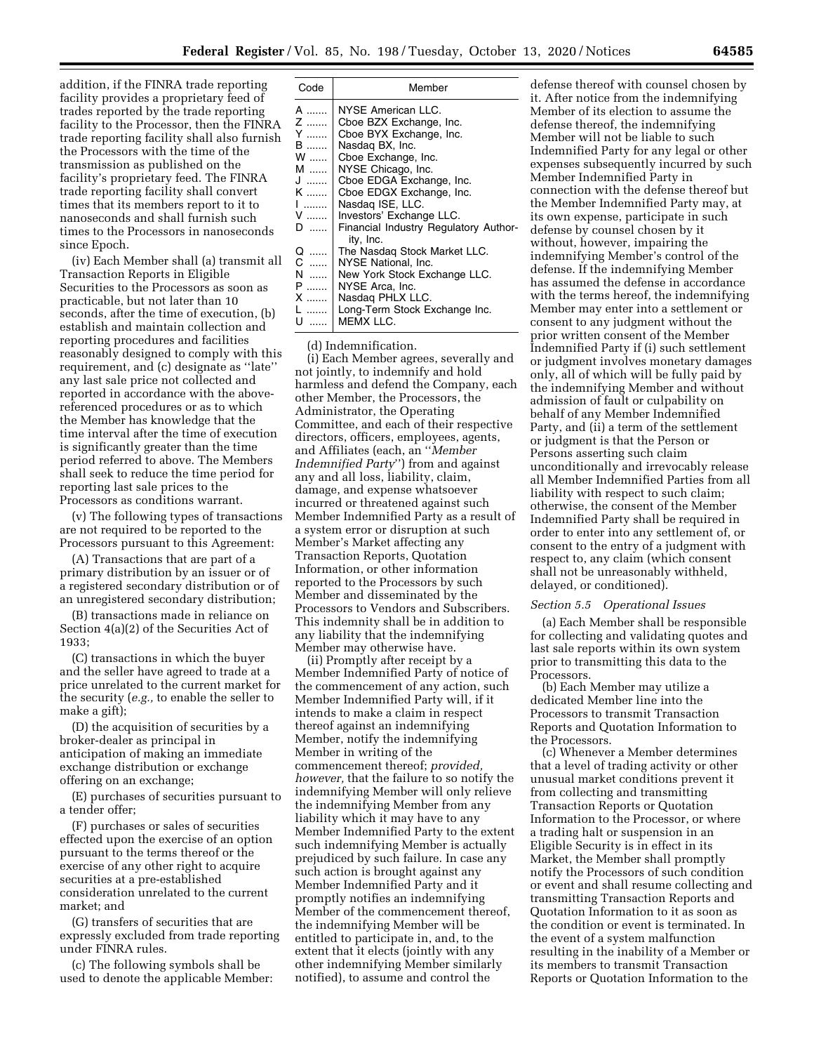addition, if the FINRA trade reporting facility provides a proprietary feed of trades reported by the trade reporting facility to the Processor, then the FINRA trade reporting facility shall also furnish the Processors with the time of the transmission as published on the facility's proprietary feed. The FINRA trade reporting facility shall convert times that its members report to it to nanoseconds and shall furnish such times to the Processors in nanoseconds since Epoch.

(iv) Each Member shall (a) transmit all Transaction Reports in Eligible Securities to the Processors as soon as practicable, but not later than 10 seconds, after the time of execution, (b) establish and maintain collection and reporting procedures and facilities reasonably designed to comply with this requirement, and (c) designate as ''late'' any last sale price not collected and reported in accordance with the above-referenced procedures or as to which the Member has knowledge that the time interval after the time of execution is significantly greater than the time period referred to above. The Members shall seek to reduce the time period for reporting last sale prices to the Processors as conditions warrant.

(v) The following types of transactions are not required to be reported to the Processors pursuant to this Agreement:

(A) Transactions that are part of a primary distribution by an issuer or of a registered secondary distribution or of an unregistered secondary distribution;

(B) transactions made in reliance on Section 4(a)(2) of the Securities Act of 1933;

(C) transactions in which the buyer and the seller have agreed to trade at a price unrelated to the current market for the security (*e.g.,* to enable the seller to make a gift);

(D) the acquisition of securities by a broker-dealer as principal in anticipation of making an immediate exchange distribution or exchange offering on an exchange;

(E) purchases of securities pursuant to a tender offer;

(F) purchases or sales of securities effected upon the exercise of an option pursuant to the terms thereof or the exercise of any other right to acquire securities at a pre-established consideration unrelated to the current market; and

(G) transfers of securities that are expressly excluded from trade reporting under FINRA rules.

(c) The following symbols shall be used to denote the applicable Member:

| Code | Member |
|---|---|
| A | NYSE American LLC. |
| Z | Cboe BZX Exchange, Inc. |
| Y | Cboe BYX Exchange, Inc. |
| B | Nasdaq BX, Inc. |
| W | Cboe Exchange, Inc. |
| M | NYSE Chicago, Inc. |
| J | Cboe EDGA Exchange, Inc. |
| K | Cboe EDGX Exchange, Inc. |
| I | Nasdaq ISE, LLC. |
| V | Investors' Exchange LLC. |
| D | Financial Industry Regulatory Authority, Inc. |
| Q | The Nasdaq Stock Market LLC. |
| C | NYSE National, Inc. |
| N | New York Stock Exchange LLC. |
| P | NYSE Arca, Inc. |
| X | Nasdaq PHLX LLC. |
| L | Long-Term Stock Exchange Inc. |
| U | MEMX LLC. |

(d) Indemnification.

(i) Each Member agrees, severally and not jointly, to indemnify and hold harmless and defend the Company, each other Member, the Processors, the Administrator, the Operating Committee, and each of their respective directors, officers, employees, agents, and Affiliates (each, an ''*Member Indemnified Party*'') from and against any and all loss, liability, claim, damage, and expense whatsoever incurred or threatened against such Member Indemnified Party as a result of a system error or disruption at such Member's Market affecting any Transaction Reports, Quotation Information, or other information reported to the Processors by such Member and disseminated by the Processors to Vendors and Subscribers. This indemnity shall be in addition to any liability that the indemnifying Member may otherwise have.

(ii) Promptly after receipt by a Member Indemnified Party of notice of the commencement of any action, such Member Indemnified Party will, if it intends to make a claim in respect thereof against an indemnifying Member, notify the indemnifying Member in writing of the commencement thereof; *provided, however,* that the failure to so notify the indemnifying Member will only relieve the indemnifying Member from any liability which it may have to any Member Indemnified Party to the extent such indemnifying Member is actually prejudiced by such failure. In case any such action is brought against any Member Indemnified Party and it promptly notifies an indemnifying Member of the commencement thereof, the indemnifying Member will be entitled to participate in, and, to the extent that it elects (jointly with any other indemnifying Member similarly notified), to assume and control the defense thereof with counsel chosen by it. After notice from the indemnifying Member of its election to assume the defense thereof, the indemnifying Member will not be liable to such Indemnified Party for any legal or other expenses subsequently incurred by such Member Indemnified Party in connection with the defense thereof but the Member Indemnified Party may, at its own expense, participate in such defense by counsel chosen by it without, however, impairing the indemnifying Member's control of the defense. If the indemnifying Member has assumed the defense in accordance with the terms hereof, the indemnifying Member may enter into a settlement or consent to any judgment without the prior written consent of the Member Indemnified Party if (i) such settlement or judgment involves monetary damages only, all of which will be fully paid by the indemnifying Member and without admission of fault or culpability on behalf of any Member Indemnified Party, and (ii) a term of the settlement or judgment is that the Person or Persons asserting such claim unconditionally and irrevocably release all Member Indemnified Parties from all liability with respect to such claim; otherwise, the consent of the Member Indemnified Party shall be required in order to enter into any settlement of, or consent to the entry of a judgment with respect to, any claim (which consent shall not be unreasonably withheld, delayed, or conditioned).

*Section 5.5 Operational Issues*

(a) Each Member shall be responsible for collecting and validating quotes and last sale reports within its own system prior to transmitting this data to the Processors.

(b) Each Member may utilize a dedicated Member line into the Processors to transmit Transaction Reports and Quotation Information to the Processors.

(c) Whenever a Member determines that a level of trading activity or other unusual market conditions prevent it from collecting and transmitting Transaction Reports or Quotation Information to the Processor, or where a trading halt or suspension in an Eligible Security is in effect in its Market, the Member shall promptly notify the Processors of such condition or event and shall resume collecting and transmitting Transaction Reports and Quotation Information to it as soon as the condition or event is terminated. In the event of a system malfunction resulting in the inability of a Member or its members to transmit Transaction Reports or Quotation Information to the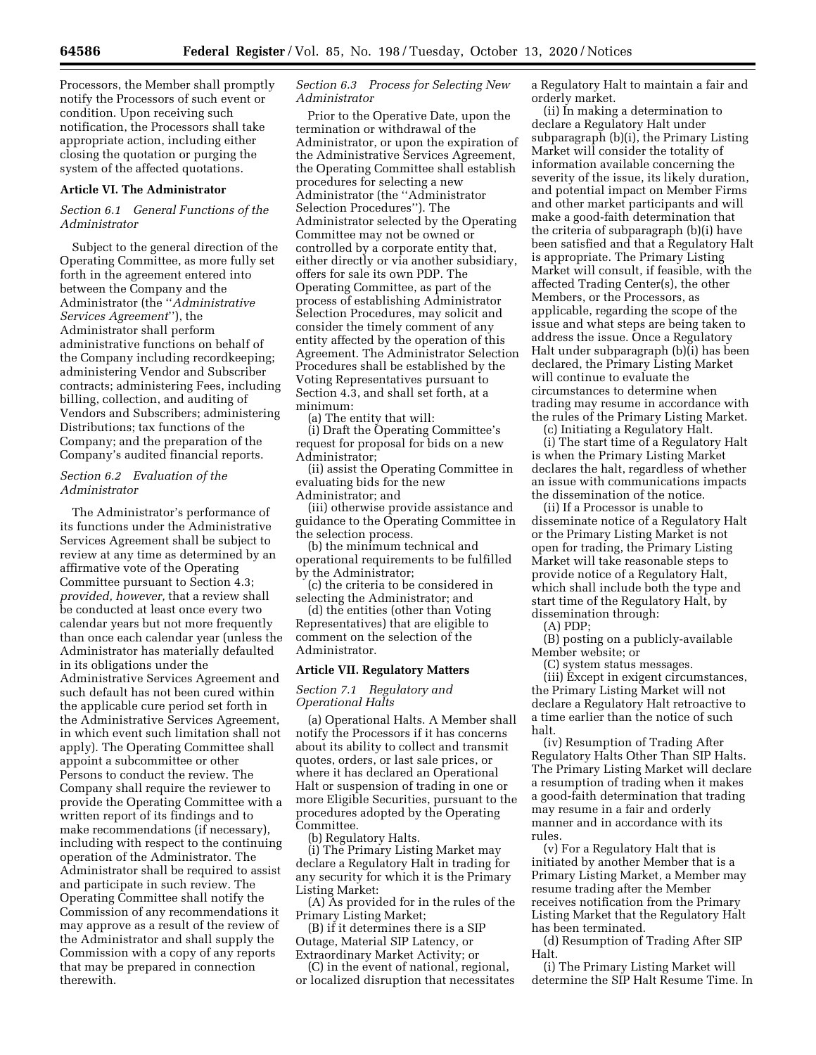Processors, the Member shall promptly notify the Processors of such event or condition. Upon receiving such notification, the Processors shall take appropriate action, including either closing the quotation or purging the system of the affected quotations.

## Article VI. The Administrator

### *Section 6.1 General Functions of the Administrator*

Subject to the general direction of the Operating Committee, as more fully set forth in the agreement entered into between the Company and the Administrator (the "*Administrative Services Agreement*"), the Administrator shall perform administrative functions on behalf of the Company including recordkeeping; administering Vendor and Subscriber contracts; administering Fees, including billing, collection, and auditing of Vendors and Subscribers; administering Distributions; tax functions of the Company; and the preparation of the Company's audited financial reports.

### *Section 6.2 Evaluation of the Administrator*

The Administrator's performance of its functions under the Administrative Services Agreement shall be subject to review at any time as determined by an affirmative vote of the Operating Committee pursuant to Section 4.3; *provided, however,* that a review shall be conducted at least once every two calendar years but not more frequently than once each calendar year (unless the Administrator has materially defaulted in its obligations under the Administrative Services Agreement and such default has not been cured within the applicable cure period set forth in the Administrative Services Agreement, in which event such limitation shall not apply). The Operating Committee shall appoint a subcommittee or other Persons to conduct the review. The Company shall require the reviewer to provide the Operating Committee with a written report of its findings and to make recommendations (if necessary), including with respect to the continuing operation of the Administrator. The Administrator shall be required to assist and participate in such review. The Operating Committee shall notify the Commission of any recommendations it may approve as a result of the review of the Administrator and shall supply the Commission with a copy of any reports that may be prepared in connection therewith.

### *Section 6.3 Process for Selecting New Administrator*

Prior to the Operative Date, upon the termination or withdrawal of the Administrator, or upon the expiration of the Administrative Services Agreement, the Operating Committee shall establish procedures for selecting a new Administrator (the "Administrator Selection Procedures"). The Administrator selected by the Operating Committee may not be owned or controlled by a corporate entity that, either directly or via another subsidiary, offers for sale its own PDP. The Operating Committee, as part of the process of establishing Administrator Selection Procedures, may solicit and consider the timely comment of any entity affected by the operation of this Agreement. The Administrator Selection Procedures shall be established by the Voting Representatives pursuant to Section 4.3, and shall set forth, at a minimum:

(a) The entity that will:

(i) Draft the Operating Committee's request for proposal for bids on a new Administrator;

(ii) assist the Operating Committee in evaluating bids for the new Administrator; and

(iii) otherwise provide assistance and guidance to the Operating Committee in the selection process.

(b) the minimum technical and operational requirements to be fulfilled by the Administrator;

(c) the criteria to be considered in selecting the Administrator; and

(d) the entities (other than Voting Representatives) that are eligible to comment on the selection of the Administrator.

## Article VII. Regulatory Matters

### *Section 7.1 Regulatory and Operational Halts*

(a) Operational Halts. A Member shall notify the Processors if it has concerns about its ability to collect and transmit quotes, orders, or last sale prices, or where it has declared an Operational Halt or suspension of trading in one or more Eligible Securities, pursuant to the procedures adopted by the Operating Committee.

(b) Regulatory Halts.

(i) The Primary Listing Market may declare a Regulatory Halt in trading for any security for which it is the Primary Listing Market:

(A) As provided for in the rules of the Primary Listing Market;

(B) if it determines there is a SIP Outage, Material SIP Latency, or Extraordinary Market Activity; or

(C) in the event of national, regional, or localized disruption that necessitates a Regulatory Halt to maintain a fair and orderly market.

(ii) In making a determination to declare a Regulatory Halt under subparagraph (b)(i), the Primary Listing Market will consider the totality of information available concerning the severity of the issue, its likely duration, and potential impact on Member Firms and other market participants and will make a good-faith determination that the criteria of subparagraph (b)(i) have been satisfied and that a Regulatory Halt is appropriate. The Primary Listing Market will consult, if feasible, with the affected Trading Center(s), the other Members, or the Processors, as applicable, regarding the scope of the issue and what steps are being taken to address the issue. Once a Regulatory Halt under subparagraph (b)(i) has been declared, the Primary Listing Market will continue to evaluate the circumstances to determine when trading may resume in accordance with the rules of the Primary Listing Market.

(c) Initiating a Regulatory Halt.

(i) The start time of a Regulatory Halt is when the Primary Listing Market declares the halt, regardless of whether an issue with communications impacts the dissemination of the notice.

(ii) If a Processor is unable to disseminate notice of a Regulatory Halt or the Primary Listing Market is not open for trading, the Primary Listing Market will take reasonable steps to provide notice of a Regulatory Halt, which shall include both the type and start time of the Regulatory Halt, by dissemination through:

(A) PDP;

(B) posting on a publicly-available Member website; or

(C) system status messages.

(iii) Except in exigent circumstances, the Primary Listing Market will not declare a Regulatory Halt retroactive to a time earlier than the notice of such halt.

(iv) Resumption of Trading After Regulatory Halts Other Than SIP Halts. The Primary Listing Market will declare a resumption of trading when it makes a good-faith determination that trading may resume in a fair and orderly manner and in accordance with its rules.

(v) For a Regulatory Halt that is initiated by another Member that is a Primary Listing Market, a Member may resume trading after the Member receives notification from the Primary Listing Market that the Regulatory Halt has been terminated.

(d) Resumption of Trading After SIP Halt.

(i) The Primary Listing Market will determine the SIP Halt Resume Time. In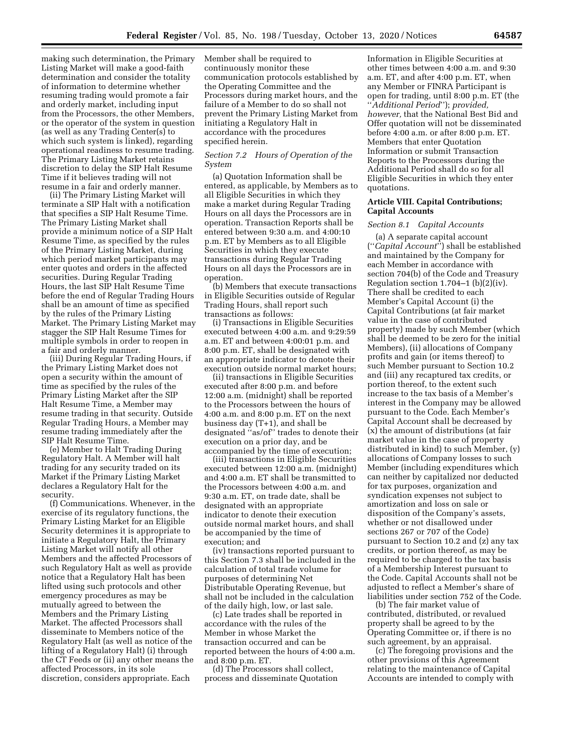making such determination, the Primary Listing Market will make a good-faith determination and consider the totality of information to determine whether resuming trading would promote a fair and orderly market, including input from the Processors, the other Members, or the operator of the system in question (as well as any Trading Center(s) to which such system is linked), regarding operational readiness to resume trading. The Primary Listing Market retains discretion to delay the SIP Halt Resume Time if it believes trading will not resume in a fair and orderly manner.

(ii) The Primary Listing Market will terminate a SIP Halt with a notification that specifies a SIP Halt Resume Time. The Primary Listing Market shall provide a minimum notice of a SIP Halt Resume Time, as specified by the rules of the Primary Listing Market, during which period market participants may enter quotes and orders in the affected securities. During Regular Trading Hours, the last SIP Halt Resume Time before the end of Regular Trading Hours shall be an amount of time as specified by the rules of the Primary Listing Market. The Primary Listing Market may stagger the SIP Halt Resume Times for multiple symbols in order to reopen in a fair and orderly manner.

(iii) During Regular Trading Hours, if the Primary Listing Market does not open a security within the amount of time as specified by the rules of the Primary Listing Market after the SIP Halt Resume Time, a Member may resume trading in that security. Outside Regular Trading Hours, a Member may resume trading immediately after the SIP Halt Resume Time.

(e) Member to Halt Trading During Regulatory Halt. A Member will halt trading for any security traded on its Market if the Primary Listing Market declares a Regulatory Halt for the security.

(f) Communications. Whenever, in the exercise of its regulatory functions, the Primary Listing Market for an Eligible Security determines it is appropriate to initiate a Regulatory Halt, the Primary Listing Market will notify all other Members and the affected Processors of such Regulatory Halt as well as provide notice that a Regulatory Halt has been lifted using such protocols and other emergency procedures as may be mutually agreed to between the Members and the Primary Listing Market. The affected Processors shall disseminate to Members notice of the Regulatory Halt (as well as notice of the lifting of a Regulatory Halt) (i) through the CT Feeds or (ii) any other means the affected Processors, in its sole discretion, considers appropriate. Each Member shall be required to continuously monitor these communication protocols established by the Operating Committee and the Processors during market hours, and the failure of a Member to do so shall not prevent the Primary Listing Market from initiating a Regulatory Halt in accordance with the procedures specified herein.

*Section 7.2 Hours of Operation of the System*

(a) Quotation Information shall be entered, as applicable, by Members as to all Eligible Securities in which they make a market during Regular Trading Hours on all days the Processors are in operation. Transaction Reports shall be entered between 9:30 a.m. and 4:00:10 p.m. ET by Members as to all Eligible Securities in which they execute transactions during Regular Trading Hours on all days the Processors are in operation.

(b) Members that execute transactions in Eligible Securities outside of Regular Trading Hours, shall report such transactions as follows:

(i) Transactions in Eligible Securities executed between 4:00 a.m. and 9:29:59 a.m. ET and between 4:00:01 p.m. and 8:00 p.m. ET, shall be designated with an appropriate indicator to denote their execution outside normal market hours;

(ii) transactions in Eligible Securities executed after 8:00 p.m. and before 12:00 a.m. (midnight) shall be reported to the Processors between the hours of 4:00 a.m. and 8:00 p.m. ET on the next business day (T+1), and shall be designated ''as/of'' trades to denote their execution on a prior day, and be accompanied by the time of execution;

(iii) transactions in Eligible Securities executed between 12:00 a.m. (midnight) and 4:00 a.m. ET shall be transmitted to the Processors between 4:00 a.m. and 9:30 a.m. ET, on trade date, shall be designated with an appropriate indicator to denote their execution outside normal market hours, and shall be accompanied by the time of execution; and

(iv) transactions reported pursuant to this Section 7.3 shall be included in the calculation of total trade volume for purposes of determining Net Distributable Operating Revenue, but shall not be included in the calculation of the daily high, low, or last sale.

(c) Late trades shall be reported in accordance with the rules of the Member in whose Market the transaction occurred and can be reported between the hours of 4:00 a.m. and 8:00 p.m. ET.

(d) The Processors shall collect, process and disseminate Quotation Information in Eligible Securities at other times between 4:00 a.m. and 9:30 a.m. ET, and after 4:00 p.m. ET, when any Member or FINRA Participant is open for trading, until 8:00 p.m. ET (the ''*Additional Period*''); *provided, however,* that the National Best Bid and Offer quotation will not be disseminated before 4:00 a.m. or after 8:00 p.m. ET. Members that enter Quotation Information or submit Transaction Reports to the Processors during the Additional Period shall do so for all Eligible Securities in which they enter quotations.

**Article VIII. Capital Contributions; Capital Accounts**

*Section 8.1 Capital Accounts*

(a) A separate capital account (''*Capital Account*'') shall be established and maintained by the Company for each Member in accordance with section 704(b) of the Code and Treasury Regulation section 1.704–1 (b)(2)(iv). There shall be credited to each Member's Capital Account (i) the Capital Contributions (at fair market value in the case of contributed property) made by such Member (which shall be deemed to be zero for the initial Members), (ii) allocations of Company profits and gain (or items thereof) to such Member pursuant to Section 10.2 and (iii) any recaptured tax credits, or portion thereof, to the extent such increase to the tax basis of a Member's interest in the Company may be allowed pursuant to the Code. Each Member's Capital Account shall be decreased by (x) the amount of distributions (at fair market value in the case of property distributed in kind) to such Member, (y) allocations of Company losses to such Member (including expenditures which can neither by capitalized nor deducted for tax purposes, organization and syndication expenses not subject to amortization and loss on sale or disposition of the Company's assets, whether or not disallowed under sections 267 or 707 of the Code) pursuant to Section 10.2 and (z) any tax credits, or portion thereof, as may be required to be charged to the tax basis of a Membership Interest pursuant to the Code. Capital Accounts shall not be adjusted to reflect a Member's share of liabilities under section 752 of the Code.

(b) The fair market value of contributed, distributed, or revalued property shall be agreed to by the Operating Committee or, if there is no such agreement, by an appraisal.

(c) The foregoing provisions and the other provisions of this Agreement relating to the maintenance of Capital Accounts are intended to comply with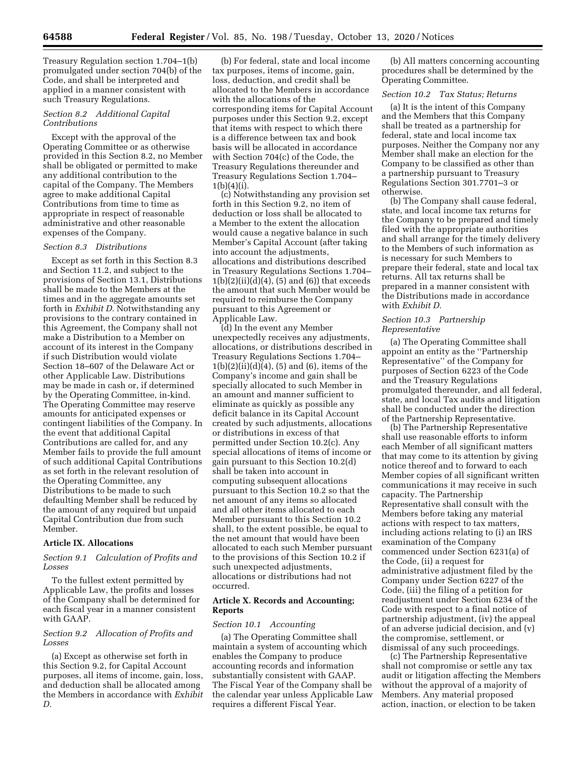Treasury Regulation section 1.704–1(b) promulgated under section 704(b) of the Code, and shall be interpreted and applied in a manner consistent with such Treasury Regulations.

*Section 8.2 Additional Capital Contributions*

Except with the approval of the Operating Committee or as otherwise provided in this Section 8.2, no Member shall be obligated or permitted to make any additional contribution to the capital of the Company. The Members agree to make additional Capital Contributions from time to time as appropriate in respect of reasonable administrative and other reasonable expenses of the Company.

*Section 8.3 Distributions*

Except as set forth in this Section 8.3 and Section 11.2, and subject to the provisions of Section 13.1, Distributions shall be made to the Members at the times and in the aggregate amounts set forth in *Exhibit D.* Notwithstanding any provisions to the contrary contained in this Agreement, the Company shall not make a Distribution to a Member on account of its interest in the Company if such Distribution would violate Section 18–607 of the Delaware Act or other Applicable Law. Distributions may be made in cash or, if determined by the Operating Committee, in-kind. The Operating Committee may reserve amounts for anticipated expenses or contingent liabilities of the Company. In the event that additional Capital Contributions are called for, and any Member fails to provide the full amount of such additional Capital Contributions as set forth in the relevant resolution of the Operating Committee, any Distributions to be made to such defaulting Member shall be reduced by the amount of any required but unpaid Capital Contribution due from such Member.

**Article IX. Allocations**

*Section 9.1 Calculation of Profits and Losses*

To the fullest extent permitted by Applicable Law, the profits and losses of the Company shall be determined for each fiscal year in a manner consistent with GAAP.

*Section 9.2 Allocation of Profits and Losses*

(a) Except as otherwise set forth in this Section 9.2, for Capital Account purposes, all items of income, gain, loss, and deduction shall be allocated among the Members in accordance with *Exhibit D.*

(b) For federal, state and local income tax purposes, items of income, gain, loss, deduction, and credit shall be allocated to the Members in accordance with the allocations of the corresponding items for Capital Account purposes under this Section 9.2, except that items with respect to which there is a difference between tax and book basis will be allocated in accordance with Section 704(c) of the Code, the Treasury Regulations thereunder and Treasury Regulations Section 1.704–1(b)(4)(i).

(c) Notwithstanding any provision set forth in this Section 9.2, no item of deduction or loss shall be allocated to a Member to the extent the allocation would cause a negative balance in such Member's Capital Account (after taking into account the adjustments, allocations and distributions described in Treasury Regulations Sections 1.704–1(b)(2)(ii)(d)(4), (5) and (6)) that exceeds the amount that such Member would be required to reimburse the Company pursuant to this Agreement or Applicable Law.

(d) In the event any Member unexpectedly receives any adjustments, allocations, or distributions described in Treasury Regulations Sections 1.704–1(b)(2)(ii)(d)(4), (5) and (6), items of the Company's income and gain shall be specially allocated to such Member in an amount and manner sufficient to eliminate as quickly as possible any deficit balance in its Capital Account created by such adjustments, allocations or distributions in excess of that permitted under Section 10.2(c). Any special allocations of items of income or gain pursuant to this Section 10.2(d) shall be taken into account in computing subsequent allocations pursuant to this Section 10.2 so that the net amount of any items so allocated and all other items allocated to each Member pursuant to this Section 10.2 shall, to the extent possible, be equal to the net amount that would have been allocated to each such Member pursuant to the provisions of this Section 10.2 if such unexpected adjustments, allocations or distributions had not occurred.

**Article X. Records and Accounting; Reports**

*Section 10.1 Accounting*

(a) The Operating Committee shall maintain a system of accounting which enables the Company to produce accounting records and information substantially consistent with GAAP. The Fiscal Year of the Company shall be the calendar year unless Applicable Law requires a different Fiscal Year.

(b) All matters concerning accounting procedures shall be determined by the Operating Committee.

*Section 10.2 Tax Status; Returns*

(a) It is the intent of this Company and the Members that this Company shall be treated as a partnership for federal, state and local income tax purposes. Neither the Company nor any Member shall make an election for the Company to be classified as other than a partnership pursuant to Treasury Regulations Section 301.7701–3 or otherwise.

(b) The Company shall cause federal, state, and local income tax returns for the Company to be prepared and timely filed with the appropriate authorities and shall arrange for the timely delivery to the Members of such information as is necessary for such Members to prepare their federal, state and local tax returns. All tax returns shall be prepared in a manner consistent with the Distributions made in accordance with *Exhibit D.*

*Section 10.3 Partnership Representative*

(a) The Operating Committee shall appoint an entity as the ''Partnership Representative'' of the Company for purposes of Section 6223 of the Code and the Treasury Regulations promulgated thereunder, and all federal, state, and local Tax audits and litigation shall be conducted under the direction of the Partnership Representative.

(b) The Partnership Representative shall use reasonable efforts to inform each Member of all significant matters that may come to its attention by giving notice thereof and to forward to each Member copies of all significant written communications it may receive in such capacity. The Partnership Representative shall consult with the Members before taking any material actions with respect to tax matters, including actions relating to (i) an IRS examination of the Company commenced under Section 6231(a) of the Code, (ii) a request for administrative adjustment filed by the Company under Section 6227 of the Code, (iii) the filing of a petition for readjustment under Section 6234 of the Code with respect to a final notice of partnership adjustment, (iv) the appeal of an adverse judicial decision, and (v) the compromise, settlement, or dismissal of any such proceedings.

(c) The Partnership Representative shall not compromise or settle any tax audit or litigation affecting the Members without the approval of a majority of Members. Any material proposed action, inaction, or election to be taken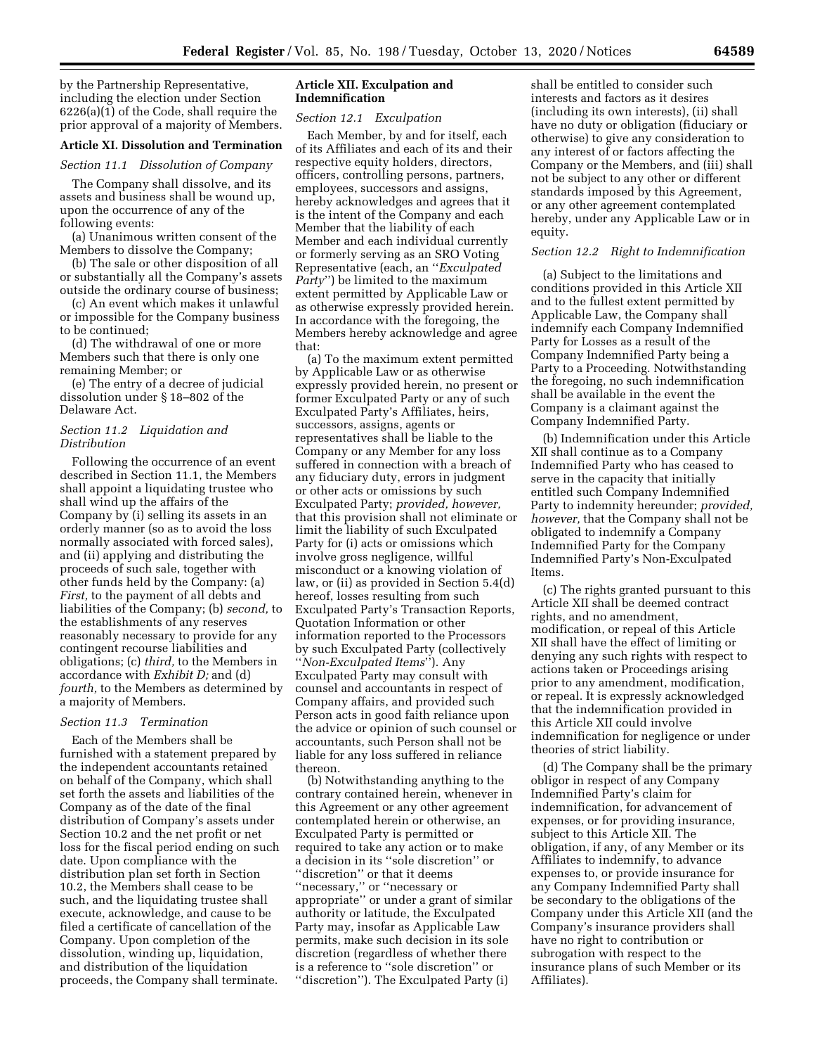by the Partnership Representative, including the election under Section 6226(a)(1) of the Code, shall require the prior approval of a majority of Members.

### Article XI. Dissolution and Termination

*Section 11.1 Dissolution of Company*

The Company shall dissolve, and its assets and business shall be wound up, upon the occurrence of any of the following events:

(a) Unanimous written consent of the Members to dissolve the Company;

(b) The sale or other disposition of all or substantially all the Company's assets outside the ordinary course of business;

(c) An event which makes it unlawful or impossible for the Company business to be continued;

(d) The withdrawal of one or more Members such that there is only one remaining Member; or

(e) The entry of a decree of judicial dissolution under § 18–802 of the Delaware Act.

*Section 11.2 Liquidation and Distribution*

Following the occurrence of an event described in Section 11.1, the Members shall appoint a liquidating trustee who shall wind up the affairs of the Company by (i) selling its assets in an orderly manner (so as to avoid the loss normally associated with forced sales), and (ii) applying and distributing the proceeds of such sale, together with other funds held by the Company: (a) *First,* to the payment of all debts and liabilities of the Company; (b) *second,* to the establishments of any reserves reasonably necessary to provide for any contingent recourse liabilities and obligations; (c) *third,* to the Members in accordance with *Exhibit D;* and (d) *fourth,* to the Members as determined by a majority of Members.

*Section 11.3 Termination*

Each of the Members shall be furnished with a statement prepared by the independent accountants retained on behalf of the Company, which shall set forth the assets and liabilities of the Company as of the date of the final distribution of Company's assets under Section 10.2 and the net profit or net loss for the fiscal period ending on such date. Upon compliance with the distribution plan set forth in Section 10.2, the Members shall cease to be such, and the liquidating trustee shall execute, acknowledge, and cause to be filed a certificate of cancellation of the Company. Upon completion of the dissolution, winding up, liquidation, and distribution of the liquidation proceeds, the Company shall terminate.

### Article XII. Exculpation and Indemnification

*Section 12.1 Exculpation*

Each Member, by and for itself, each of its Affiliates and each of its and their respective equity holders, directors, officers, controlling persons, partners, employees, successors and assigns, hereby acknowledges and agrees that it is the intent of the Company and each Member that the liability of each Member and each individual currently or formerly serving as an SRO Voting Representative (each, an "*Exculpated Party*") be limited to the maximum extent permitted by Applicable Law or as otherwise expressly provided herein. In accordance with the foregoing, the Members hereby acknowledge and agree that:

(a) To the maximum extent permitted by Applicable Law or as otherwise expressly provided herein, no present or former Exculpated Party or any of such Exculpated Party's Affiliates, heirs, successors, assigns, agents or representatives shall be liable to the Company or any Member for any loss suffered in connection with a breach of any fiduciary duty, errors in judgment or other acts or omissions by such Exculpated Party; *provided, however,* that this provision shall not eliminate or limit the liability of such Exculpated Party for (i) acts or omissions which involve gross negligence, willful misconduct or a knowing violation of law, or (ii) as provided in Section 5.4(d) hereof, losses resulting from such Exculpated Party's Transaction Reports, Quotation Information or other information reported to the Processors by such Exculpated Party (collectively "*Non-Exculpated Items*"). Any Exculpated Party may consult with counsel and accountants in respect of Company affairs, and provided such Person acts in good faith reliance upon the advice or opinion of such counsel or accountants, such Person shall not be liable for any loss suffered in reliance thereon.

(b) Notwithstanding anything to the contrary contained herein, whenever in this Agreement or any other agreement contemplated herein or otherwise, an Exculpated Party is permitted or required to take any action or to make a decision in its "sole discretion" or "discretion" or that it deems "necessary," or "necessary or appropriate" or under a grant of similar authority or latitude, the Exculpated Party may, insofar as Applicable Law permits, make such decision in its sole discretion (regardless of whether there is a reference to "sole discretion" or "discretion"). The Exculpated Party (i) shall be entitled to consider such interests and factors as it desires (including its own interests), (ii) shall have no duty or obligation (fiduciary or otherwise) to give any consideration to any interest of or factors affecting the Company or the Members, and (iii) shall not be subject to any other or different standards imposed by this Agreement, or any other agreement contemplated hereby, under any Applicable Law or in equity.

*Section 12.2 Right to Indemnification*

(a) Subject to the limitations and conditions provided in this Article XII and to the fullest extent permitted by Applicable Law, the Company shall indemnify each Company Indemnified Party for Losses as a result of the Company Indemnified Party being a Party to a Proceeding. Notwithstanding the foregoing, no such indemnification shall be available in the event the Company is a claimant against the Company Indemnified Party.

(b) Indemnification under this Article XII shall continue as to a Company Indemnified Party who has ceased to serve in the capacity that initially entitled such Company Indemnified Party to indemnity hereunder; *provided, however,* that the Company shall not be obligated to indemnify a Company Indemnified Party for the Company Indemnified Party's Non-Exculpated Items.

(c) The rights granted pursuant to this Article XII shall be deemed contract rights, and no amendment, modification, or repeal of this Article XII shall have the effect of limiting or denying any such rights with respect to actions taken or Proceedings arising prior to any amendment, modification, or repeal. It is expressly acknowledged that the indemnification provided in this Article XII could involve indemnification for negligence or under theories of strict liability.

(d) The Company shall be the primary obligor in respect of any Company Indemnified Party's claim for indemnification, for advancement of expenses, or for providing insurance, subject to this Article XII. The obligation, if any, of any Member or its Affiliates to indemnify, to advance expenses to, or provide insurance for any Company Indemnified Party shall be secondary to the obligations of the Company under this Article XII (and the Company's insurance providers shall have no right to contribution or subrogation with respect to the insurance plans of such Member or its Affiliates).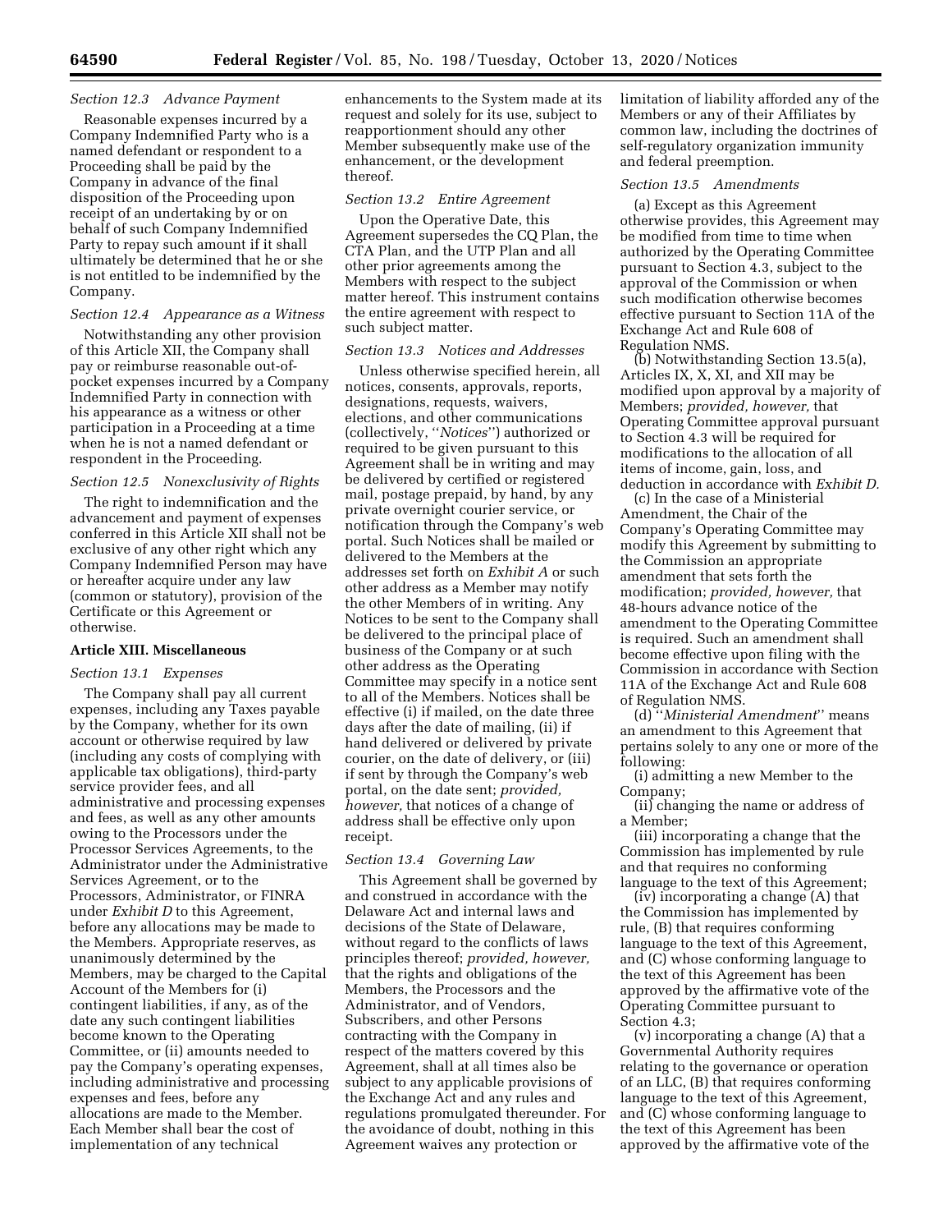*Section 12.3 Advance Payment*

Reasonable expenses incurred by a Company Indemnified Party who is a named defendant or respondent to a Proceeding shall be paid by the Company in advance of the final disposition of the Proceeding upon receipt of an undertaking by or on behalf of such Company Indemnified Party to repay such amount if it shall ultimately be determined that he or she is not entitled to be indemnified by the Company.

*Section 12.4 Appearance as a Witness*

Notwithstanding any other provision of this Article XII, the Company shall pay or reimburse reasonable out-of-pocket expenses incurred by a Company Indemnified Party in connection with his appearance as a witness or other participation in a Proceeding at a time when he is not a named defendant or respondent in the Proceeding.

*Section 12.5 Nonexclusivity of Rights*

The right to indemnification and the advancement and payment of expenses conferred in this Article XII shall not be exclusive of any other right which any Company Indemnified Person may have or hereafter acquire under any law (common or statutory), provision of the Certificate or this Agreement or otherwise.

**Article XIII. Miscellaneous**

*Section 13.1 Expenses*

The Company shall pay all current expenses, including any Taxes payable by the Company, whether for its own account or otherwise required by law (including any costs of complying with applicable tax obligations), third-party service provider fees, and all administrative and processing expenses and fees, as well as any other amounts owing to the Processors under the Processor Services Agreements, to the Administrator under the Administrative Services Agreement, or to the Processors, Administrator, or FINRA under *Exhibit D* to this Agreement, before any allocations may be made to the Members. Appropriate reserves, as unanimously determined by the Members, may be charged to the Capital Account of the Members for (i) contingent liabilities, if any, as of the date any such contingent liabilities become known to the Operating Committee, or (ii) amounts needed to pay the Company's operating expenses, including administrative and processing expenses and fees, before any allocations are made to the Member. Each Member shall bear the cost of implementation of any technical enhancements to the System made at its request and solely for its use, subject to reapportionment should any other Member subsequently make use of the enhancement, or the development thereof.

*Section 13.2 Entire Agreement*

Upon the Operative Date, this Agreement supersedes the CQ Plan, the CTA Plan, and the UTP Plan and all other prior agreements among the Members with respect to the subject matter hereof. This instrument contains the entire agreement with respect to such subject matter.

*Section 13.3 Notices and Addresses*

Unless otherwise specified herein, all notices, consents, approvals, reports, designations, requests, waivers, elections, and other communications (collectively, "*Notices*") authorized or required to be given pursuant to this Agreement shall be in writing and may be delivered by certified or registered mail, postage prepaid, by hand, by any private overnight courier service, or notification through the Company's web portal. Such Notices shall be mailed or delivered to the Members at the addresses set forth on *Exhibit A* or such other address as a Member may notify the other Members of in writing. Any Notices to be sent to the Company shall be delivered to the principal place of business of the Company or at such other address as the Operating Committee may specify in a notice sent to all of the Members. Notices shall be effective (i) if mailed, on the date three days after the date of mailing, (ii) if hand delivered or delivered by private courier, on the date of delivery, or (iii) if sent by through the Company's web portal, on the date sent; *provided, however,* that notices of a change of address shall be effective only upon receipt.

*Section 13.4 Governing Law*

This Agreement shall be governed by and construed in accordance with the Delaware Act and internal laws and decisions of the State of Delaware, without regard to the conflicts of laws principles thereof; *provided, however,* that the rights and obligations of the Members, the Processors and the Administrator, and of Vendors, Subscribers, and other Persons contracting with the Company in respect of the matters covered by this Agreement, shall at all times also be subject to any applicable provisions of the Exchange Act and any rules and regulations promulgated thereunder. For the avoidance of doubt, nothing in this Agreement waives any protection or limitation of liability afforded any of the Members or any of their Affiliates by common law, including the doctrines of self-regulatory organization immunity and federal preemption.

*Section 13.5 Amendments*

(a) Except as this Agreement otherwise provides, this Agreement may be modified from time to time when authorized by the Operating Committee pursuant to Section 4.3, subject to the approval of the Commission or when such modification otherwise becomes effective pursuant to Section 11A of the Exchange Act and Rule 608 of Regulation NMS.

(b) Notwithstanding Section 13.5(a), Articles IX, X, XI, and XII may be modified upon approval by a majority of Members; *provided, however,* that Operating Committee approval pursuant to Section 4.3 will be required for modifications to the allocation of all items of income, gain, loss, and deduction in accordance with *Exhibit D.*

(c) In the case of a Ministerial Amendment, the Chair of the Company's Operating Committee may modify this Agreement by submitting to the Commission an appropriate amendment that sets forth the modification; *provided, however,* that 48-hours advance notice of the amendment to the Operating Committee is required. Such an amendment shall become effective upon filing with the Commission in accordance with Section 11A of the Exchange Act and Rule 608 of Regulation NMS.

(d) "*Ministerial Amendment*" means an amendment to this Agreement that pertains solely to any one or more of the following:

(i) admitting a new Member to the Company;

(ii) changing the name or address of a Member;

(iii) incorporating a change that the Commission has implemented by rule and that requires no conforming language to the text of this Agreement;

(iv) incorporating a change (A) that the Commission has implemented by rule, (B) that requires conforming language to the text of this Agreement, and (C) whose conforming language to the text of this Agreement has been approved by the affirmative vote of the Operating Committee pursuant to Section 4.3;

(v) incorporating a change (A) that a Governmental Authority requires relating to the governance or operation of an LLC, (B) that requires conforming language to the text of this Agreement, and (C) whose conforming language to the text of this Agreement has been approved by the affirmative vote of the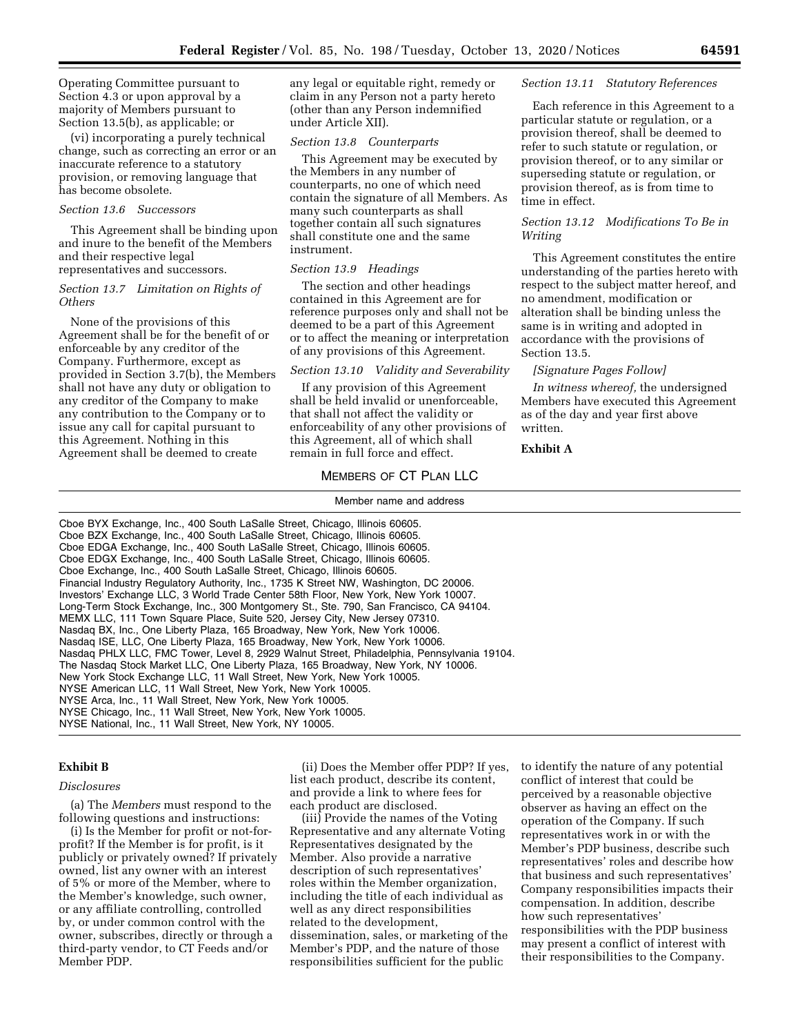Operating Committee pursuant to Section 4.3 or upon approval by a majority of Members pursuant to Section 13.5(b), as applicable; or

(vi) incorporating a purely technical change, such as correcting an error or an inaccurate reference to a statutory provision, or removing language that has become obsolete.

*Section 13.6 Successors*

This Agreement shall be binding upon and inure to the benefit of the Members and their respective legal representatives and successors.

*Section 13.7 Limitation on Rights of Others*

None of the provisions of this Agreement shall be for the benefit of or enforceable by any creditor of the Company. Furthermore, except as provided in Section 3.7(b), the Members shall not have any duty or obligation to any creditor of the Company to make any contribution to the Company or to issue any call for capital pursuant to this Agreement. Nothing in this Agreement shall be deemed to create any legal or equitable right, remedy or claim in any Person not a party hereto (other than any Person indemnified under Article XII).

*Section 13.8 Counterparts*

This Agreement may be executed by the Members in any number of counterparts, no one of which need contain the signature of all Members. As many such counterparts as shall together contain all such signatures shall constitute one and the same instrument.

*Section 13.9 Headings*

The section and other headings contained in this Agreement are for reference purposes only and shall not be deemed to be a part of this Agreement or to affect the meaning or interpretation of any provisions of this Agreement.

*Section 13.10 Validity and Severability*

If any provision of this Agreement shall be held invalid or unenforceable, that shall not affect the validity or enforceability of any other provisions of this Agreement, all of which shall remain in full force and effect.

*Section 13.11 Statutory References*

Each reference in this Agreement to a particular statute or regulation, or a provision thereof, shall be deemed to refer to such statute or regulation, or provision thereof, or to any similar or superseding statute or regulation, or provision thereof, as is from time to time in effect.

*Section 13.12 Modifications To Be in Writing*

This Agreement constitutes the entire understanding of the parties hereto with respect to the subject matter hereof, and no amendment, modification or alteration shall be binding unless the same is in writing and adopted in accordance with the provisions of Section 13.5.

*[Signature Pages Follow]*

*In witness whereof,* the undersigned Members have executed this Agreement as of the day and year first above written.

**Exhibit A**

MEMBERS OF CT PLAN LLC

| Member name and address |
| --- |
| Cboe BYX Exchange, Inc., 400 South LaSalle Street, Chicago, Illinois 60605. |
| Cboe BZX Exchange, Inc., 400 South LaSalle Street, Chicago, Illinois 60605. |
| Cboe EDGA Exchange, Inc., 400 South LaSalle Street, Chicago, Illinois 60605. |
| Cboe EDGX Exchange, Inc., 400 South LaSalle Street, Chicago, Illinois 60605. |
| Cboe Exchange, Inc., 400 South LaSalle Street, Chicago, Illinois 60605. |
| Financial Industry Regulatory Authority, Inc., 1735 K Street NW, Washington, DC 20006. |
| Investors' Exchange LLC, 3 World Trade Center 58th Floor, New York, New York 10007. |
| Long-Term Stock Exchange, Inc., 300 Montgomery St., Ste. 790, San Francisco, CA 94104. |
| MEMX LLC, 111 Town Square Place, Suite 520, Jersey City, New Jersey 07310. |
| Nasdaq BX, Inc., One Liberty Plaza, 165 Broadway, New York, New York 10006. |
| Nasdaq ISE, LLC, One Liberty Plaza, 165 Broadway, New York, New York 10006. |
| Nasdaq PHLX LLC, FMC Tower, Level 8, 2929 Walnut Street, Philadelphia, Pennsylvania 19104. |
| The Nasdaq Stock Market LLC, One Liberty Plaza, 165 Broadway, New York, NY 10006. |
| New York Stock Exchange LLC, 11 Wall Street, New York, New York 10005. |
| NYSE American LLC, 11 Wall Street, New York, New York 10005. |
| NYSE Arca, Inc., 11 Wall Street, New York, New York 10005. |
| NYSE Chicago, Inc., 11 Wall Street, New York, New York 10005. |
| NYSE National, Inc., 11 Wall Street, New York, NY 10005. |

**Exhibit B**

*Disclosures*

(a) The *Members* must respond to the following questions and instructions:

(i) Is the Member for profit or not-for-profit? If the Member is for profit, is it publicly or privately owned? If privately owned, list any owner with an interest of 5% or more of the Member, where to the Member's knowledge, such owner, or any affiliate controlling, controlled by, or under common control with the owner, subscribes, directly or through a third-party vendor, to CT Feeds and/or Member PDP.

(ii) Does the Member offer PDP? If yes, list each product, describe its content, and provide a link to where fees for each product are disclosed.

(iii) Provide the names of the Voting Representative and any alternate Voting Representatives designated by the Member. Also provide a narrative description of such representatives' roles within the Member organization, including the title of each individual as well as any direct responsibilities related to the development, dissemination, sales, or marketing of the Member's PDP, and the nature of those responsibilities sufficient for the public to identify the nature of any potential conflict of interest that could be perceived by a reasonable objective observer as having an effect on the operation of the Company. If such representatives work in or with the Member's PDP business, describe such representatives' roles and describe how that business and such representatives' Company responsibilities impacts their compensation. In addition, describe how such representatives' responsibilities with the PDP business may present a conflict of interest with their responsibilities to the Company.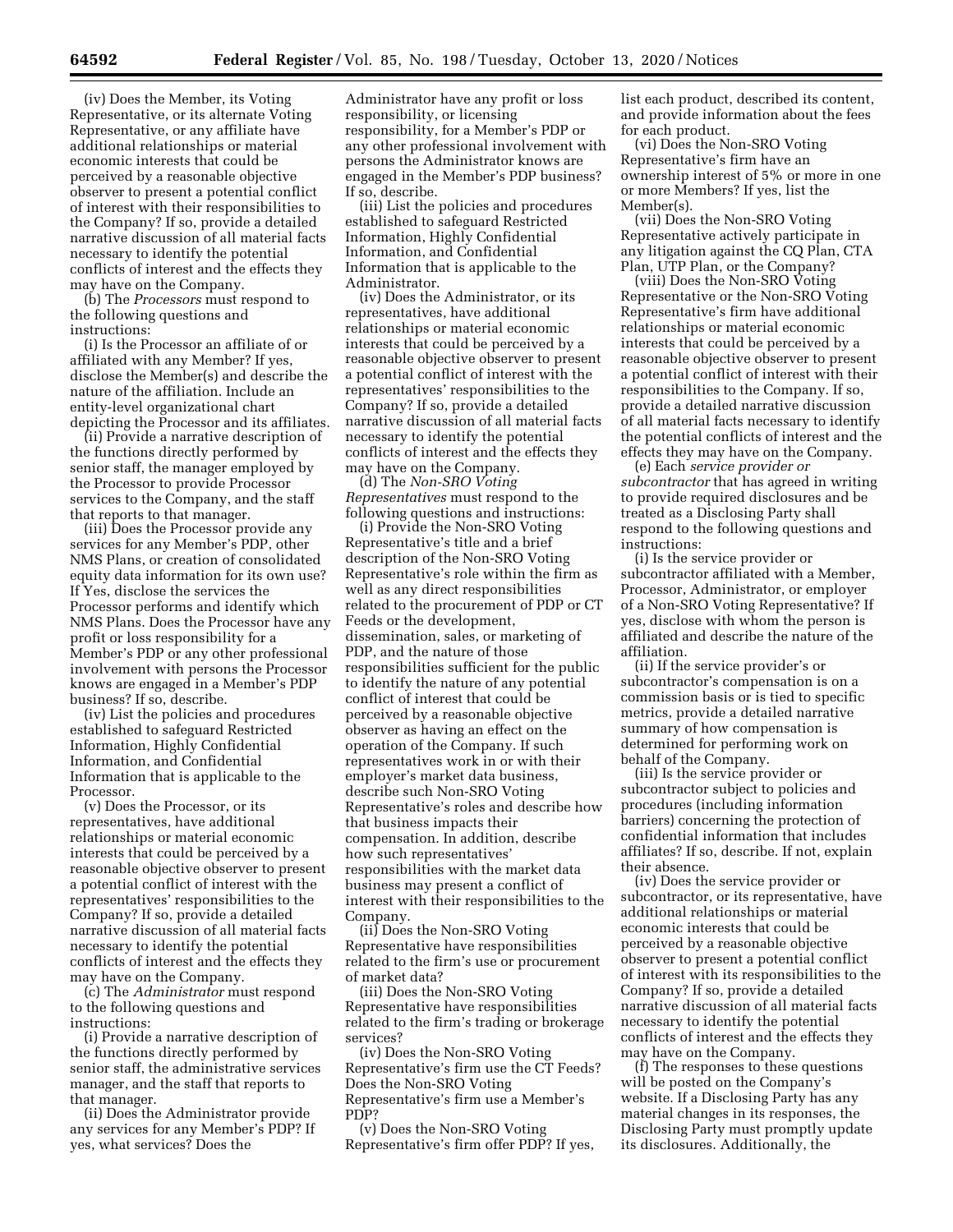(iv) Does the Member, its Voting Representative, or its alternate Voting Representative, or any affiliate have additional relationships or material economic interests that could be perceived by a reasonable objective observer to present a potential conflict of interest with their responsibilities to the Company? If so, provide a detailed narrative discussion of all material facts necessary to identify the potential conflicts of interest and the effects they may have on the Company.

(b) The *Processors* must respond to the following questions and instructions:

(i) Is the Processor an affiliate of or affiliated with any Member? If yes, disclose the Member(s) and describe the nature of the affiliation. Include an entity-level organizational chart depicting the Processor and its affiliates.

(ii) Provide a narrative description of the functions directly performed by senior staff, the manager employed by the Processor to provide Processor services to the Company, and the staff that reports to that manager.

(iii) Does the Processor provide any services for any Member's PDP, other NMS Plans, or creation of consolidated equity data information for its own use? If Yes, disclose the services the Processor performs and identify which NMS Plans. Does the Processor have any profit or loss responsibility for a Member's PDP or any other professional involvement with persons the Processor knows are engaged in a Member's PDP business? If so, describe.

(iv) List the policies and procedures established to safeguard Restricted Information, Highly Confidential Information, and Confidential Information that is applicable to the Processor.

(v) Does the Processor, or its representatives, have additional relationships or material economic interests that could be perceived by a reasonable objective observer to present a potential conflict of interest with the representatives' responsibilities to the Company? If so, provide a detailed narrative discussion of all material facts necessary to identify the potential conflicts of interest and the effects they may have on the Company.

(c) The *Administrator* must respond to the following questions and instructions:

(i) Provide a narrative description of the functions directly performed by senior staff, the administrative services manager, and the staff that reports to that manager.

(ii) Does the Administrator provide any services for any Member's PDP? If yes, what services? Does the Administrator have any profit or loss responsibility, or licensing responsibility, for a Member's PDP or any other professional involvement with persons the Administrator knows are engaged in the Member's PDP business? If so, describe.

(iii) List the policies and procedures established to safeguard Restricted Information, Highly Confidential Information, and Confidential Information that is applicable to the Administrator.

(iv) Does the Administrator, or its representatives, have additional relationships or material economic interests that could be perceived by a reasonable objective observer to present a potential conflict of interest with the representatives' responsibilities to the Company? If so, provide a detailed narrative discussion of all material facts necessary to identify the potential conflicts of interest and the effects they may have on the Company.

(d) The *Non-SRO Voting Representatives* must respond to the following questions and instructions:

(i) Provide the Non-SRO Voting Representative's title and a brief description of the Non-SRO Voting Representative's role within the firm as well as any direct responsibilities related to the procurement of PDP or CT Feeds or the development, dissemination, sales, or marketing of PDP, and the nature of those responsibilities sufficient for the public to identify the nature of any potential conflict of interest that could be perceived by a reasonable objective observer as having an effect on the operation of the Company. If such representatives work in or with their employer's market data business, describe such Non-SRO Voting Representative's roles and describe how that business impacts their compensation. In addition, describe how such representatives' responsibilities with the market data business may present a conflict of interest with their responsibilities to the Company.

(ii) Does the Non-SRO Voting Representative have responsibilities related to the firm's use or procurement of market data?

(iii) Does the Non-SRO Voting Representative have responsibilities related to the firm's trading or brokerage services?

(iv) Does the Non-SRO Voting Representative's firm use the CT Feeds? Does the Non-SRO Voting Representative's firm use a Member's PDP?

(v) Does the Non-SRO Voting Representative's firm offer PDP? If yes, list each product, described its content, and provide information about the fees for each product.

(vi) Does the Non-SRO Voting Representative's firm have an ownership interest of 5% or more in one or more Members? If yes, list the Member(s).

(vii) Does the Non-SRO Voting Representative actively participate in any litigation against the CQ Plan, CTA Plan, UTP Plan, or the Company?

(viii) Does the Non-SRO Voting Representative or the Non-SRO Voting Representative's firm have additional relationships or material economic interests that could be perceived by a reasonable objective observer to present a potential conflict of interest with their responsibilities to the Company. If so, provide a detailed narrative discussion of all material facts necessary to identify the potential conflicts of interest and the effects they may have on the Company.

(e) Each *service provider or subcontractor* that has agreed in writing to provide required disclosures and be treated as a Disclosing Party shall respond to the following questions and instructions:

(i) Is the service provider or subcontractor affiliated with a Member, Processor, Administrator, or employer of a Non-SRO Voting Representative? If yes, disclose with whom the person is affiliated and describe the nature of the affiliation.

(ii) If the service provider's or subcontractor's compensation is on a commission basis or is tied to specific metrics, provide a detailed narrative summary of how compensation is determined for performing work on behalf of the Company.

(iii) Is the service provider or subcontractor subject to policies and procedures (including information barriers) concerning the protection of confidential information that includes affiliates? If so, describe. If not, explain their absence.

(iv) Does the service provider or subcontractor, or its representative, have additional relationships or material economic interests that could be perceived by a reasonable objective observer to present a potential conflict of interest with its responsibilities to the Company? If so, provide a detailed narrative discussion of all material facts necessary to identify the potential conflicts of interest and the effects they may have on the Company.

(f) The responses to these questions will be posted on the Company's website. If a Disclosing Party has any material changes in its responses, the Disclosing Party must promptly update its disclosures. Additionally, the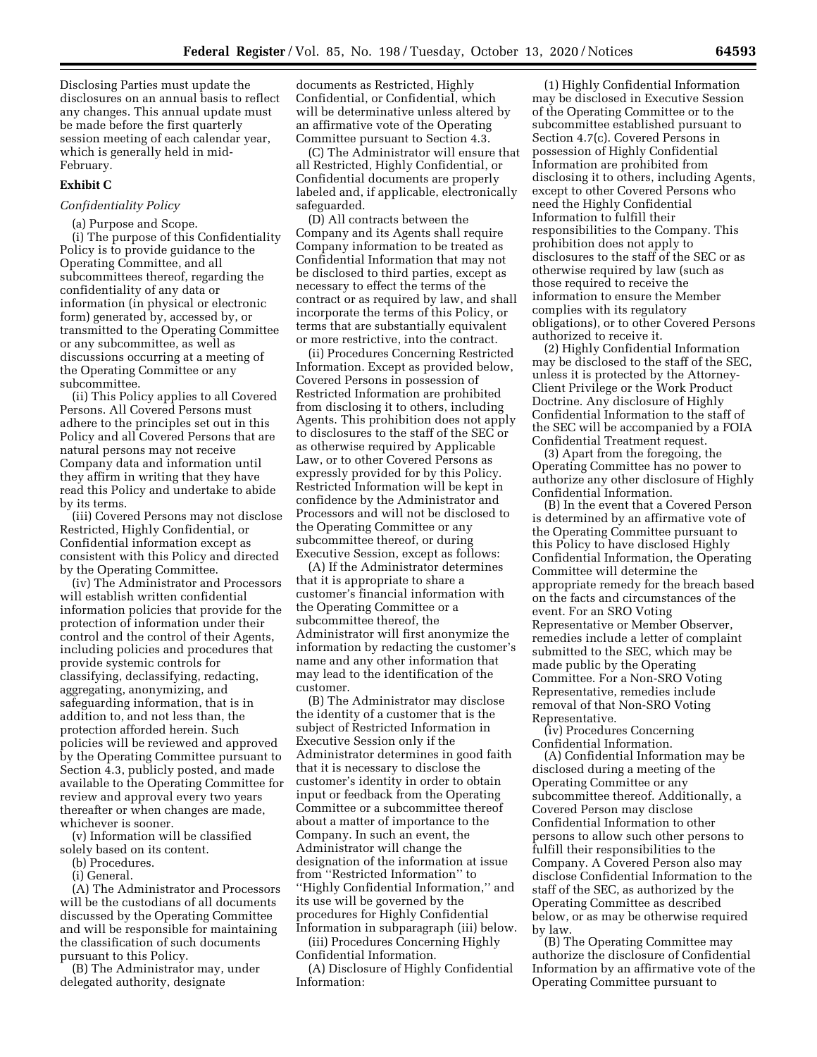Disclosing Parties must update the disclosures on an annual basis to reflect any changes. This annual update must be made before the first quarterly session meeting of each calendar year, which is generally held in mid-February.

**Exhibit C**

*Confidentiality Policy*

(a) Purpose and Scope.

(i) The purpose of this Confidentiality Policy is to provide guidance to the Operating Committee, and all subcommittees thereof, regarding the confidentiality of any data or information (in physical or electronic form) generated by, accessed by, or transmitted to the Operating Committee or any subcommittee, as well as discussions occurring at a meeting of the Operating Committee or any subcommittee.

(ii) This Policy applies to all Covered Persons. All Covered Persons must adhere to the principles set out in this Policy and all Covered Persons that are natural persons may not receive Company data and information until they affirm in writing that they have read this Policy and undertake to abide by its terms.

(iii) Covered Persons may not disclose Restricted, Highly Confidential, or Confidential information except as consistent with this Policy and directed by the Operating Committee.

(iv) The Administrator and Processors will establish written confidential information policies that provide for the protection of information under their control and the control of their Agents, including policies and procedures that provide systemic controls for classifying, declassifying, redacting, aggregating, anonymizing, and safeguarding information, that is in addition to, and not less than, the protection afforded herein. Such policies will be reviewed and approved by the Operating Committee pursuant to Section 4.3, publicly posted, and made available to the Operating Committee for review and approval every two years thereafter or when changes are made, whichever is sooner.

(v) Information will be classified solely based on its content.

(b) Procedures.

(i) General.

(A) The Administrator and Processors will be the custodians of all documents discussed by the Operating Committee and will be responsible for maintaining the classification of such documents pursuant to this Policy.

(B) The Administrator may, under delegated authority, designate documents as Restricted, Highly Confidential, or Confidential, which will be determinative unless altered by an affirmative vote of the Operating Committee pursuant to Section 4.3.

(C) The Administrator will ensure that all Restricted, Highly Confidential, or Confidential documents are properly labeled and, if applicable, electronically safeguarded.

(D) All contracts between the Company and its Agents shall require Company information to be treated as Confidential Information that may not be disclosed to third parties, except as necessary to effect the terms of the contract or as required by law, and shall incorporate the terms of this Policy, or terms that are substantially equivalent or more restrictive, into the contract.

(ii) Procedures Concerning Restricted Information. Except as provided below, Covered Persons in possession of Restricted Information are prohibited from disclosing it to others, including Agents. This prohibition does not apply to disclosures to the staff of the SEC or as otherwise required by Applicable Law, or to other Covered Persons as expressly provided for by this Policy. Restricted Information will be kept in confidence by the Administrator and Processors and will not be disclosed to the Operating Committee or any subcommittee thereof, or during Executive Session, except as follows:

(A) If the Administrator determines that it is appropriate to share a customer's financial information with the Operating Committee or a subcommittee thereof, the Administrator will first anonymize the information by redacting the customer's name and any other information that may lead to the identification of the customer.

(B) The Administrator may disclose the identity of a customer that is the subject of Restricted Information in Executive Session only if the Administrator determines in good faith that it is necessary to disclose the customer's identity in order to obtain input or feedback from the Operating Committee or a subcommittee thereof about a matter of importance to the Company. In such an event, the Administrator will change the designation of the information at issue from ''Restricted Information'' to ''Highly Confidential Information,'' and its use will be governed by the procedures for Highly Confidential Information in subparagraph (iii) below.

(iii) Procedures Concerning Highly Confidential Information.

(A) Disclosure of Highly Confidential Information:

(1) Highly Confidential Information may be disclosed in Executive Session of the Operating Committee or to the subcommittee established pursuant to Section 4.7(c). Covered Persons in possession of Highly Confidential Information are prohibited from disclosing it to others, including Agents, except to other Covered Persons who need the Highly Confidential Information to fulfill their responsibilities to the Company. This prohibition does not apply to disclosures to the staff of the SEC or as otherwise required by law (such as those required to receive the information to ensure the Member complies with its regulatory obligations), or to other Covered Persons authorized to receive it.

(2) Highly Confidential Information may be disclosed to the staff of the SEC, unless it is protected by the Attorney-Client Privilege or the Work Product Doctrine. Any disclosure of Highly Confidential Information to the staff of the SEC will be accompanied by a FOIA Confidential Treatment request.

(3) Apart from the foregoing, the Operating Committee has no power to authorize any other disclosure of Highly Confidential Information.

(B) In the event that a Covered Person is determined by an affirmative vote of the Operating Committee pursuant to this Policy to have disclosed Highly Confidential Information, the Operating Committee will determine the appropriate remedy for the breach based on the facts and circumstances of the event. For an SRO Voting Representative or Member Observer, remedies include a letter of complaint submitted to the SEC, which may be made public by the Operating Committee. For a Non-SRO Voting Representative, remedies include removal of that Non-SRO Voting Representative.

(iv) Procedures Concerning Confidential Information.

(A) Confidential Information may be disclosed during a meeting of the Operating Committee or any subcommittee thereof. Additionally, a Covered Person may disclose Confidential Information to other persons to allow such other persons to fulfill their responsibilities to the Company. A Covered Person also may disclose Confidential Information to the staff of the SEC, as authorized by the Operating Committee as described below, or as may be otherwise required by law.

(B) The Operating Committee may authorize the disclosure of Confidential Information by an affirmative vote of the Operating Committee pursuant to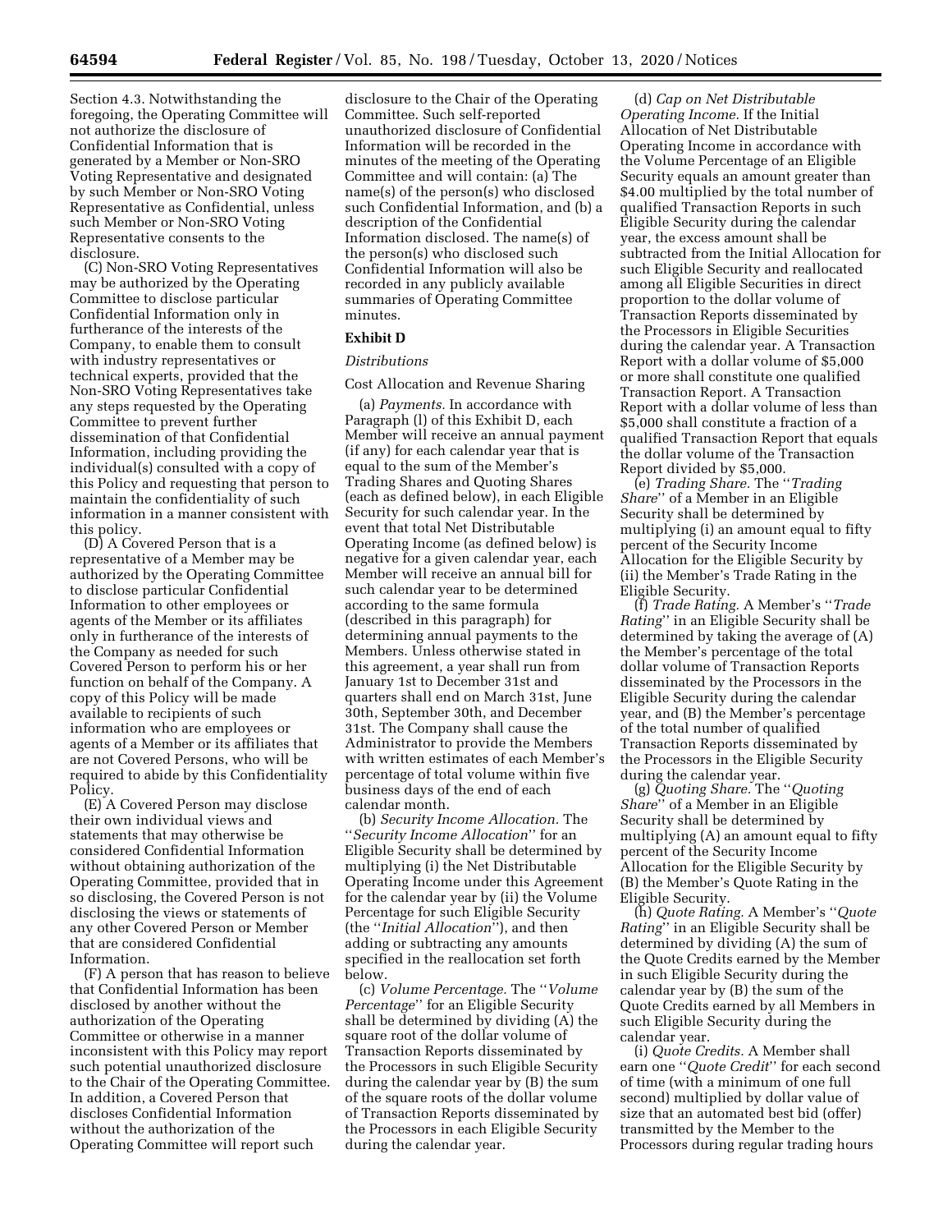Section 4.3. Notwithstanding the foregoing, the Operating Committee will not authorize the disclosure of Confidential Information that is generated by a Member or Non-SRO Voting Representative and designated by such Member or Non-SRO Voting Representative as Confidential, unless such Member or Non-SRO Voting Representative consents to the disclosure.

(C) Non-SRO Voting Representatives may be authorized by the Operating Committee to disclose particular Confidential Information only in furtherance of the interests of the Company, to enable them to consult with industry representatives or technical experts, provided that the Non-SRO Voting Representatives take any steps requested by the Operating Committee to prevent further dissemination of that Confidential Information, including providing the individual(s) consulted with a copy of this Policy and requesting that person to maintain the confidentiality of such information in a manner consistent with this policy.

(D) A Covered Person that is a representative of a Member may be authorized by the Operating Committee to disclose particular Confidential Information to other employees or agents of the Member or its affiliates only in furtherance of the interests of the Company as needed for such Covered Person to perform his or her function on behalf of the Company. A copy of this Policy will be made available to recipients of such information who are employees or agents of a Member or its affiliates that are not Covered Persons, who will be required to abide by this Confidentiality Policy.

(E) A Covered Person may disclose their own individual views and statements that may otherwise be considered Confidential Information without obtaining authorization of the Operating Committee, provided that in so disclosing, the Covered Person is not disclosing the views or statements of any other Covered Person or Member that are considered Confidential Information.

(F) A person that has reason to believe that Confidential Information has been disclosed by another without the authorization of the Operating Committee or otherwise in a manner inconsistent with this Policy may report such potential unauthorized disclosure to the Chair of the Operating Committee. In addition, a Covered Person that discloses Confidential Information without the authorization of the Operating Committee will report such disclosure to the Chair of the Operating Committee. Such self-reported unauthorized disclosure of Confidential Information will be recorded in the minutes of the meeting of the Operating Committee and will contain: (a) The name(s) of the person(s) who disclosed such Confidential Information, and (b) a description of the Confidential Information disclosed. The name(s) of the person(s) who disclosed such Confidential Information will also be recorded in any publicly available summaries of Operating Committee minutes.

## Exhibit D

### *Distributions*

Cost Allocation and Revenue Sharing

(a) *Payments.* In accordance with Paragraph (l) of this Exhibit D, each Member will receive an annual payment (if any) for each calendar year that is equal to the sum of the Member's Trading Shares and Quoting Shares (each as defined below), in each Eligible Security for such calendar year. In the event that total Net Distributable Operating Income (as defined below) is negative for a given calendar year, each Member will receive an annual bill for such calendar year to be determined according to the same formula (described in this paragraph) for determining annual payments to the Members. Unless otherwise stated in this agreement, a year shall run from January 1st to December 31st and quarters shall end on March 31st, June 30th, September 30th, and December 31st. The Company shall cause the Administrator to provide the Members with written estimates of each Member's percentage of total volume within five business days of the end of each calendar month.

(b) *Security Income Allocation.* The ''*Security Income Allocation*'' for an Eligible Security shall be determined by multiplying (i) the Net Distributable Operating Income under this Agreement for the calendar year by (ii) the Volume Percentage for such Eligible Security (the ''*Initial Allocation*''), and then adding or subtracting any amounts specified in the reallocation set forth below.

(c) *Volume Percentage.* The ''*Volume Percentage*'' for an Eligible Security shall be determined by dividing (A) the square root of the dollar volume of Transaction Reports disseminated by the Processors in such Eligible Security during the calendar year by (B) the sum of the square roots of the dollar volume of Transaction Reports disseminated by the Processors in each Eligible Security during the calendar year.

(d) *Cap on Net Distributable Operating Income.* If the Initial Allocation of Net Distributable Operating Income in accordance with the Volume Percentage of an Eligible Security equals an amount greater than $4.00 multiplied by the total number of qualified Transaction Reports in such Eligible Security during the calendar year, the excess amount shall be subtracted from the Initial Allocation for such Eligible Security and reallocated among all Eligible Securities in direct proportion to the dollar volume of Transaction Reports disseminated by the Processors in Eligible Securities during the calendar year. A Transaction Report with a dollar volume of $5,000 or more shall constitute one qualified Transaction Report. A Transaction Report with a dollar volume of less than $5,000 shall constitute a fraction of a qualified Transaction Report that equals the dollar volume of the Transaction Report divided by $5,000.

(e) *Trading Share.* The ''*Trading Share*'' of a Member in an Eligible Security shall be determined by multiplying (i) an amount equal to fifty percent of the Security Income Allocation for the Eligible Security by (ii) the Member's Trade Rating in the Eligible Security.

(f) *Trade Rating.* A Member's ''*Trade Rating*'' in an Eligible Security shall be determined by taking the average of (A) the Member's percentage of the total dollar volume of Transaction Reports disseminated by the Processors in the Eligible Security during the calendar year, and (B) the Member's percentage of the total number of qualified Transaction Reports disseminated by the Processors in the Eligible Security during the calendar year.

(g) *Quoting Share.* The ''*Quoting Share*'' of a Member in an Eligible Security shall be determined by multiplying (A) an amount equal to fifty percent of the Security Income Allocation for the Eligible Security by (B) the Member's Quote Rating in the Eligible Security.

(h) *Quote Rating.* A Member's ''*Quote Rating*'' in an Eligible Security shall be determined by dividing (A) the sum of the Quote Credits earned by the Member in such Eligible Security during the calendar year by (B) the sum of the Quote Credits earned by all Members in such Eligible Security during the calendar year.

(i) *Quote Credits.* A Member shall earn one ''*Quote Credit*'' for each second of time (with a minimum of one full second) multiplied by dollar value of size that an automated best bid (offer) transmitted by the Member to the Processors during regular trading hours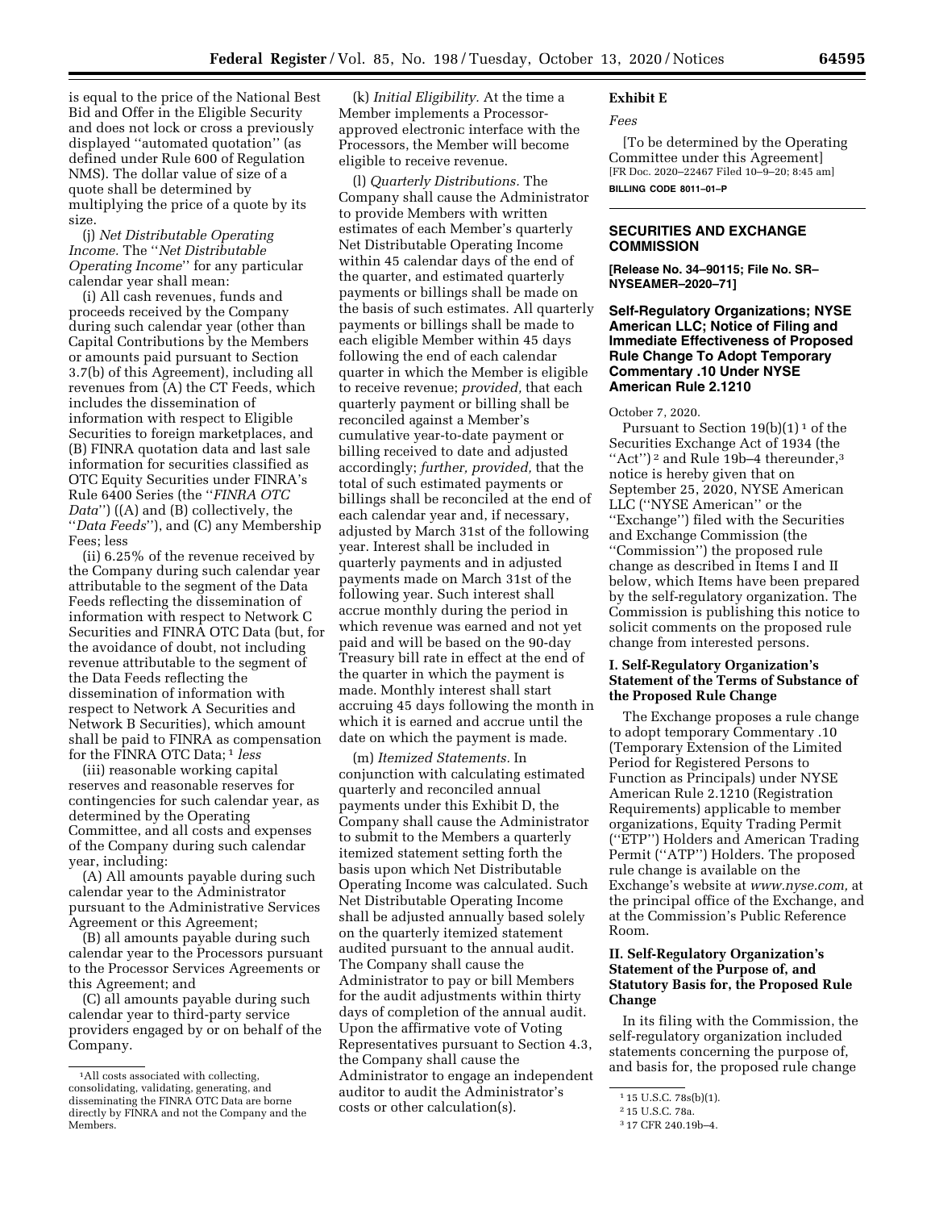is equal to the price of the National Best Bid and Offer in the Eligible Security and does not lock or cross a previously displayed ''automated quotation'' (as defined under Rule 600 of Regulation NMS). The dollar value of size of a quote shall be determined by multiplying the price of a quote by its size.

(j) *Net Distributable Operating Income.* The ''*Net Distributable Operating Income*'' for any particular calendar year shall mean:

(i) All cash revenues, funds and proceeds received by the Company during such calendar year (other than Capital Contributions by the Members or amounts paid pursuant to Section 3.7(b) of this Agreement), including all revenues from (A) the CT Feeds, which includes the dissemination of information with respect to Eligible Securities to foreign marketplaces, and (B) FINRA quotation data and last sale information for securities classified as OTC Equity Securities under FINRA's Rule 6400 Series (the ''*FINRA OTC Data*'') ((A) and (B) collectively, the ''*Data Feeds*''), and (C) any Membership Fees; less

(ii) 6.25% of the revenue received by the Company during such calendar year attributable to the segment of the Data Feeds reflecting the dissemination of information with respect to Network C Securities and FINRA OTC Data (but, for the avoidance of doubt, not including revenue attributable to the segment of the Data Feeds reflecting the dissemination of information with respect to Network A Securities and Network B Securities), which amount shall be paid to FINRA as compensation for the FINRA OTC Data; [1] *less*

(iii) reasonable working capital reserves and reasonable reserves for contingencies for such calendar year, as determined by the Operating Committee, and all costs and expenses of the Company during such calendar year, including:

(A) All amounts payable during such calendar year to the Administrator pursuant to the Administrative Services Agreement or this Agreement;

(B) all amounts payable during such calendar year to the Processors pursuant to the Processor Services Agreements or this Agreement; and

(C) all amounts payable during such calendar year to third-party service providers engaged by or on behalf of the Company.

(k) *Initial Eligibility.* At the time a Member implements a Processor-approved electronic interface with the Processors, the Member will become eligible to receive revenue.

(l) *Quarterly Distributions.* The Company shall cause the Administrator to provide Members with written estimates of each Member's quarterly Net Distributable Operating Income within 45 calendar days of the end of the quarter, and estimated quarterly payments or billings shall be made on the basis of such estimates. All quarterly payments or billings shall be made to each eligible Member within 45 days following the end of each calendar quarter in which the Member is eligible to receive revenue; *provided,* that each quarterly payment or billing shall be reconciled against a Member's cumulative year-to-date payment or billing received to date and adjusted accordingly; *further, provided,* that the total of such estimated payments or billings shall be reconciled at the end of each calendar year and, if necessary, adjusted by March 31st of the following year. Interest shall be included in quarterly payments and in adjusted payments made on March 31st of the following year. Such interest shall accrue monthly during the period in which revenue was earned and not yet paid and will be based on the 90-day Treasury bill rate in effect at the end of the quarter in which the payment is made. Monthly interest shall start accruing 45 days following the month in which it is earned and accrue until the date on which the payment is made.

(m) *Itemized Statements.* In conjunction with calculating estimated quarterly and reconciled annual payments under this Exhibit D, the Company shall cause the Administrator to submit to the Members a quarterly itemized statement setting forth the basis upon which Net Distributable Operating Income was calculated. Such Net Distributable Operating Income shall be adjusted annually based solely on the quarterly itemized statement audited pursuant to the annual audit. The Company shall cause the Administrator to pay or bill Members for the audit adjustments within thirty days of completion of the annual audit. Upon the affirmative vote of Voting Representatives pursuant to Section 4.3, the Company shall cause the Administrator to engage an independent auditor to audit the Administrator's costs or other calculation(s).

[1] All costs associated with collecting, consolidating, validating, generating, and disseminating the FINRA OTC Data are borne directly by FINRA and not the Company and the Members.

**Exhibit E**

*Fees*

[To be determined by the Operating Committee under this Agreement]

[FR Doc. 2020–22467 Filed 10–9–20; 8:45 am]

**BILLING CODE 8011–01–P**

## SECURITIES AND EXCHANGE COMMISSION

**[Release No. 34–90115; File No. SR–NYSEAMER–2020–71]**

### Self-Regulatory Organizations; NYSE American LLC; Notice of Filing and Immediate Effectiveness of Proposed Rule Change To Adopt Temporary Commentary .10 Under NYSE American Rule 2.1210

October 7, 2020.

Pursuant to Section 19(b)(1) [1] of the Securities Exchange Act of 1934 (the ''Act'') [2] and Rule 19b–4 thereunder,[3] notice is hereby given that on September 25, 2020, NYSE American LLC (''NYSE American'' or the ''Exchange'') filed with the Securities and Exchange Commission (the ''Commission'') the proposed rule change as described in Items I and II below, which Items have been prepared by the self-regulatory organization. The Commission is publishing this notice to solicit comments on the proposed rule change from interested persons.

#### I. Self-Regulatory Organization's Statement of the Terms of Substance of the Proposed Rule Change

The Exchange proposes a rule change to adopt temporary Commentary .10 (Temporary Extension of the Limited Period for Registered Persons to Function as Principals) under NYSE American Rule 2.1210 (Registration Requirements) applicable to member organizations, Equity Trading Permit (''ETP'') Holders and American Trading Permit (''ATP'') Holders. The proposed rule change is available on the Exchange's website at *www.nyse.com,* at the principal office of the Exchange, and at the Commission's Public Reference Room.

#### II. Self-Regulatory Organization's Statement of the Purpose of, and Statutory Basis for, the Proposed Rule Change

In its filing with the Commission, the self-regulatory organization included statements concerning the purpose of, and basis for, the proposed rule change

[1] 15 U.S.C. 78s(b)(1).

[2] 15 U.S.C. 78a.

[3] 17 CFR 240.19b–4.